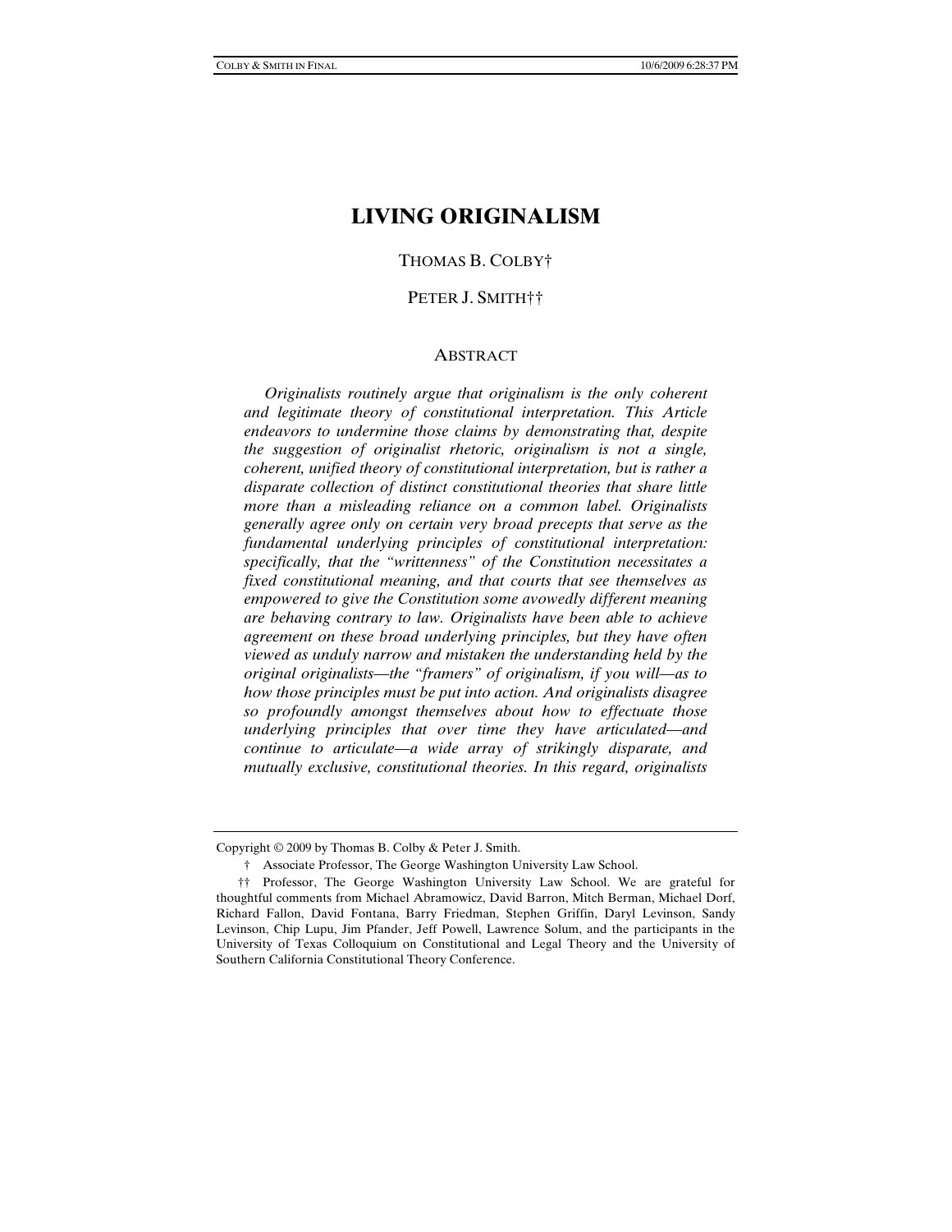# LIVING ORIGINALISM

THOMAS B. COLBY†

PETER J. SMITH††

## ABSTRACT

*Originalists routinely argue that originalism is the only coherent and legitimate theory of constitutional interpretation. This Article endeavors to undermine those claims by demonstrating that, despite the suggestion of originalist rhetoric, originalism is not a single, coherent, unified theory of constitutional interpretation, but is rather a disparate collection of distinct constitutional theories that share little more than a misleading reliance on a common label. Originalists generally agree only on certain very broad precepts that serve as the fundamental underlying principles of constitutional interpretation: specifically, that the "writtenness" of the Constitution necessitates a fixed constitutional meaning, and that courts that see themselves as empowered to give the Constitution some avowedly different meaning are behaving contrary to law. Originalists have been able to achieve agreement on these broad underlying principles, but they have often viewed as unduly narrow and mistaken the understanding held by the original originalists—the "framers" of originalism, if you will—as to how those principles must be put into action. And originalists disagree so profoundly amongst themselves about how to effectuate those underlying principles that over time they have articulated—and continue to articulate—a wide array of strikingly disparate, and mutually exclusive, constitutional theories. In this regard, originalists*

---

Copyright © 2009 by Thomas B. Colby & Peter J. Smith.

† Associate Professor, The George Washington University Law School.

†† Professor, The George Washington University Law School. We are grateful for thoughtful comments from Michael Abramowicz, David Barron, Mitch Berman, Michael Dorf, Richard Fallon, David Fontana, Barry Friedman, Stephen Griffin, Daryl Levinson, Sandy Levinson, Chip Lupu, Jim Pfander, Jeff Powell, Lawrence Solum, and the participants in the University of Texas Colloquium on Constitutional and Legal Theory and the University of Southern California Constitutional Theory Conference.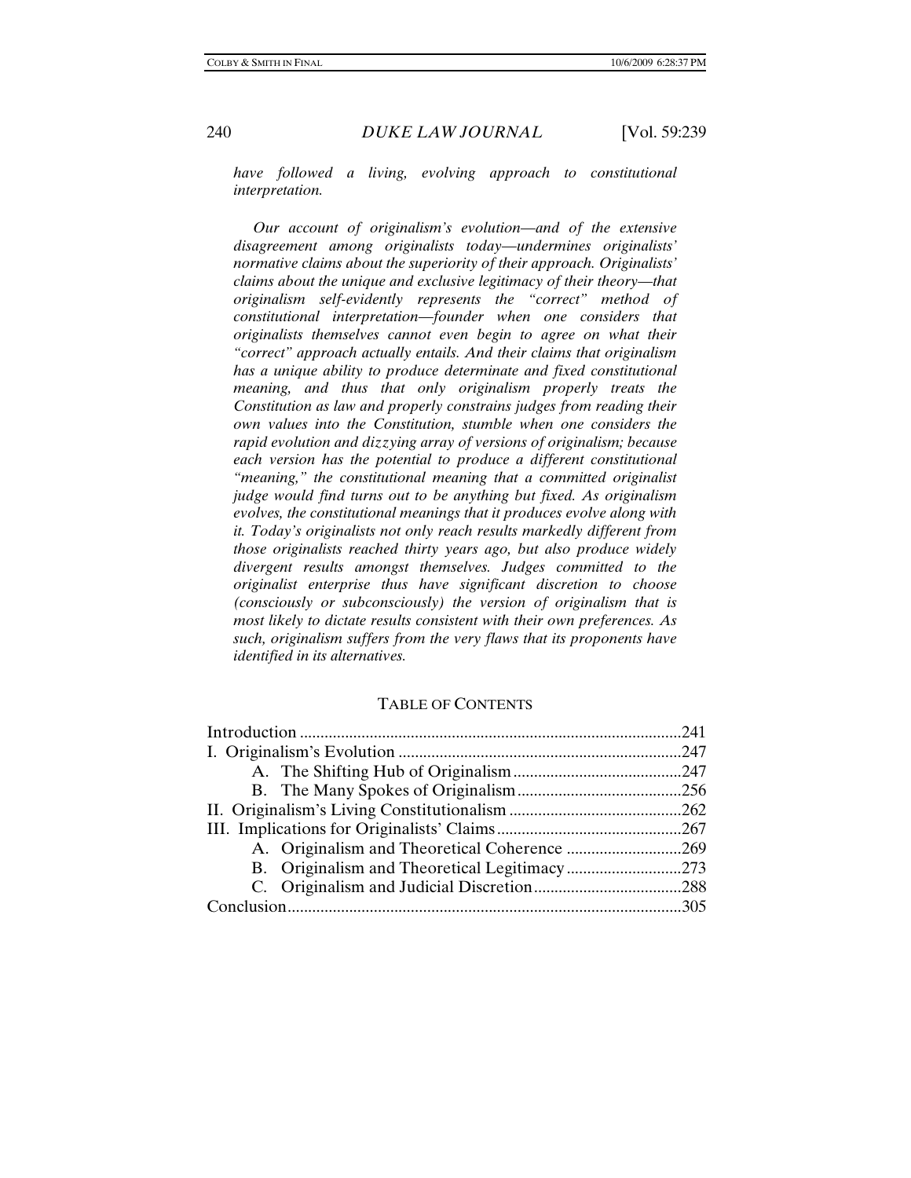*have followed a living, evolving approach to constitutional interpretation.*

*Our account of originalism's evolution—and of the extensive disagreement among originalists today—undermines originalists' normative claims about the superiority of their approach. Originalists' claims about the unique and exclusive legitimacy of their theory—that originalism self-evidently represents the "correct" method of constitutional interpretation—founder when one considers that originalists themselves cannot even begin to agree on what their "correct" approach actually entails. And their claims that originalism has a unique ability to produce determinate and fixed constitutional meaning, and thus that only originalism properly treats the Constitution as law and properly constrains judges from reading their own values into the Constitution, stumble when one considers the rapid evolution and dizzying array of versions of originalism; because each version has the potential to produce a different constitutional "meaning," the constitutional meaning that a committed originalist judge would find turns out to be anything but fixed. As originalism evolves, the constitutional meanings that it produces evolve along with it. Today's originalists not only reach results markedly different from those originalists reached thirty years ago, but also produce widely divergent results amongst themselves. Judges committed to the originalist enterprise thus have significant discretion to choose (consciously or subconsciously) the version of originalism that is most likely to dictate results consistent with their own preferences. As such, originalism suffers from the very flaws that its proponents have identified in its alternatives.*

## TABLE OF CONTENTS

| | |
|---|---|
| Introduction | 241 |
| I. Originalism's Evolution | 247 |
| A. The Shifting Hub of Originalism | 247 |
| B. The Many Spokes of Originalism | 256 |
| II. Originalism's Living Constitutionalism | 262 |
| III. Implications for Originalists' Claims | 267 |
| A. Originalism and Theoretical Coherence | 269 |
| B. Originalism and Theoretical Legitimacy | 273 |
| C. Originalism and Judicial Discretion | 288 |
| Conclusion | 305 |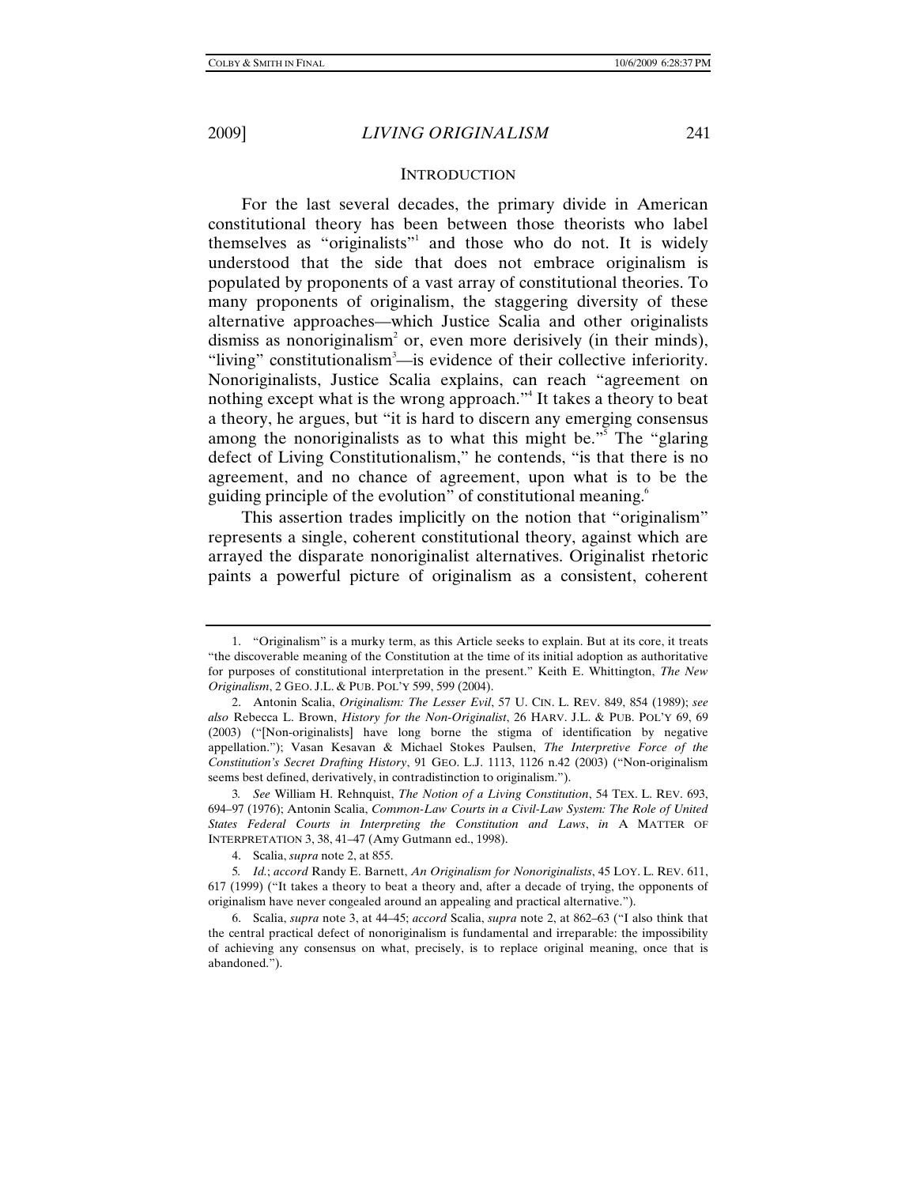## INTRODUCTION

For the last several decades, the primary divide in American constitutional theory has been between those theorists who label themselves as "originalists"[1] and those who do not. It is widely understood that the side that does not embrace originalism is populated by proponents of a vast array of constitutional theories. To many proponents of originalism, the staggering diversity of these alternative approaches—which Justice Scalia and other originalists dismiss as nonoriginalism[2] or, even more derisively (in their minds), "living" constitutionalism[3]—is evidence of their collective inferiority. Nonoriginalists, Justice Scalia explains, can reach "agreement on nothing except what is the wrong approach."[4] It takes a theory to beat a theory, he argues, but "it is hard to discern any emerging consensus among the nonoriginalists as to what this might be."[5] The "glaring defect of Living Constitutionalism," he contends, "is that there is no agreement, and no chance of agreement, upon what is to be the guiding principle of the evolution" of constitutional meaning.[6]

This assertion trades implicitly on the notion that "originalism" represents a single, coherent constitutional theory, against which are arrayed the disparate nonoriginalist alternatives. Originalist rhetoric paints a powerful picture of originalism as a consistent, coherent

---

1. "Originalism" is a murky term, as this Article seeks to explain. But at its core, it treats "the discoverable meaning of the Constitution at the time of its initial adoption as authoritative for purposes of constitutional interpretation in the present." Keith E. Whittington, *The New Originalism*, 2 GEO. J.L. & PUB. POL'Y 599, 599 (2004).

2. Antonin Scalia, *Originalism: The Lesser Evil*, 57 U. CIN. L. REV. 849, 854 (1989); *see also* Rebecca L. Brown, *History for the Non-Originalist*, 26 HARV. J.L. & PUB. POL'Y 69, 69 (2003) ("[Non-originalists] have long borne the stigma of identification by negative appellation."); Vasan Kesavan & Michael Stokes Paulsen, *The Interpretive Force of the Constitution's Secret Drafting History*, 91 GEO. L.J. 1113, 1126 n.42 (2003) ("Non-originalism seems best defined, derivatively, in contradistinction to originalism.").

3. *See* William H. Rehnquist, *The Notion of a Living Constitution*, 54 TEX. L. REV. 693, 694–97 (1976); Antonin Scalia, *Common-Law Courts in a Civil-Law System: The Role of United States Federal Courts in Interpreting the Constitution and Laws*, *in* A MATTER OF INTERPRETATION 3, 38, 41–47 (Amy Gutmann ed., 1998).

4. Scalia, *supra* note 2, at 855.

5. *Id.*; *accord* Randy E. Barnett, *An Originalism for Nonoriginalists*, 45 LOY. L. REV. 611, 617 (1999) ("It takes a theory to beat a theory and, after a decade of trying, the opponents of originalism have never congealed around an appealing and practical alternative.").

6. Scalia, *supra* note 3, at 44–45; *accord* Scalia, *supra* note 2, at 862–63 ("I also think that the central practical defect of nonoriginalism is fundamental and irreparable: the impossibility of achieving any consensus on what, precisely, is to replace original meaning, once that is abandoned.").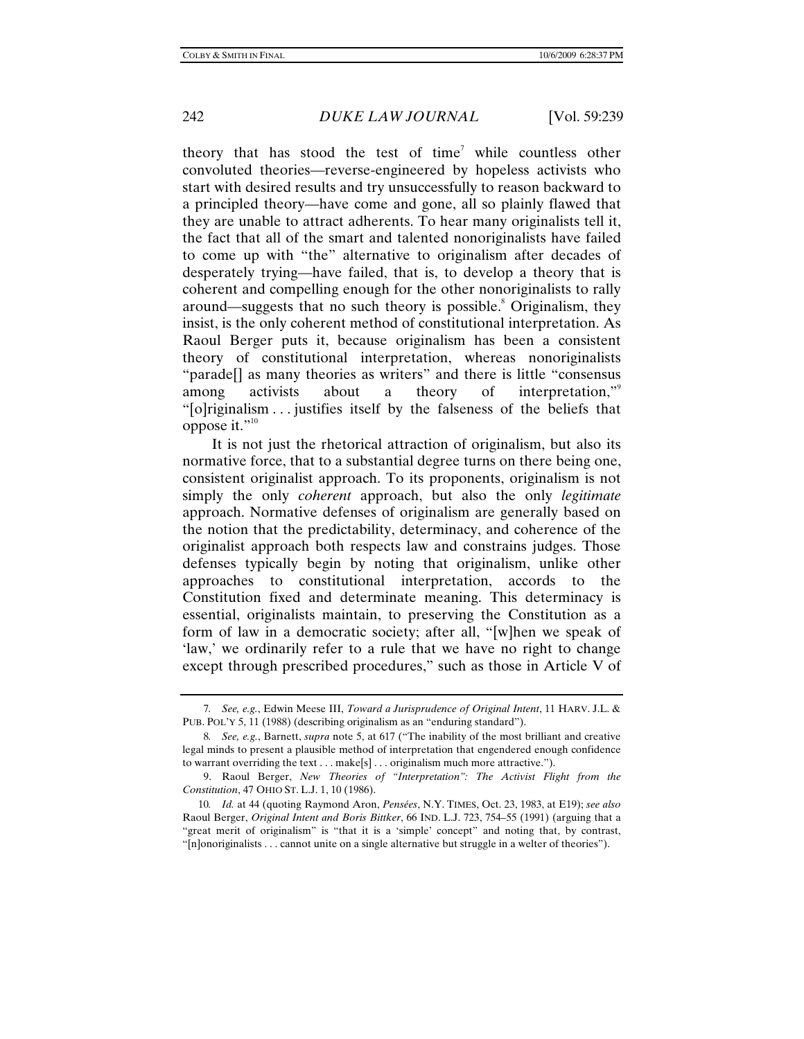theory that has stood the test of time[7] while countless other convoluted theories—reverse-engineered by hopeless activists who start with desired results and try unsuccessfully to reason backward to a principled theory—have come and gone, all so plainly flawed that they are unable to attract adherents. To hear many originalists tell it, the fact that all of the smart and talented nonoriginalists have failed to come up with "the" alternative to originalism after decades of desperately trying—have failed, that is, to develop a theory that is coherent and compelling enough for the other nonoriginalists to rally around—suggests that no such theory is possible.[8] Originalism, they insist, is the only coherent method of constitutional interpretation. As Raoul Berger puts it, because originalism has been a consistent theory of constitutional interpretation, whereas nonoriginalists "parade[] as many theories as writers" and there is little "consensus among activists about a theory of interpretation,"[9] "[o]riginalism . . . justifies itself by the falseness of the beliefs that oppose it."[10]

It is not just the rhetorical attraction of originalism, but also its normative force, that to a substantial degree turns on there being one, consistent originalist approach. To its proponents, originalism is not simply the only *coherent* approach, but also the only *legitimate* approach. Normative defenses of originalism are generally based on the notion that the predictability, determinacy, and coherence of the originalist approach both respects law and constrains judges. Those defenses typically begin by noting that originalism, unlike other approaches to constitutional interpretation, accords to the Constitution fixed and determinate meaning. This determinacy is essential, originalists maintain, to preserving the Constitution as a form of law in a democratic society; after all, "[w]hen we speak of 'law,' we ordinarily refer to a rule that we have no right to change except through prescribed procedures," such as those in Article V of

---

7. *See, e.g.*, Edwin Meese III, *Toward a Jurisprudence of Original Intent*, 11 HARV. J.L. & PUB. POL'Y 5, 11 (1988) (describing originalism as an "enduring standard").

8. *See, e.g.*, Barnett, *supra* note 5, at 617 ("The inability of the most brilliant and creative legal minds to present a plausible method of interpretation that engendered enough confidence to warrant overriding the text . . . make[s] . . . originalism much more attractive.").

9. Raoul Berger, *New Theories of "Interpretation": The Activist Flight from the Constitution*, 47 OHIO ST. L.J. 1, 10 (1986).

10. *Id.* at 44 (quoting Raymond Aron, *Pensées*, N.Y. TIMES, Oct. 23, 1983, at E19); *see also* Raoul Berger, *Original Intent and Boris Bittker*, 66 IND. L.J. 723, 754–55 (1991) (arguing that a "great merit of originalism" is "that it is a 'simple' concept" and noting that, by contrast, "[n]onoriginalists . . . cannot unite on a single alternative but struggle in a welter of theories").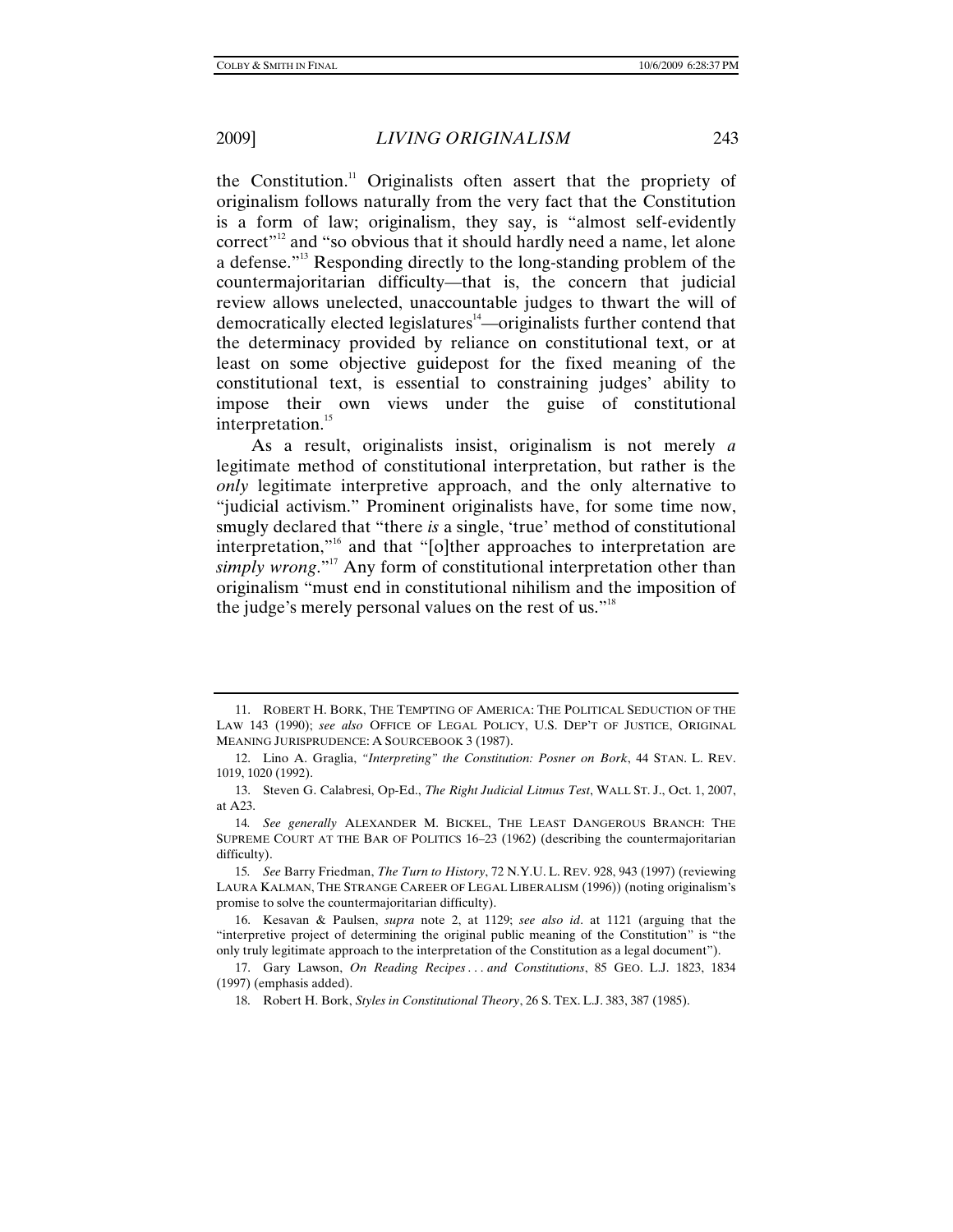the Constitution.[11] Originalists often assert that the propriety of originalism follows naturally from the very fact that the Constitution is a form of law; originalism, they say, is "almost self-evidently correct"[12] and "so obvious that it should hardly need a name, let alone a defense."[13] Responding directly to the long-standing problem of the countermajoritarian difficulty—that is, the concern that judicial review allows unelected, unaccountable judges to thwart the will of democratically elected legislatures[14]—originalists further contend that the determinacy provided by reliance on constitutional text, or at least on some objective guidepost for the fixed meaning of the constitutional text, is essential to constraining judges' ability to impose their own views under the guise of constitutional interpretation.[15]

As a result, originalists insist, originalism is not merely *a* legitimate method of constitutional interpretation, but rather is the *only* legitimate interpretive approach, and the only alternative to "judicial activism." Prominent originalists have, for some time now, smugly declared that "there *is* a single, 'true' method of constitutional interpretation,"[16] and that "[o]ther approaches to interpretation are *simply wrong*."[17] Any form of constitutional interpretation other than originalism "must end in constitutional nihilism and the imposition of the judge's merely personal values on the rest of us."[18]

---

11. ROBERT H. BORK, THE TEMPTING OF AMERICA: THE POLITICAL SEDUCTION OF THE LAW 143 (1990); *see also* OFFICE OF LEGAL POLICY, U.S. DEP'T OF JUSTICE, ORIGINAL MEANING JURISPRUDENCE: A SOURCEBOOK 3 (1987).

12. Lino A. Graglia, *"Interpreting" the Constitution: Posner on Bork*, 44 STAN. L. REV. 1019, 1020 (1992).

13. Steven G. Calabresi, Op-Ed., *The Right Judicial Litmus Test*, WALL ST. J., Oct. 1, 2007, at A23.

14. *See generally* ALEXANDER M. BICKEL, THE LEAST DANGEROUS BRANCH: THE SUPREME COURT AT THE BAR OF POLITICS 16–23 (1962) (describing the countermajoritarian difficulty).

15. *See* Barry Friedman, *The Turn to History*, 72 N.Y.U. L. REV. 928, 943 (1997) (reviewing LAURA KALMAN, THE STRANGE CAREER OF LEGAL LIBERALISM (1996)) (noting originalism's promise to solve the countermajoritarian difficulty).

16. Kesavan & Paulsen, *supra* note 2, at 1129; *see also id*. at 1121 (arguing that the "interpretive project of determining the original public meaning of the Constitution" is "the only truly legitimate approach to the interpretation of the Constitution as a legal document").

17. Gary Lawson, *On Reading Recipes . . . and Constitutions*, 85 GEO. L.J. 1823, 1834 (1997) (emphasis added).

18. Robert H. Bork, *Styles in Constitutional Theory*, 26 S. TEX. L.J. 383, 387 (1985).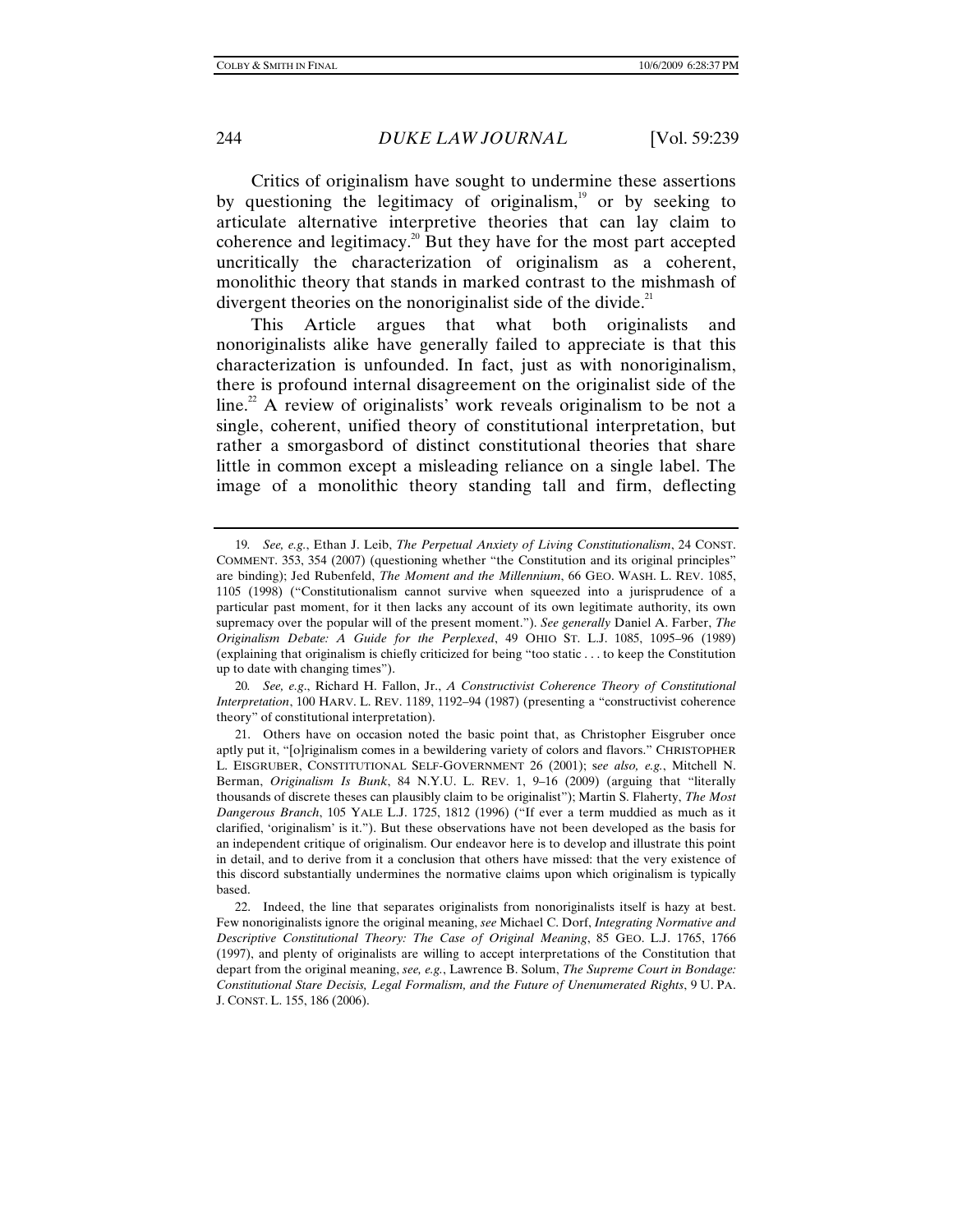Critics of originalism have sought to undermine these assertions by questioning the legitimacy of originalism,[19] or by seeking to articulate alternative interpretive theories that can lay claim to coherence and legitimacy.[20] But they have for the most part accepted uncritically the characterization of originalism as a coherent, monolithic theory that stands in marked contrast to the mishmash of divergent theories on the nonoriginalist side of the divide.[21]

This Article argues that what both originalists and nonoriginalists alike have generally failed to appreciate is that this characterization is unfounded. In fact, just as with nonoriginalism, there is profound internal disagreement on the originalist side of the line.[22] A review of originalists' work reveals originalism to be not a single, coherent, unified theory of constitutional interpretation, but rather a smorgasbord of distinct constitutional theories that share little in common except a misleading reliance on a single label. The image of a monolithic theory standing tall and firm, deflecting

---

19. *See, e.g.*, Ethan J. Leib, *The Perpetual Anxiety of Living Constitutionalism*, 24 CONST. COMMENT. 353, 354 (2007) (questioning whether "the Constitution and its original principles" are binding); Jed Rubenfeld, *The Moment and the Millennium*, 66 GEO. WASH. L. REV. 1085, 1105 (1998) ("Constitutionalism cannot survive when squeezed into a jurisprudence of a particular past moment, for it then lacks any account of its own legitimate authority, its own supremacy over the popular will of the present moment."). *See generally* Daniel A. Farber, *The Originalism Debate: A Guide for the Perplexed*, 49 OHIO ST. L.J. 1085, 1095–96 (1989) (explaining that originalism is chiefly criticized for being "too static . . . to keep the Constitution up to date with changing times").

20. *See, e.g.*, Richard H. Fallon, Jr., *A Constructivist Coherence Theory of Constitutional Interpretation*, 100 HARV. L. REV. 1189, 1192–94 (1987) (presenting a "constructivist coherence theory" of constitutional interpretation).

21. Others have on occasion noted the basic point that, as Christopher Eisgruber once aptly put it, "[o]riginalism comes in a bewildering variety of colors and flavors." CHRISTOPHER L. EISGRUBER, CONSTITUTIONAL SELF-GOVERNMENT 26 (2001); s*ee also, e.g.*, Mitchell N. Berman, *Originalism Is Bunk*, 84 N.Y.U. L. REV. 1, 9–16 (2009) (arguing that "literally thousands of discrete theses can plausibly claim to be originalist"); Martin S. Flaherty, *The Most Dangerous Branch*, 105 YALE L.J. 1725, 1812 (1996) ("If ever a term muddied as much as it clarified, 'originalism' is it."). But these observations have not been developed as the basis for an independent critique of originalism. Our endeavor here is to develop and illustrate this point in detail, and to derive from it a conclusion that others have missed: that the very existence of this discord substantially undermines the normative claims upon which originalism is typically based.

22. Indeed, the line that separates originalists from nonoriginalists itself is hazy at best. Few nonoriginalists ignore the original meaning, *see* Michael C. Dorf, *Integrating Normative and Descriptive Constitutional Theory: The Case of Original Meaning*, 85 GEO. L.J. 1765, 1766 (1997), and plenty of originalists are willing to accept interpretations of the Constitution that depart from the original meaning, *see, e.g.*, Lawrence B. Solum, *The Supreme Court in Bondage: Constitutional Stare Decisis, Legal Formalism, and the Future of Unenumerated Rights*, 9 U. PA. J. CONST. L. 155, 186 (2006).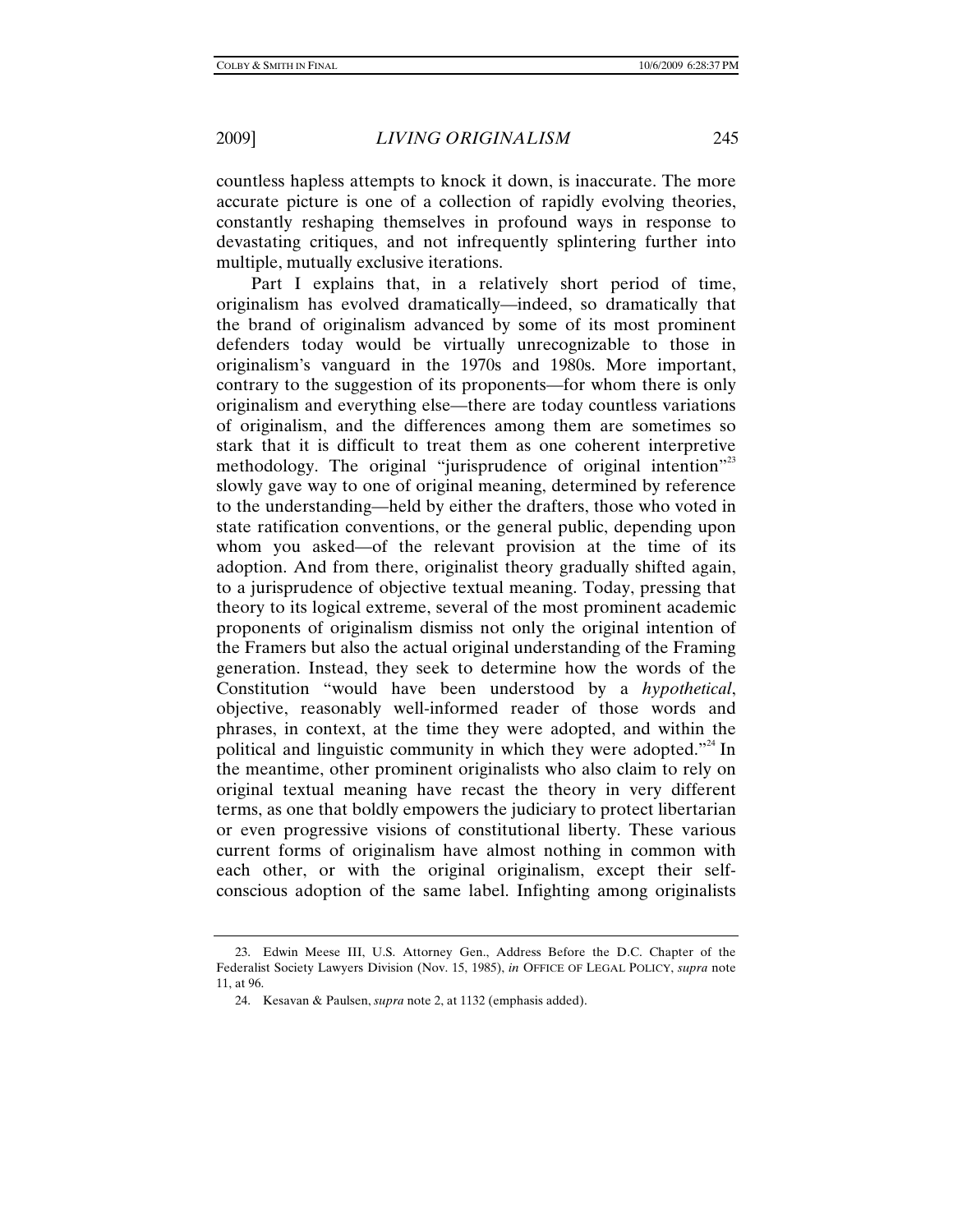countless hapless attempts to knock it down, is inaccurate. The more accurate picture is one of a collection of rapidly evolving theories, constantly reshaping themselves in profound ways in response to devastating critiques, and not infrequently splintering further into multiple, mutually exclusive iterations.

Part I explains that, in a relatively short period of time, originalism has evolved dramatically—indeed, so dramatically that the brand of originalism advanced by some of its most prominent defenders today would be virtually unrecognizable to those in originalism's vanguard in the 1970s and 1980s. More important, contrary to the suggestion of its proponents—for whom there is only originalism and everything else—there are today countless variations of originalism, and the differences among them are sometimes so stark that it is difficult to treat them as one coherent interpretive methodology. The original "jurisprudence of original intention"[23] slowly gave way to one of original meaning, determined by reference to the understanding—held by either the drafters, those who voted in state ratification conventions, or the general public, depending upon whom you asked—of the relevant provision at the time of its adoption. And from there, originalist theory gradually shifted again, to a jurisprudence of objective textual meaning. Today, pressing that theory to its logical extreme, several of the most prominent academic proponents of originalism dismiss not only the original intention of the Framers but also the actual original understanding of the Framing generation. Instead, they seek to determine how the words of the Constitution "would have been understood by a *hypothetical*, objective, reasonably well-informed reader of those words and phrases, in context, at the time they were adopted, and within the political and linguistic community in which they were adopted."[24] In the meantime, other prominent originalists who also claim to rely on original textual meaning have recast the theory in very different terms, as one that boldly empowers the judiciary to protect libertarian or even progressive visions of constitutional liberty. These various current forms of originalism have almost nothing in common with each other, or with the original originalism, except their self-conscious adoption of the same label. Infighting among originalists

---

23. Edwin Meese III, U.S. Attorney Gen., Address Before the D.C. Chapter of the Federalist Society Lawyers Division (Nov. 15, 1985), *in* OFFICE OF LEGAL POLICY, *supra* note 11, at 96.

24. Kesavan & Paulsen, *supra* note 2, at 1132 (emphasis added).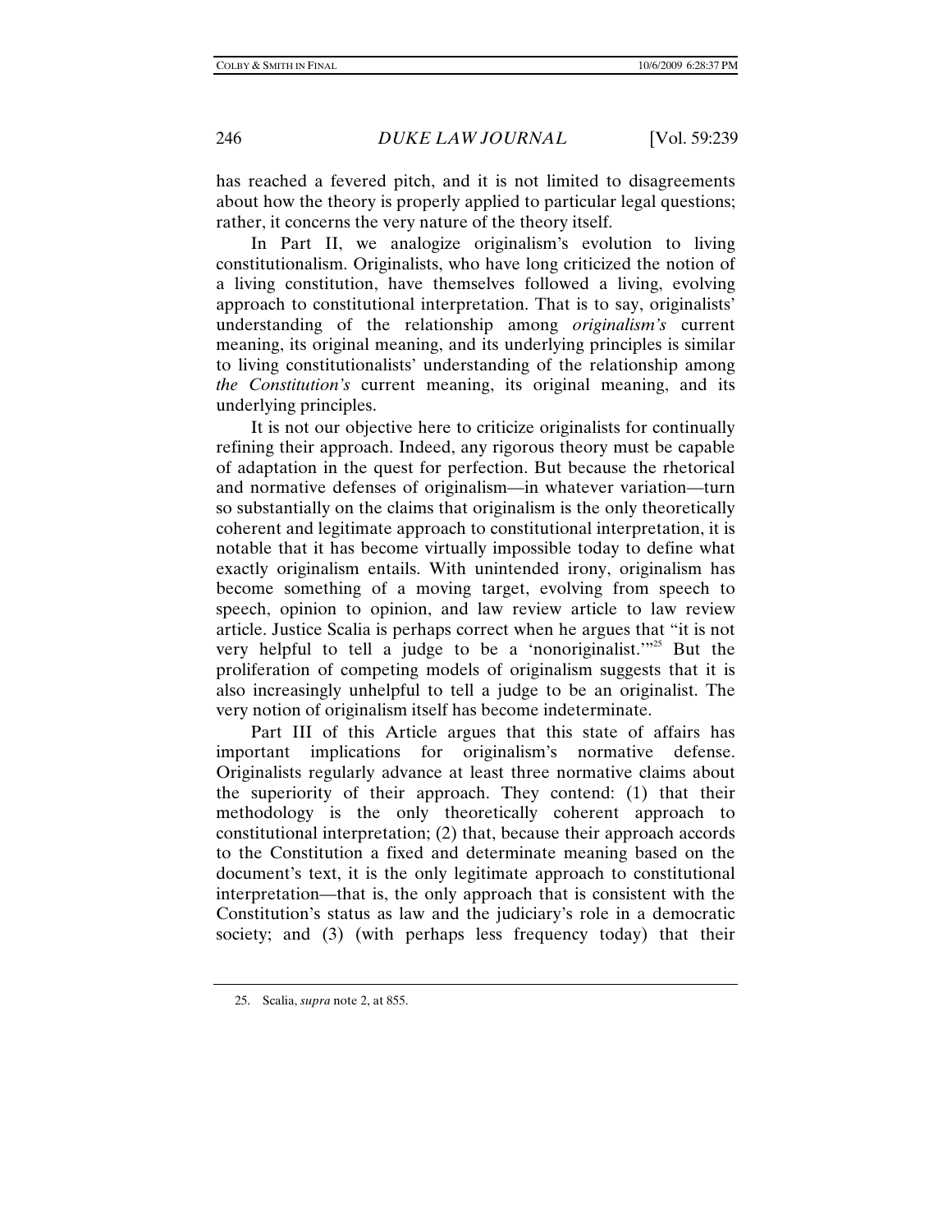has reached a fevered pitch, and it is not limited to disagreements about how the theory is properly applied to particular legal questions; rather, it concerns the very nature of the theory itself.

In Part II, we analogize originalism's evolution to living constitutionalism. Originalists, who have long criticized the notion of a living constitution, have themselves followed a living, evolving approach to constitutional interpretation. That is to say, originalists' understanding of the relationship among *originalism's* current meaning, its original meaning, and its underlying principles is similar to living constitutionalists' understanding of the relationship among *the Constitution's* current meaning, its original meaning, and its underlying principles.

It is not our objective here to criticize originalists for continually refining their approach. Indeed, any rigorous theory must be capable of adaptation in the quest for perfection. But because the rhetorical and normative defenses of originalism—in whatever variation—turn so substantially on the claims that originalism is the only theoretically coherent and legitimate approach to constitutional interpretation, it is notable that it has become virtually impossible today to define what exactly originalism entails. With unintended irony, originalism has become something of a moving target, evolving from speech to speech, opinion to opinion, and law review article to law review article. Justice Scalia is perhaps correct when he argues that "it is not very helpful to tell a judge to be a 'nonoriginalist.'"[25] But the proliferation of competing models of originalism suggests that it is also increasingly unhelpful to tell a judge to be an originalist. The very notion of originalism itself has become indeterminate.

Part III of this Article argues that this state of affairs has important implications for originalism's normative defense. Originalists regularly advance at least three normative claims about the superiority of their approach. They contend: (1) that their methodology is the only theoretically coherent approach to constitutional interpretation; (2) that, because their approach accords to the Constitution a fixed and determinate meaning based on the document's text, it is the only legitimate approach to constitutional interpretation—that is, the only approach that is consistent with the Constitution's status as law and the judiciary's role in a democratic society; and (3) (with perhaps less frequency today) that their

25. Scalia, *supra* note 2, at 855.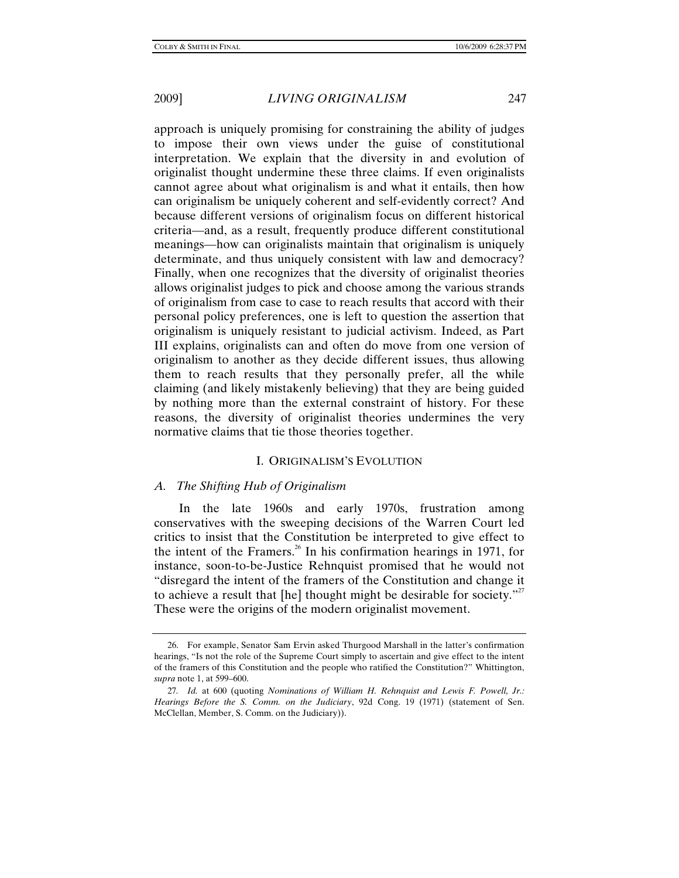approach is uniquely promising for constraining the ability of judges to impose their own views under the guise of constitutional interpretation. We explain that the diversity in and evolution of originalist thought undermine these three claims. If even originalists cannot agree about what originalism is and what it entails, then how can originalism be uniquely coherent and self-evidently correct? And because different versions of originalism focus on different historical criteria—and, as a result, frequently produce different constitutional meanings—how can originalists maintain that originalism is uniquely determinate, and thus uniquely consistent with law and democracy? Finally, when one recognizes that the diversity of originalist theories allows originalist judges to pick and choose among the various strands of originalism from case to case to reach results that accord with their personal policy preferences, one is left to question the assertion that originalism is uniquely resistant to judicial activism. Indeed, as Part III explains, originalists can and often do move from one version of originalism to another as they decide different issues, thus allowing them to reach results that they personally prefer, all the while claiming (and likely mistakenly believing) that they are being guided by nothing more than the external constraint of history. For these reasons, the diversity of originalist theories undermines the very normative claims that tie those theories together.

## I. ORIGINALISM'S EVOLUTION

### *A. The Shifting Hub of Originalism*

In the late 1960s and early 1970s, frustration among conservatives with the sweeping decisions of the Warren Court led critics to insist that the Constitution be interpreted to give effect to the intent of the Framers.[26] In his confirmation hearings in 1971, for instance, soon-to-be-Justice Rehnquist promised that he would not "disregard the intent of the framers of the Constitution and change it to achieve a result that [he] thought might be desirable for society."[27] These were the origins of the modern originalist movement.

---

26. For example, Senator Sam Ervin asked Thurgood Marshall in the latter's confirmation hearings, "Is not the role of the Supreme Court simply to ascertain and give effect to the intent of the framers of this Constitution and the people who ratified the Constitution?" Whittington, *supra* note 1, at 599–600.

27. *Id.* at 600 (quoting *Nominations of William H. Rehnquist and Lewis F. Powell, Jr.: Hearings Before the S. Comm. on the Judiciary*, 92d Cong. 19 (1971) (statement of Sen. McClellan, Member, S. Comm. on the Judiciary)).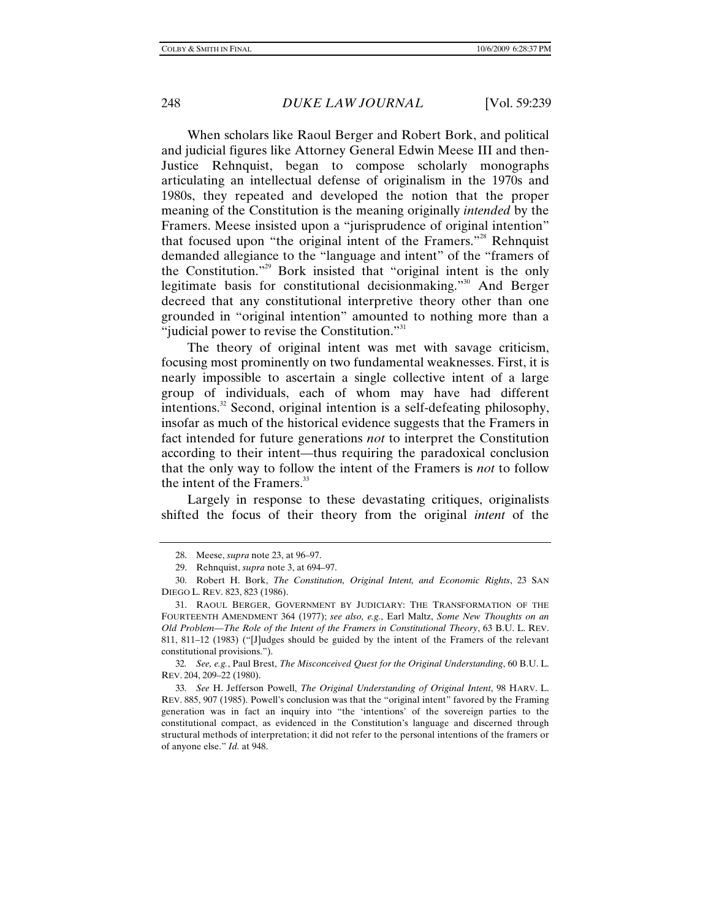When scholars like Raoul Berger and Robert Bork, and political and judicial figures like Attorney General Edwin Meese III and then-Justice Rehnquist, began to compose scholarly monographs articulating an intellectual defense of originalism in the 1970s and 1980s, they repeated and developed the notion that the proper meaning of the Constitution is the meaning originally *intended* by the Framers. Meese insisted upon a "jurisprudence of original intention" that focused upon "the original intent of the Framers."[28] Rehnquist demanded allegiance to the "language and intent" of the "framers of the Constitution."[29] Bork insisted that "original intent is the only legitimate basis for constitutional decisionmaking."[30] And Berger decreed that any constitutional interpretive theory other than one grounded in "original intention" amounted to nothing more than a "judicial power to revise the Constitution."[31]

The theory of original intent was met with savage criticism, focusing most prominently on two fundamental weaknesses. First, it is nearly impossible to ascertain a single collective intent of a large group of individuals, each of whom may have had different intentions.[32] Second, original intention is a self-defeating philosophy, insofar as much of the historical evidence suggests that the Framers in fact intended for future generations *not* to interpret the Constitution according to their intent—thus requiring the paradoxical conclusion that the only way to follow the intent of the Framers is *not* to follow the intent of the Framers.[33]

Largely in response to these devastating critiques, originalists shifted the focus of their theory from the original *intent* of the

---

28. Meese, *supra* note 23, at 96–97.

29. Rehnquist, *supra* note 3, at 694–97.

30. Robert H. Bork, *The Constitution, Original Intent, and Economic Rights*, 23 SAN DIEGO L. REV. 823, 823 (1986).

31. RAOUL BERGER, GOVERNMENT BY JUDICIARY: THE TRANSFORMATION OF THE FOURTEENTH AMENDMENT 364 (1977); *see also, e.g.*, Earl Maltz, *Some New Thoughts on an Old Problem—The Role of the Intent of the Framers in Constitutional Theory*, 63 B.U. L. REV. 811, 811–12 (1983) ("[J]udges should be guided by the intent of the Framers of the relevant constitutional provisions.").

32. *See, e.g.*, Paul Brest, *The Misconceived Quest for the Original Understanding*, 60 B.U. L. REV. 204, 209–22 (1980).

33. *See* H. Jefferson Powell, *The Original Understanding of Original Intent*, 98 HARV. L. REV. 885, 907 (1985). Powell's conclusion was that the "original intent" favored by the Framing generation was in fact an inquiry into "the 'intentions' of the sovereign parties to the constitutional compact, as evidenced in the Constitution's language and discerned through structural methods of interpretation; it did not refer to the personal intentions of the framers or of anyone else." *Id.* at 948.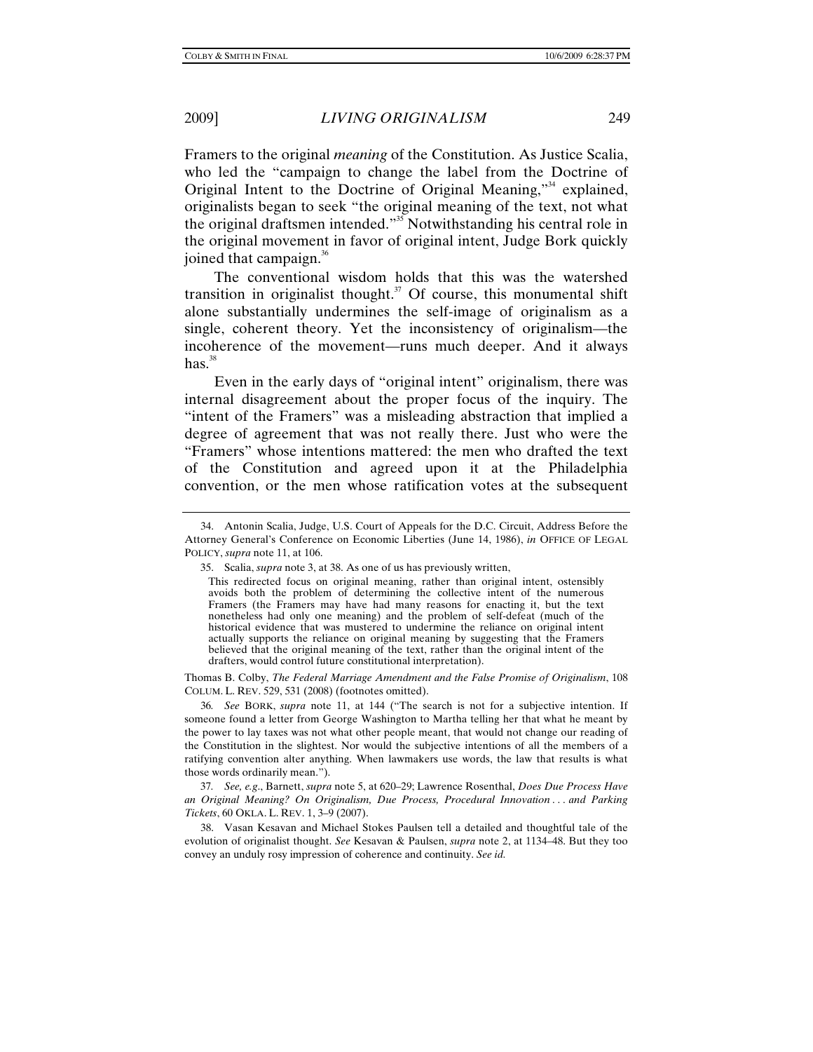Framers to the original *meaning* of the Constitution. As Justice Scalia, who led the "campaign to change the label from the Doctrine of Original Intent to the Doctrine of Original Meaning,"[34] explained, originalists began to seek "the original meaning of the text, not what the original draftsmen intended."[35] Notwithstanding his central role in the original movement in favor of original intent, Judge Bork quickly joined that campaign.[36]

The conventional wisdom holds that this was the watershed transition in originalist thought.[37] Of course, this monumental shift alone substantially undermines the self-image of originalism as a single, coherent theory. Yet the inconsistency of originalism—the incoherence of the movement—runs much deeper. And it always has.[38]

Even in the early days of "original intent" originalism, there was internal disagreement about the proper focus of the inquiry. The "intent of the Framers" was a misleading abstraction that implied a degree of agreement that was not really there. Just who were the "Framers" whose intentions mattered: the men who drafted the text of the Constitution and agreed upon it at the Philadelphia convention, or the men whose ratification votes at the subsequent

---

34. Antonin Scalia, Judge, U.S. Court of Appeals for the D.C. Circuit, Address Before the Attorney General's Conference on Economic Liberties (June 14, 1986), *in* OFFICE OF LEGAL POLICY, *supra* note 11, at 106.

35. Scalia, *supra* note 3, at 38. As one of us has previously written,

> This redirected focus on original meaning, rather than original intent, ostensibly avoids both the problem of determining the collective intent of the numerous Framers (the Framers may have had many reasons for enacting it, but the text nonetheless had only one meaning) and the problem of self-defeat (much of the historical evidence that was mustered to undermine the reliance on original intent actually supports the reliance on original meaning by suggesting that the Framers believed that the original meaning of the text, rather than the original intent of the drafters, would control future constitutional interpretation).

Thomas B. Colby, *The Federal Marriage Amendment and the False Promise of Originalism*, 108 COLUM. L. REV. 529, 531 (2008) (footnotes omitted).

36. *See* BORK, *supra* note 11, at 144 ("The search is not for a subjective intention. If someone found a letter from George Washington to Martha telling her that what he meant by the power to lay taxes was not what other people meant, that would not change our reading of the Constitution in the slightest. Nor would the subjective intentions of all the members of a ratifying convention alter anything. When lawmakers use words, the law that results is what those words ordinarily meant.").

37. *See, e.g.*, Barnett, *supra* note 5, at 620–29; Lawrence Rosenthal, *Does Due Process Have an Original Meaning? On Originalism, Due Process, Procedural Innovation . . . and Parking Tickets*, 60 OKLA. L. REV. 1, 3–9 (2007).

38. Vasan Kesavan and Michael Stokes Paulsen tell a detailed and thoughtful tale of the evolution of originalist thought. *See* Kesavan & Paulsen, *supra* note 2, at 1134–48. But they too convey an unduly rosy impression of coherence and continuity. *See id.*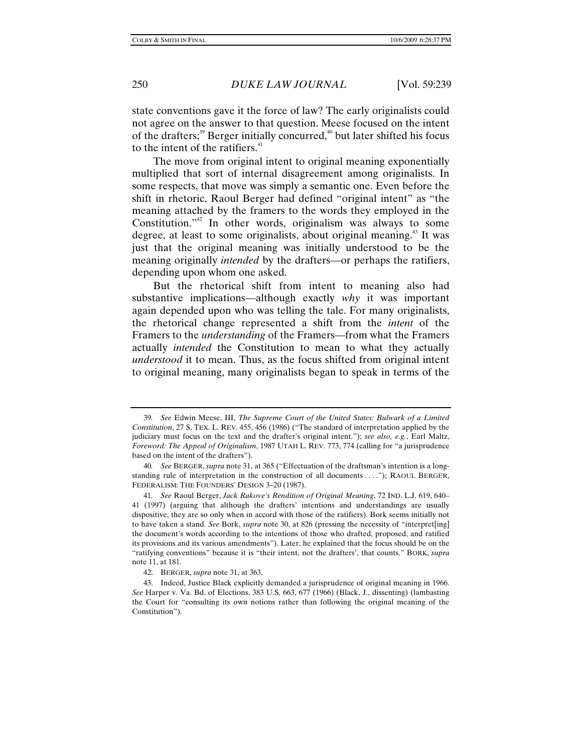state conventions gave it the force of law? The early originalists could not agree on the answer to that question. Meese focused on the intent of the drafters;[39] Berger initially concurred,[40] but later shifted his focus to the intent of the ratifiers.[41]

The move from original intent to original meaning exponentially multiplied that sort of internal disagreement among originalists. In some respects, that move was simply a semantic one. Even before the shift in rhetoric, Raoul Berger had defined "original intent" as "the meaning attached by the framers to the words they employed in the Constitution."[42] In other words, originalism was always to some degree, at least to some originalists, about original meaning.[43] It was just that the original meaning was initially understood to be the meaning originally *intended* by the drafters—or perhaps the ratifiers, depending upon whom one asked.

But the rhetorical shift from intent to meaning also had substantive implications—although exactly *why* it was important again depended upon who was telling the tale. For many originalists, the rhetorical change represented a shift from the *intent* of the Framers to the *understanding* of the Framers—from what the Framers actually *intended* the Constitution to mean to what they actually *understood* it to mean. Thus, as the focus shifted from original intent to original meaning, many originalists began to speak in terms of the

---

39. *See* Edwin Meese, III, *The Supreme Court of the United States: Bulwark of a Limited Constitution*, 27 S. TEX. L. REV. 455, 456 (1986) ("The standard of interpretation applied by the judiciary must focus on the text and the drafter's original intent."); *see also, e.g.*, Earl Maltz, *Foreword: The Appeal of Originalism*, 1987 UTAH L. REV. 773, 774 (calling for "a jurisprudence based on the intent of the drafters").

40. *See* BERGER, *supra* note 31, at 365 ("Effectuation of the draftsman's intention is a long-standing rule of interpretation in the construction of all documents . . . ."); RAOUL BERGER, FEDERALISM: THE FOUNDERS' DESIGN 3–20 (1987).

41. *See* Raoul Berger, *Jack Rakove's Rendition of Original Meaning*, 72 IND. L.J. 619, 640–41 (1997) (arguing that although the drafters' intentions and understandings are usually dispositive, they are so only when in accord with those of the ratifiers). Bork seems initially not to have taken a stand. *See* Bork, *supra* note 30, at 826 (pressing the necessity of "interpret[ing] the document's words according to the intentions of those who drafted, proposed, and ratified its provisions and its various amendments"). Later, he explained that the focus should be on the "ratifying conventions" because it is "their intent, not the drafters', that counts." BORK, *supra* note 11, at 181.

42. BERGER, *supra* note 31, at 363.

43. Indeed, Justice Black explicitly demanded a jurisprudence of original meaning in 1966. *See* Harper v. Va. Bd. of Elections, 383 U.S. 663, 677 (1966) (Black, J., dissenting) (lambasting the Court for "consulting its own notions rather than following the original meaning of the Constitution").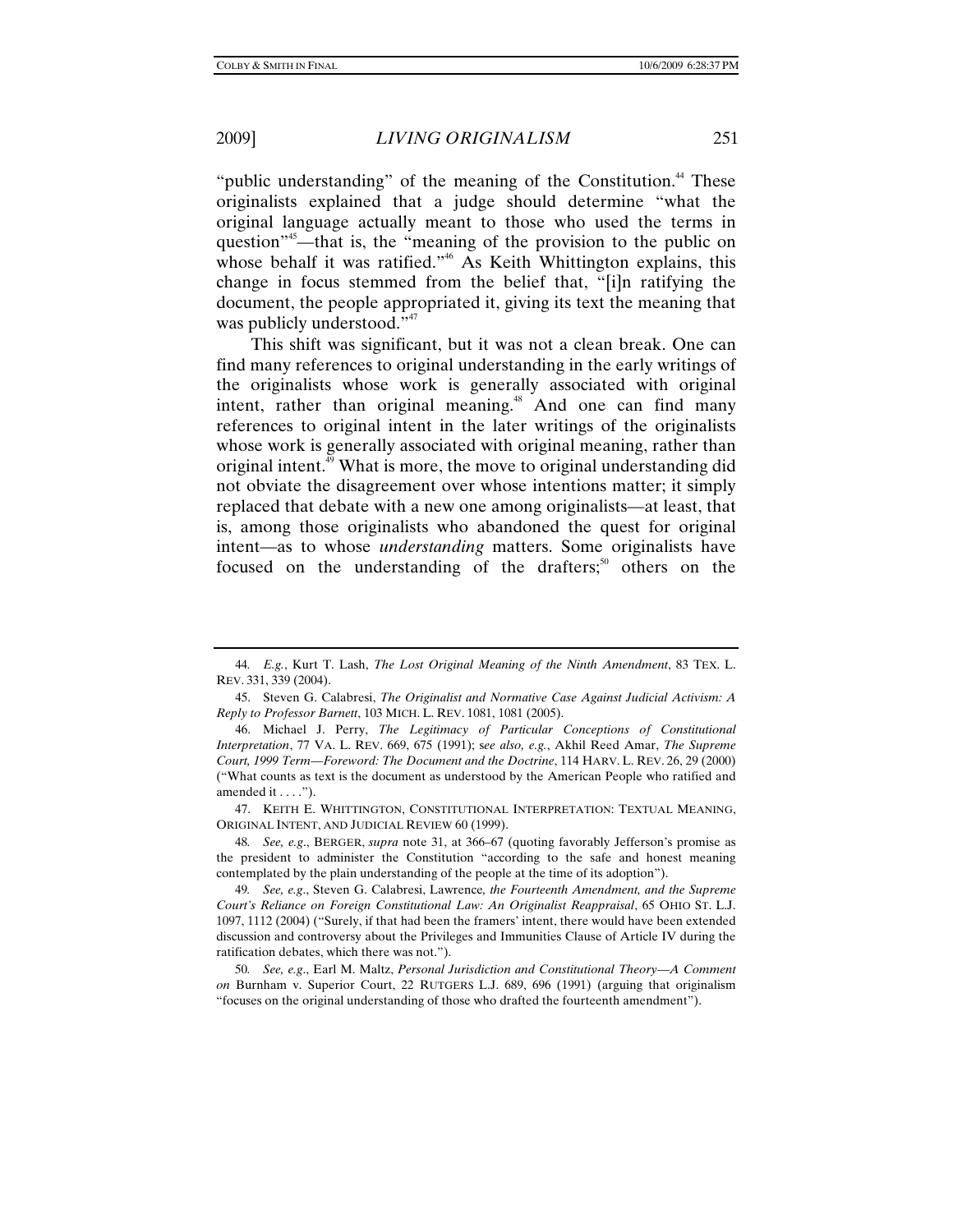"public understanding" of the meaning of the Constitution.[44] These originalists explained that a judge should determine "what the original language actually meant to those who used the terms in question"[45]—that is, the "meaning of the provision to the public on whose behalf it was ratified."[46] As Keith Whittington explains, this change in focus stemmed from the belief that, "[i]n ratifying the document, the people appropriated it, giving its text the meaning that was publicly understood."[47]

This shift was significant, but it was not a clean break. One can find many references to original understanding in the early writings of the originalists whose work is generally associated with original intent, rather than original meaning.[48] And one can find many references to original intent in the later writings of the originalists whose work is generally associated with original meaning, rather than original intent.[49] What is more, the move to original understanding did not obviate the disagreement over whose intentions matter; it simply replaced that debate with a new one among originalists—at least, that is, among those originalists who abandoned the quest for original intent—as to whose *understanding* matters. Some originalists have focused on the understanding of the drafters;[50] others on the

---

44. *E.g.*, Kurt T. Lash, *The Lost Original Meaning of the Ninth Amendment*, 83 TEX. L. REV. 331, 339 (2004).

45. Steven G. Calabresi, *The Originalist and Normative Case Against Judicial Activism: A Reply to Professor Barnett*, 103 MICH. L. REV. 1081, 1081 (2005).

46. Michael J. Perry, *The Legitimacy of Particular Conceptions of Constitutional Interpretation*, 77 VA. L. REV. 669, 675 (1991); *see also, e.g.*, Akhil Reed Amar, *The Supreme Court, 1999 Term—Foreword: The Document and the Doctrine*, 114 HARV. L. REV. 26, 29 (2000) ("What counts as text is the document as understood by the American People who ratified and amended it . . . .").

47. KEITH E. WHITTINGTON, CONSTITUTIONAL INTERPRETATION: TEXTUAL MEANING, ORIGINAL INTENT, AND JUDICIAL REVIEW 60 (1999).

48. *See, e.g.*, BERGER, *supra* note 31, at 366–67 (quoting favorably Jefferson's promise as the president to administer the Constitution "according to the safe and honest meaning contemplated by the plain understanding of the people at the time of its adoption").

49. *See, e.g.*, Steven G. Calabresi, Lawrence*, the Fourteenth Amendment, and the Supreme Court's Reliance on Foreign Constitutional Law: An Originalist Reappraisal*, 65 OHIO ST. L.J. 1097, 1112 (2004) ("Surely, if that had been the framers' intent, there would have been extended discussion and controversy about the Privileges and Immunities Clause of Article IV during the ratification debates, which there was not.").

50. *See, e.g.*, Earl M. Maltz, *Personal Jurisdiction and Constitutional Theory—A Comment on* Burnham v. Superior Court, 22 RUTGERS L.J. 689, 696 (1991) (arguing that originalism "focuses on the original understanding of those who drafted the fourteenth amendment").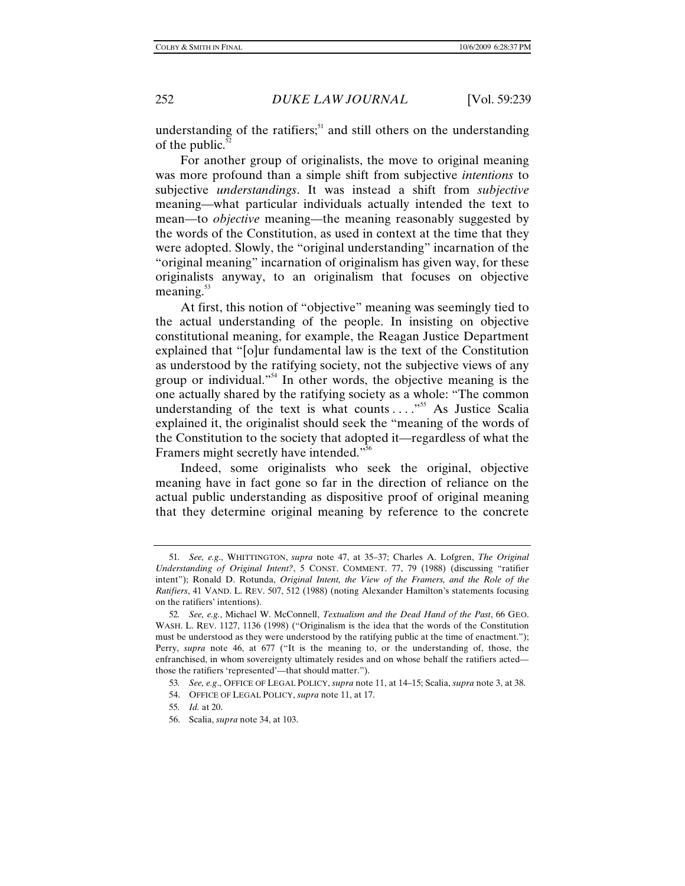understanding of the ratifiers;[51] and still others on the understanding of the public.[52]

For another group of originalists, the move to original meaning was more profound than a simple shift from subjective *intentions* to subjective *understandings*. It was instead a shift from *subjective* meaning—what particular individuals actually intended the text to mean—to *objective* meaning—the meaning reasonably suggested by the words of the Constitution, as used in context at the time that they were adopted. Slowly, the "original understanding" incarnation of the "original meaning" incarnation of originalism has given way, for these originalists anyway, to an originalism that focuses on objective meaning.[53]

At first, this notion of "objective" meaning was seemingly tied to the actual understanding of the people. In insisting on objective constitutional meaning, for example, the Reagan Justice Department explained that "[o]ur fundamental law is the text of the Constitution as understood by the ratifying society, not the subjective views of any group or individual."[54] In other words, the objective meaning is the one actually shared by the ratifying society as a whole: "The common understanding of the text is what counts . . . ."[55] As Justice Scalia explained it, the originalist should seek the "meaning of the words of the Constitution to the society that adopted it—regardless of what the Framers might secretly have intended."[56]

Indeed, some originalists who seek the original, objective meaning have in fact gone so far in the direction of reliance on the actual public understanding as dispositive proof of original meaning that they determine original meaning by reference to the concrete

---

51. *See, e.g.*, WHITTINGTON, *supra* note 47, at 35–37; Charles A. Lofgren, *The Original Understanding of Original Intent?*, 5 CONST. COMMENT. 77, 79 (1988) (discussing "ratifier intent"); Ronald D. Rotunda, *Original Intent, the View of the Framers, and the Role of the Ratifiers*, 41 VAND. L. REV. 507, 512 (1988) (noting Alexander Hamilton's statements focusing on the ratifiers' intentions).

52. *See, e.g.*, Michael W. McConnell, *Textualism and the Dead Hand of the Past*, 66 GEO. WASH. L. REV. 1127, 1136 (1998) ("Originalism is the idea that the words of the Constitution must be understood as they were understood by the ratifying public at the time of enactment."); Perry, *supra* note 46, at 677 ("It is the meaning to, or the understanding of, those, the enfranchised, in whom sovereignty ultimately resides and on whose behalf the ratifiers acted—those the ratifiers 'represented'—that should matter.").

53. *See, e.g.*, OFFICE OF LEGAL POLICY, *supra* note 11, at 14–15; Scalia, *supra* note 3, at 38.

54. OFFICE OF LEGAL POLICY, *supra* note 11, at 17.

55. *Id.* at 20.

56. Scalia, *supra* note 34, at 103.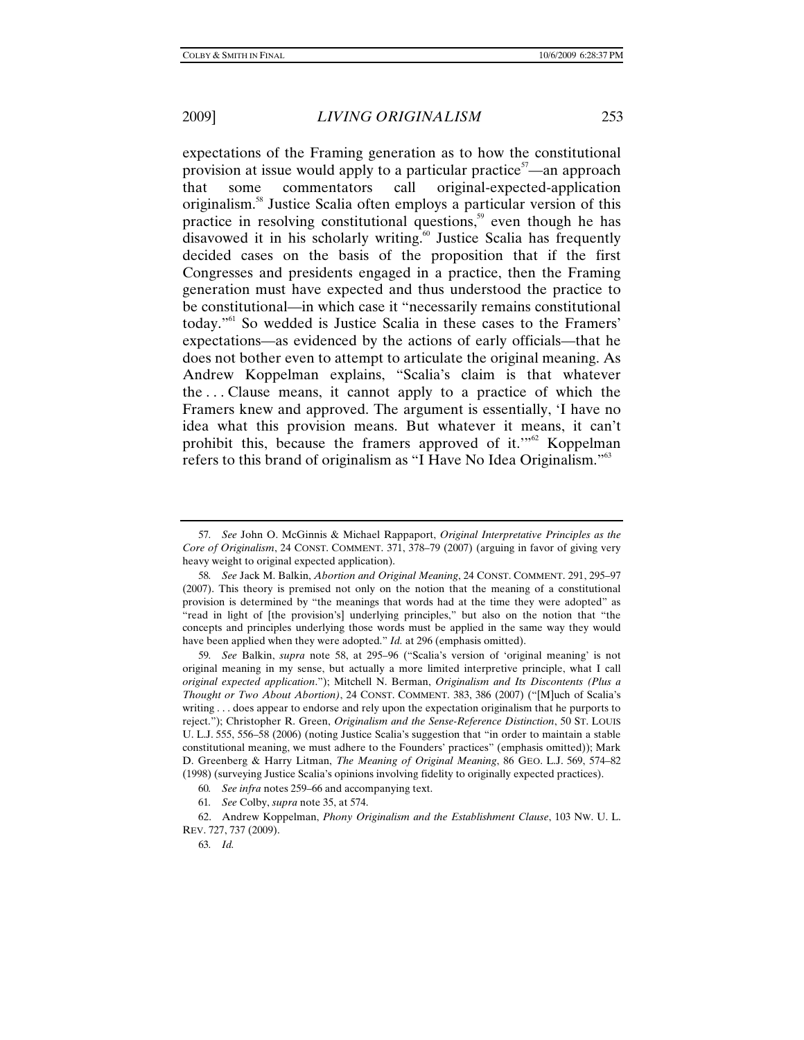expectations of the Framing generation as to how the constitutional provision at issue would apply to a particular practice[57]—an approach that some commentators call original-expected-application originalism.[58] Justice Scalia often employs a particular version of this practice in resolving constitutional questions,[59] even though he has disavowed it in his scholarly writing.[60] Justice Scalia has frequently decided cases on the basis of the proposition that if the first Congresses and presidents engaged in a practice, then the Framing generation must have expected and thus understood the practice to be constitutional—in which case it "necessarily remains constitutional today."[61] So wedded is Justice Scalia in these cases to the Framers' expectations—as evidenced by the actions of early officials—that he does not bother even to attempt to articulate the original meaning. As Andrew Koppelman explains, "Scalia's claim is that whatever the . . . Clause means, it cannot apply to a practice of which the Framers knew and approved. The argument is essentially, 'I have no idea what this provision means. But whatever it means, it can't prohibit this, because the framers approved of it.'"[62] Koppelman refers to this brand of originalism as "I Have No Idea Originalism."[63]

---

57. *See* John O. McGinnis & Michael Rappaport, *Original Interpretative Principles as the Core of Originalism*, 24 CONST. COMMENT. 371, 378–79 (2007) (arguing in favor of giving very heavy weight to original expected application).

58. *See* Jack M. Balkin, *Abortion and Original Meaning*, 24 CONST. COMMENT. 291, 295–97 (2007). This theory is premised not only on the notion that the meaning of a constitutional provision is determined by "the meanings that words had at the time they were adopted" as "read in light of [the provision's] underlying principles," but also on the notion that "the concepts and principles underlying those words must be applied in the same way they would have been applied when they were adopted." *Id.* at 296 (emphasis omitted).

59. *See* Balkin, *supra* note 58, at 295–96 ("Scalia's version of 'original meaning' is not original meaning in my sense, but actually a more limited interpretive principle, what I call *original expected application*."); Mitchell N. Berman, *Originalism and Its Discontents (Plus a Thought or Two About Abortion)*, 24 CONST. COMMENT. 383, 386 (2007) ("[M]uch of Scalia's writing . . . does appear to endorse and rely upon the expectation originalism that he purports to reject."); Christopher R. Green, *Originalism and the Sense-Reference Distinction*, 50 ST. LOUIS U. L.J. 555, 556–58 (2006) (noting Justice Scalia's suggestion that "in order to maintain a stable constitutional meaning, we must adhere to the Founders' practices" (emphasis omitted)); Mark D. Greenberg & Harry Litman, *The Meaning of Original Meaning*, 86 GEO. L.J. 569, 574–82 (1998) (surveying Justice Scalia's opinions involving fidelity to originally expected practices).

60. *See infra* notes 259–66 and accompanying text.

61. *See* Colby, *supra* note 35, at 574.

62. Andrew Koppelman, *Phony Originalism and the Establishment Clause*, 103 NW. U. L. REV. 727, 737 (2009).

63. *Id.*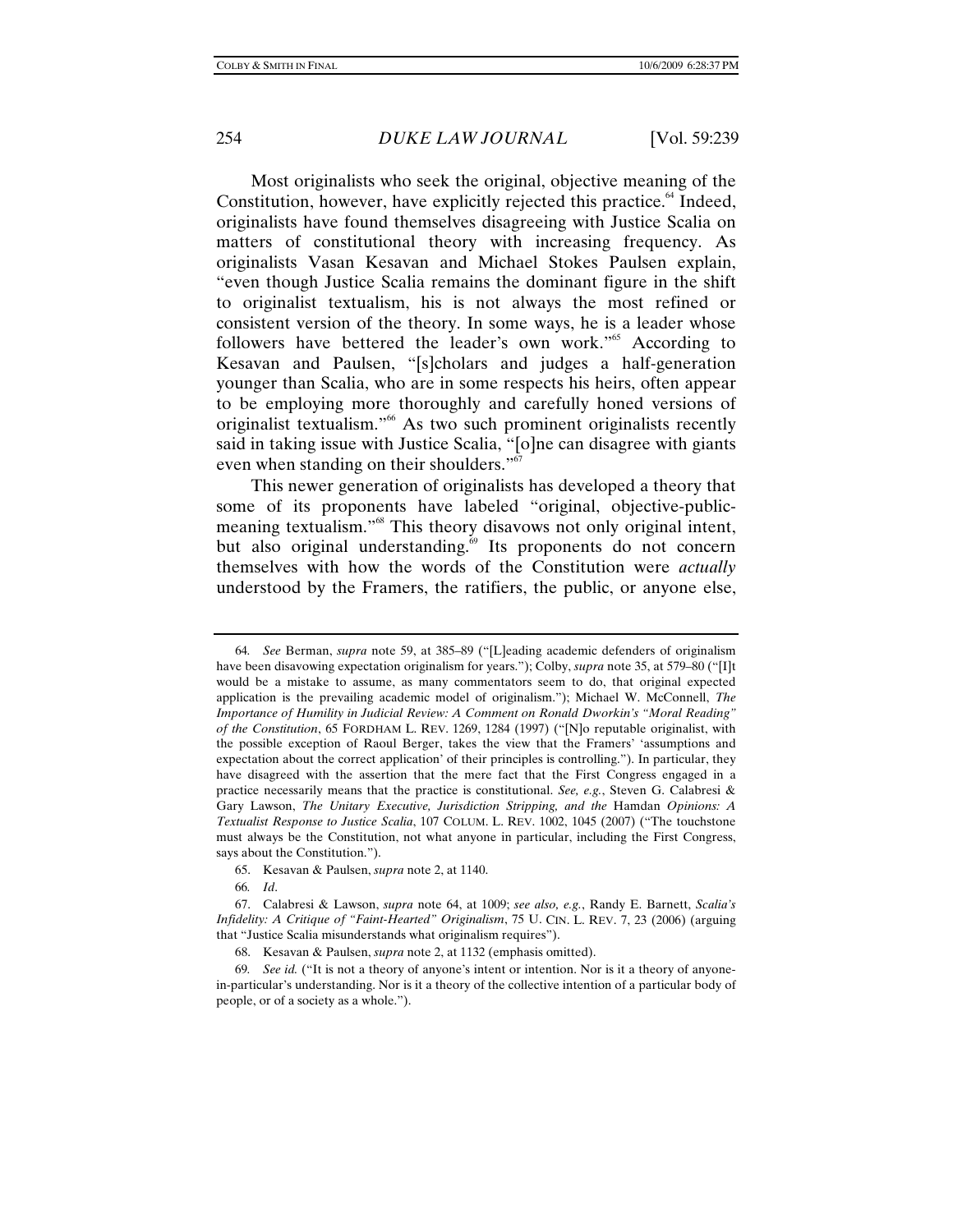Most originalists who seek the original, objective meaning of the Constitution, however, have explicitly rejected this practice.[64] Indeed, originalists have found themselves disagreeing with Justice Scalia on matters of constitutional theory with increasing frequency. As originalists Vasan Kesavan and Michael Stokes Paulsen explain, "even though Justice Scalia remains the dominant figure in the shift to originalist textualism, his is not always the most refined or consistent version of the theory. In some ways, he is a leader whose followers have bettered the leader's own work."[65] According to Kesavan and Paulsen, "[s]cholars and judges a half-generation younger than Scalia, who are in some respects his heirs, often appear to be employing more thoroughly and carefully honed versions of originalist textualism."[66] As two such prominent originalists recently said in taking issue with Justice Scalia, "[o]ne can disagree with giants even when standing on their shoulders."[67]

This newer generation of originalists has developed a theory that some of its proponents have labeled "original, objective-public-meaning textualism."[68] This theory disavows not only original intent, but also original understanding.[69] Its proponents do not concern themselves with how the words of the Constitution were *actually* understood by the Framers, the ratifiers, the public, or anyone else,

---

64. *See* Berman, *supra* note 59, at 385–89 ("[L]eading academic defenders of originalism have been disavowing expectation originalism for years."); Colby, *supra* note 35, at 579–80 ("[I]t would be a mistake to assume, as many commentators seem to do, that original expected application is the prevailing academic model of originalism."); Michael W. McConnell, *The Importance of Humility in Judicial Review: A Comment on Ronald Dworkin's "Moral Reading" of the Constitution*, 65 FORDHAM L. REV. 1269, 1284 (1997) ("[N]o reputable originalist, with the possible exception of Raoul Berger, takes the view that the Framers' 'assumptions and expectation about the correct application' of their principles is controlling."). In particular, they have disagreed with the assertion that the mere fact that the First Congress engaged in a practice necessarily means that the practice is constitutional. *See, e.g.*, Steven G. Calabresi & Gary Lawson, *The Unitary Executive, Jurisdiction Stripping, and the* Hamdan *Opinions: A Textualist Response to Justice Scalia*, 107 COLUM. L. REV. 1002, 1045 (2007) ("The touchstone must always be the Constitution, not what anyone in particular, including the First Congress, says about the Constitution.").

65. Kesavan & Paulsen, *supra* note 2, at 1140.

66. *Id*.

67. Calabresi & Lawson, *supra* note 64, at 1009; *see also, e.g.*, Randy E. Barnett, *Scalia's Infidelity: A Critique of "Faint-Hearted" Originalism*, 75 U. CIN. L. REV. 7, 23 (2006) (arguing that "Justice Scalia misunderstands what originalism requires").

68. Kesavan & Paulsen, *supra* note 2, at 1132 (emphasis omitted).

69. *See id.* ("It is not a theory of anyone's intent or intention. Nor is it a theory of anyone-in-particular's understanding. Nor is it a theory of the collective intention of a particular body of people, or of a society as a whole.").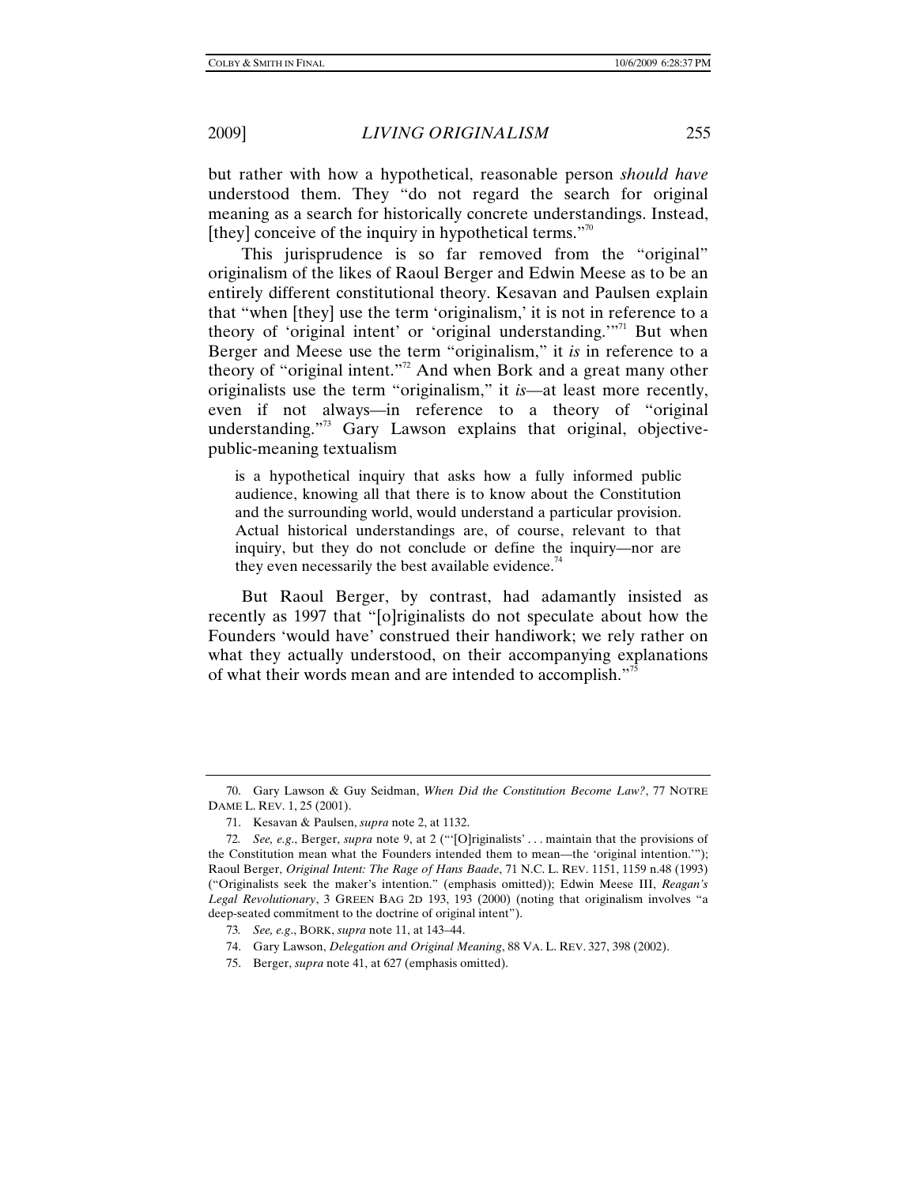but rather with how a hypothetical, reasonable person *should have* understood them. They "do not regard the search for original meaning as a search for historically concrete understandings. Instead, [they] conceive of the inquiry in hypothetical terms."[70]

This jurisprudence is so far removed from the "original" originalism of the likes of Raoul Berger and Edwin Meese as to be an entirely different constitutional theory. Kesavan and Paulsen explain that "when [they] use the term 'originalism,' it is not in reference to a theory of 'original intent' or 'original understanding.'"[71] But when Berger and Meese use the term "originalism," it *is* in reference to a theory of "original intent."[72] And when Bork and a great many other originalists use the term "originalism," it *is*—at least more recently, even if not always—in reference to a theory of "original understanding."[73] Gary Lawson explains that original, objective-public-meaning textualism

> is a hypothetical inquiry that asks how a fully informed public audience, knowing all that there is to know about the Constitution and the surrounding world, would understand a particular provision. Actual historical understandings are, of course, relevant to that inquiry, but they do not conclude or define the inquiry—nor are they even necessarily the best available evidence.[74]

But Raoul Berger, by contrast, had adamantly insisted as recently as 1997 that "[o]riginalists do not speculate about how the Founders 'would have' construed their handiwork; we rely rather on what they actually understood, on their accompanying explanations of what their words mean and are intended to accomplish."[75]

---

70. Gary Lawson & Guy Seidman, *When Did the Constitution Become Law?*, 77 NOTRE DAME L. REV. 1, 25 (2001).

71. Kesavan & Paulsen, *supra* note 2, at 1132.

72. *See, e.g.*, Berger, *supra* note 9, at 2 ("'[O]riginalists' . . . maintain that the provisions of the Constitution mean what the Founders intended them to mean—the 'original intention.'"); Raoul Berger, *Original Intent: The Rage of Hans Baade*, 71 N.C. L. REV. 1151, 1159 n.48 (1993) ("Originalists seek the maker's intention." (emphasis omitted)); Edwin Meese III, *Reagan's Legal Revolutionary*, 3 GREEN BAG 2D 193, 193 (2000) (noting that originalism involves "a deep-seated commitment to the doctrine of original intent").

73. *See, e.g.*, BORK, *supra* note 11, at 143–44.

74. Gary Lawson, *Delegation and Original Meaning*, 88 VA. L. REV. 327, 398 (2002).

75. Berger, *supra* note 41, at 627 (emphasis omitted).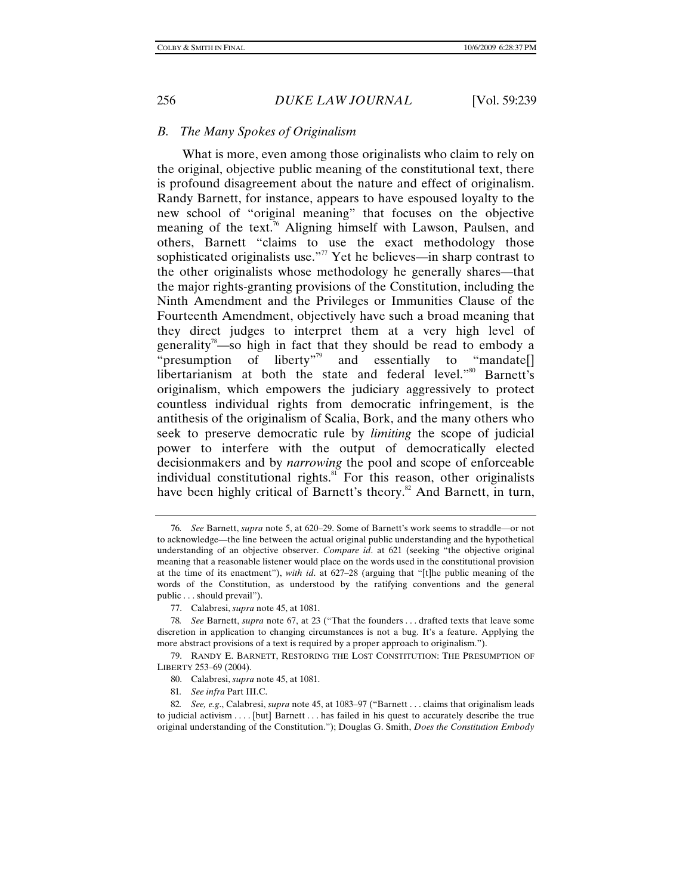### B. The Many Spokes of Originalism

What is more, even among those originalists who claim to rely on the original, objective public meaning of the constitutional text, there is profound disagreement about the nature and effect of originalism. Randy Barnett, for instance, appears to have espoused loyalty to the new school of "original meaning" that focuses on the objective meaning of the text.[76] Aligning himself with Lawson, Paulsen, and others, Barnett "claims to use the exact methodology those sophisticated originalists use."[77] Yet he believes—in sharp contrast to the other originalists whose methodology he generally shares—that the major rights-granting provisions of the Constitution, including the Ninth Amendment and the Privileges or Immunities Clause of the Fourteenth Amendment, objectively have such a broad meaning that they direct judges to interpret them at a very high level of generality[78]—so high in fact that they should be read to embody a "presumption of liberty"[79] and essentially to "mandate[] libertarianism at both the state and federal level."[80] Barnett's originalism, which empowers the judiciary aggressively to protect countless individual rights from democratic infringement, is the antithesis of the originalism of Scalia, Bork, and the many others who seek to preserve democratic rule by *limiting* the scope of judicial power to interfere with the output of democratically elected decisionmakers and by *narrowing* the pool and scope of enforceable individual constitutional rights.[81] For this reason, other originalists have been highly critical of Barnett's theory.[82] And Barnett, in turn,

---

76. *See* Barnett, *supra* note 5, at 620–29. Some of Barnett's work seems to straddle—or not to acknowledge—the line between the actual original public understanding and the hypothetical understanding of an objective observer. *Compare id.* at 621 (seeking "the objective original meaning that a reasonable listener would place on the words used in the constitutional provision at the time of its enactment"), *with id.* at 627–28 (arguing that "[t]he public meaning of the words of the Constitution, as understood by the ratifying conventions and the general public . . . should prevail").

77. Calabresi, *supra* note 45, at 1081.

78. *See* Barnett, *supra* note 67, at 23 ("That the founders . . . drafted texts that leave some discretion in application to changing circumstances is not a bug. It's a feature. Applying the more abstract provisions of a text is required by a proper approach to originalism.").

79. RANDY E. BARNETT, RESTORING THE LOST CONSTITUTION: THE PRESUMPTION OF LIBERTY 253–69 (2004).

80. Calabresi, *supra* note 45, at 1081.

81. *See infra* Part III.C.

82. *See, e.g.*, Calabresi, *supra* note 45, at 1083–97 ("Barnett . . . claims that originalism leads to judicial activism . . . . [but] Barnett . . . has failed in his quest to accurately describe the true original understanding of the Constitution."); Douglas G. Smith, *Does the Constitution Embody*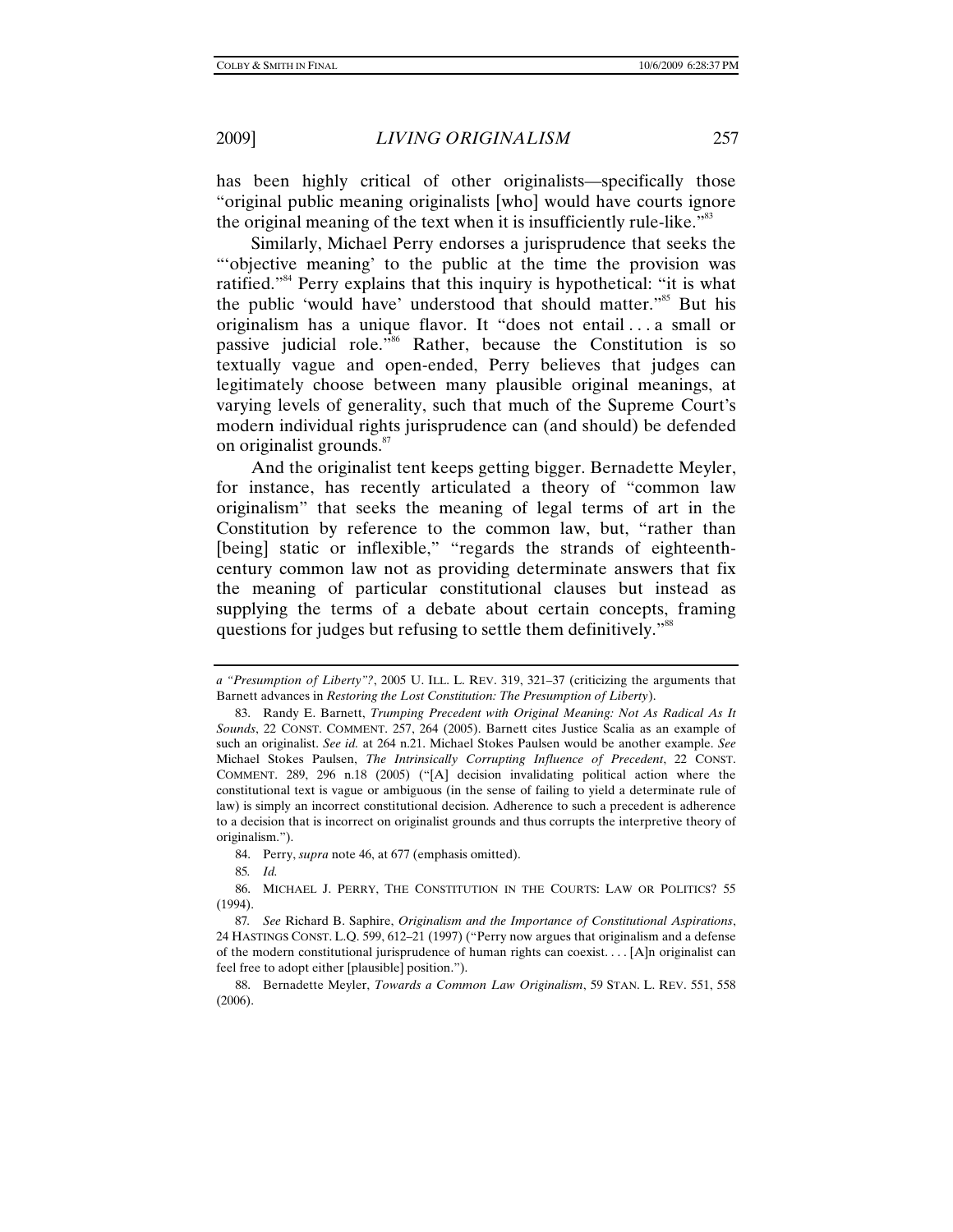has been highly critical of other originalists—specifically those "original public meaning originalists [who] would have courts ignore the original meaning of the text when it is insufficiently rule-like."[83]

Similarly, Michael Perry endorses a jurisprudence that seeks the "'objective meaning' to the public at the time the provision was ratified."[84] Perry explains that this inquiry is hypothetical: "it is what the public 'would have' understood that should matter."[85] But his originalism has a unique flavor. It "does not entail . . . a small or passive judicial role."[86] Rather, because the Constitution is so textually vague and open-ended, Perry believes that judges can legitimately choose between many plausible original meanings, at varying levels of generality, such that much of the Supreme Court's modern individual rights jurisprudence can (and should) be defended on originalist grounds.[87]

And the originalist tent keeps getting bigger. Bernadette Meyler, for instance, has recently articulated a theory of "common law originalism" that seeks the meaning of legal terms of art in the Constitution by reference to the common law, but, "rather than [being] static or inflexible," "regards the strands of eighteenth-century common law not as providing determinate answers that fix the meaning of particular constitutional clauses but instead as supplying the terms of a debate about certain concepts, framing questions for judges but refusing to settle them definitively."[88]

---

*a "Presumption of Liberty"?*, 2005 U. ILL. L. REV. 319, 321–37 (criticizing the arguments that Barnett advances in *Restoring the Lost Constitution: The Presumption of Liberty*).

83. Randy E. Barnett, *Trumping Precedent with Original Meaning: Not As Radical As It Sounds*, 22 CONST. COMMENT. 257, 264 (2005). Barnett cites Justice Scalia as an example of such an originalist. *See id.* at 264 n.21. Michael Stokes Paulsen would be another example. *See* Michael Stokes Paulsen, *The Intrinsically Corrupting Influence of Precedent*, 22 CONST. COMMENT. 289, 296 n.18 (2005) ("[A] decision invalidating political action where the constitutional text is vague or ambiguous (in the sense of failing to yield a determinate rule of law) is simply an incorrect constitutional decision. Adherence to such a precedent is adherence to a decision that is incorrect on originalist grounds and thus corrupts the interpretive theory of originalism.").

84. Perry, *supra* note 46, at 677 (emphasis omitted).

85. *Id.*

86. MICHAEL J. PERRY, THE CONSTITUTION IN THE COURTS: LAW OR POLITICS? 55 (1994).

87. *See* Richard B. Saphire, *Originalism and the Importance of Constitutional Aspirations*, 24 HASTINGS CONST. L.Q. 599, 612–21 (1997) ("Perry now argues that originalism and a defense of the modern constitutional jurisprudence of human rights can coexist. . . . [A]n originalist can feel free to adopt either [plausible] position.").

88. Bernadette Meyler, *Towards a Common Law Originalism*, 59 STAN. L. REV. 551, 558 (2006).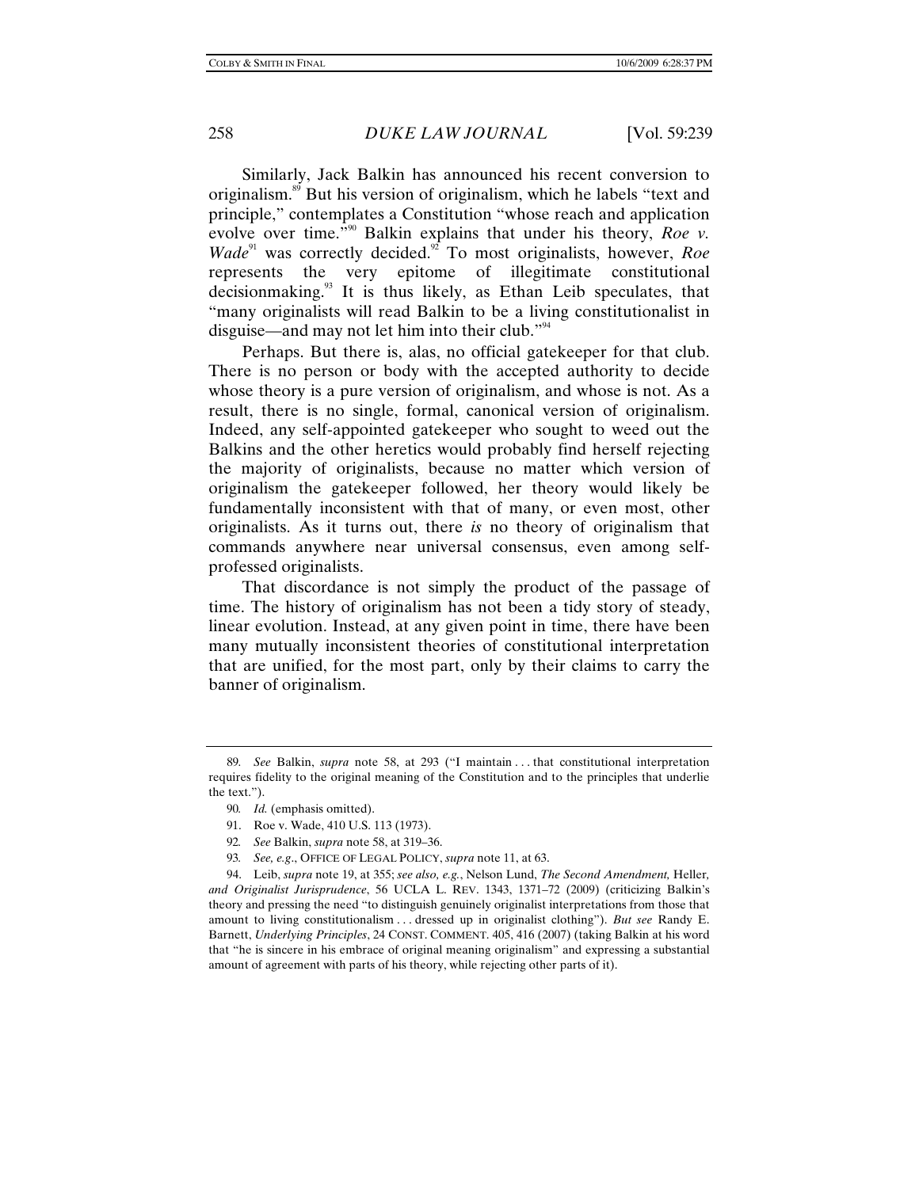Similarly, Jack Balkin has announced his recent conversion to originalism.[89] But his version of originalism, which he labels "text and principle," contemplates a Constitution "whose reach and application evolve over time."[90] Balkin explains that under his theory, *Roe v. Wade*[91] was correctly decided.[92] To most originalists, however, *Roe* represents the very epitome of illegitimate constitutional decisionmaking.[93] It is thus likely, as Ethan Leib speculates, that "many originalists will read Balkin to be a living constitutionalist in disguise—and may not let him into their club."[94]

Perhaps. But there is, alas, no official gatekeeper for that club. There is no person or body with the accepted authority to decide whose theory is a pure version of originalism, and whose is not. As a result, there is no single, formal, canonical version of originalism. Indeed, any self-appointed gatekeeper who sought to weed out the Balkins and the other heretics would probably find herself rejecting the majority of originalists, because no matter which version of originalism the gatekeeper followed, her theory would likely be fundamentally inconsistent with that of many, or even most, other originalists. As it turns out, there *is* no theory of originalism that commands anywhere near universal consensus, even among self-professed originalists.

That discordance is not simply the product of the passage of time. The history of originalism has not been a tidy story of steady, linear evolution. Instead, at any given point in time, there have been many mutually inconsistent theories of constitutional interpretation that are unified, for the most part, only by their claims to carry the banner of originalism.

---

89. *See* Balkin, *supra* note 58, at 293 ("I maintain . . . that constitutional interpretation requires fidelity to the original meaning of the Constitution and to the principles that underlie the text.").

90. *Id.* (emphasis omitted).

91. Roe v. Wade, 410 U.S. 113 (1973).

92. *See* Balkin, *supra* note 58, at 319–36.

93. *See, e.g.*, OFFICE OF LEGAL POLICY, *supra* note 11, at 63.

94. Leib, *supra* note 19, at 355; *see also, e.g.*, Nelson Lund, *The Second Amendment,* Heller*, and Originalist Jurisprudence*, 56 UCLA L. REV. 1343, 1371–72 (2009) (criticizing Balkin's theory and pressing the need "to distinguish genuinely originalist interpretations from those that amount to living constitutionalism . . . dressed up in originalist clothing"). *But see* Randy E. Barnett, *Underlying Principles*, 24 CONST. COMMENT. 405, 416 (2007) (taking Balkin at his word that "he is sincere in his embrace of original meaning originalism" and expressing a substantial amount of agreement with parts of his theory, while rejecting other parts of it).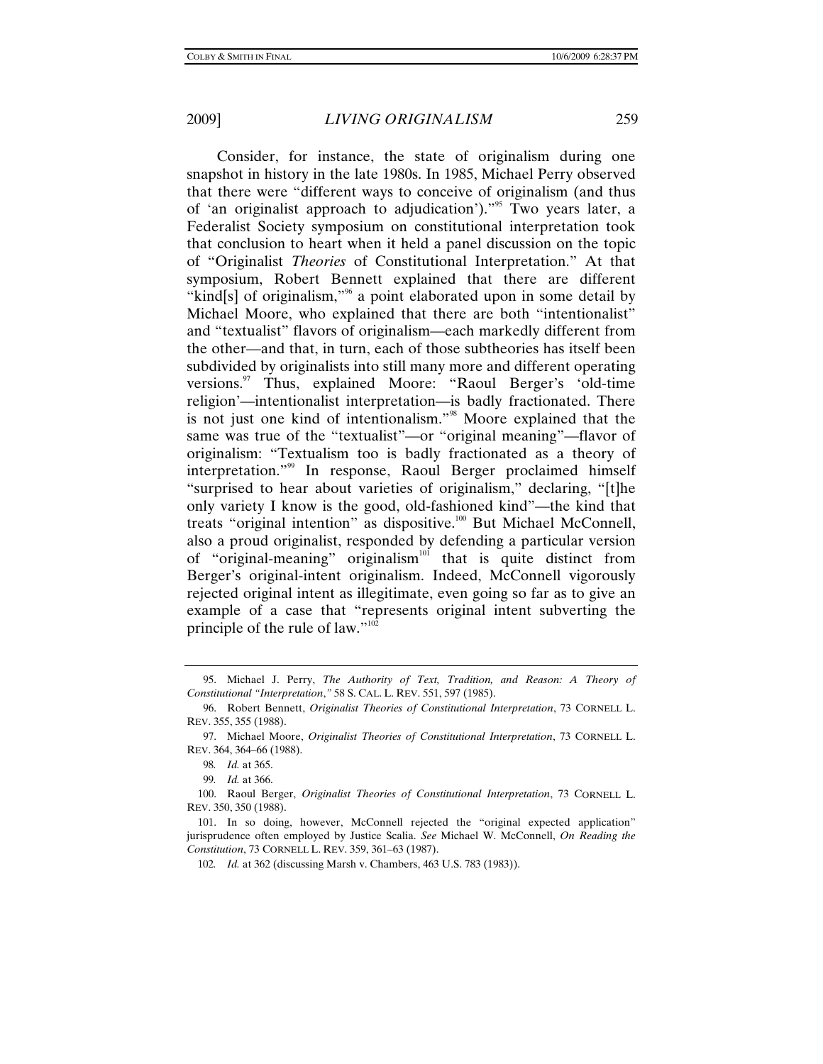Consider, for instance, the state of originalism during one snapshot in history in the late 1980s. In 1985, Michael Perry observed that there were "different ways to conceive of originalism (and thus of 'an originalist approach to adjudication')."[95] Two years later, a Federalist Society symposium on constitutional interpretation took that conclusion to heart when it held a panel discussion on the topic of "Originalist *Theories* of Constitutional Interpretation." At that symposium, Robert Bennett explained that there are different "kind[s] of originalism,"[96] a point elaborated upon in some detail by Michael Moore, who explained that there are both "intentionalist" and "textualist" flavors of originalism—each markedly different from the other—and that, in turn, each of those subtheories has itself been subdivided by originalists into still many more and different operating versions.[97] Thus, explained Moore: "Raoul Berger's 'old-time religion'—intentionalist interpretation—is badly fractionated. There is not just one kind of intentionalism."[98] Moore explained that the same was true of the "textualist"—or "original meaning"—flavor of originalism: "Textualism too is badly fractionated as a theory of interpretation."[99] In response, Raoul Berger proclaimed himself "surprised to hear about varieties of originalism," declaring, "[t]he only variety I know is the good, old-fashioned kind"—the kind that treats "original intention" as dispositive.[100] But Michael McConnell, also a proud originalist, responded by defending a particular version of "original-meaning" originalism[101] that is quite distinct from Berger's original-intent originalism. Indeed, McConnell vigorously rejected original intent as illegitimate, even going so far as to give an example of a case that "represents original intent subverting the principle of the rule of law."[102]

---

95. Michael J. Perry, *The Authority of Text, Tradition, and Reason: A Theory of Constitutional "Interpretation*,*"* 58 S. CAL. L. REV. 551, 597 (1985).

96. Robert Bennett, *Originalist Theories of Constitutional Interpretation*, 73 CORNELL L. REV. 355, 355 (1988).

97. Michael Moore, *Originalist Theories of Constitutional Interpretation*, 73 CORNELL L. REV. 364, 364–66 (1988).

98. *Id.* at 365.

99. *Id.* at 366.

100. Raoul Berger, *Originalist Theories of Constitutional Interpretation*, 73 CORNELL L. REV. 350, 350 (1988).

101. In so doing, however, McConnell rejected the "original expected application" jurisprudence often employed by Justice Scalia. *See* Michael W. McConnell, *On Reading the Constitution*, 73 CORNELL L. REV. 359, 361–63 (1987).

102. *Id.* at 362 (discussing Marsh v. Chambers, 463 U.S. 783 (1983)).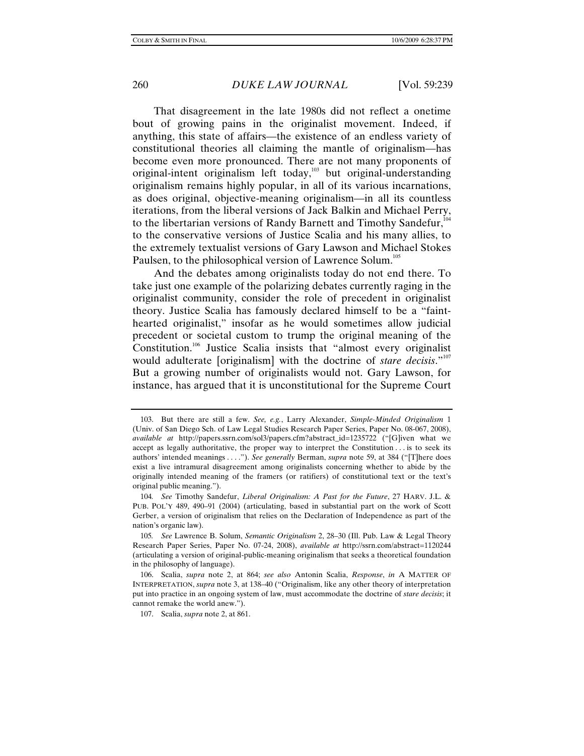That disagreement in the late 1980s did not reflect a onetime bout of growing pains in the originalist movement. Indeed, if anything, this state of affairs—the existence of an endless variety of constitutional theories all claiming the mantle of originalism—has become even more pronounced. There are not many proponents of original-intent originalism left today,[103] but original-understanding originalism remains highly popular, in all of its various incarnations, as does original, objective-meaning originalism—in all its countless iterations, from the liberal versions of Jack Balkin and Michael Perry, to the libertarian versions of Randy Barnett and Timothy Sandefur,[104] to the conservative versions of Justice Scalia and his many allies, to the extremely textualist versions of Gary Lawson and Michael Stokes Paulsen, to the philosophical version of Lawrence Solum.[105]

And the debates among originalists today do not end there. To take just one example of the polarizing debates currently raging in the originalist community, consider the role of precedent in originalist theory. Justice Scalia has famously declared himself to be a "faint-hearted originalist," insofar as he would sometimes allow judicial precedent or societal custom to trump the original meaning of the Constitution.[106] Justice Scalia insists that "almost every originalist would adulterate [originalism] with the doctrine of *stare decisis*."[107] But a growing number of originalists would not. Gary Lawson, for instance, has argued that it is unconstitutional for the Supreme Court

---

103. But there are still a few. *See, e.g.*, Larry Alexander, *Simple-Minded Originalism* 1 (Univ. of San Diego Sch. of Law Legal Studies Research Paper Series, Paper No. 08-067, 2008), *available at* http://papers.ssrn.com/sol3/papers.cfm?abstract_id=1235722 ("[G]iven what we accept as legally authoritative, the proper way to interpret the Constitution . . . is to seek its authors' intended meanings . . . ."). *See generally* Berman, *supra* note 59, at 384 ("[T]here does exist a live intramural disagreement among originalists concerning whether to abide by the originally intended meaning of the framers (or ratifiers) of constitutional text or the text's original public meaning.").

104. *See* Timothy Sandefur, *Liberal Originalism: A Past for the Future*, 27 HARV. J.L. & PUB. POL'Y 489, 490–91 (2004) (articulating, based in substantial part on the work of Scott Gerber, a version of originalism that relies on the Declaration of Independence as part of the nation's organic law).

105. *See* Lawrence B. Solum, *Semantic Originalism* 2, 28–30 (Ill. Pub. Law & Legal Theory Research Paper Series, Paper No. 07-24, 2008), *available at* http://ssrn.com/abstract=1120244 (articulating a version of original-public-meaning originalism that seeks a theoretical foundation in the philosophy of language).

106. Scalia, *supra* note 2, at 864; *see also* Antonin Scalia, *Response*, *in* A MATTER OF INTERPRETATION, *supra* note 3, at 138–40 ("Originalism, like any other theory of interpretation put into practice in an ongoing system of law, must accommodate the doctrine of *stare decisis*; it cannot remake the world anew.").

107. Scalia, *supra* note 2, at 861.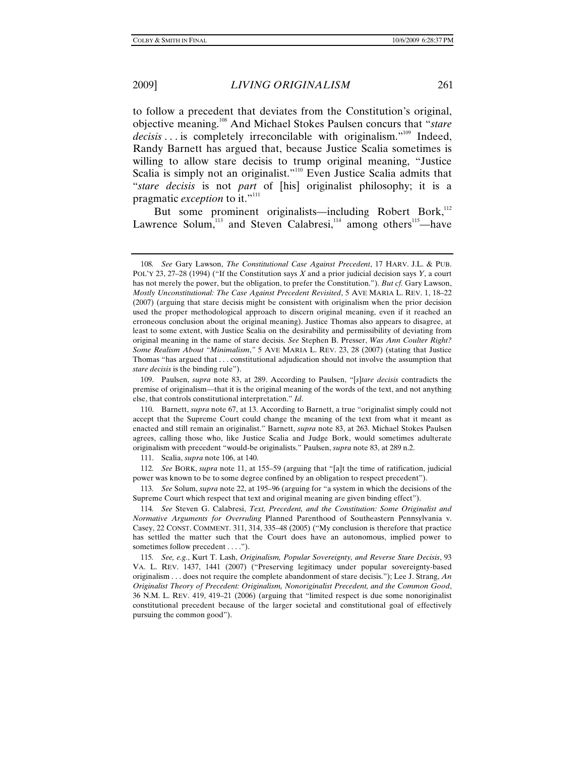to follow a precedent that deviates from the Constitution's original, objective meaning.[108] And Michael Stokes Paulsen concurs that "*stare decisis* . . . is completely irreconcilable with originalism."[109] Indeed, Randy Barnett has argued that, because Justice Scalia sometimes is willing to allow stare decisis to trump original meaning, "Justice Scalia is simply not an originalist."[110] Even Justice Scalia admits that "*stare decisis* is not *part* of [his] originalist philosophy; it is a pragmatic *exception* to it."[111]

But some prominent originalists—including Robert Bork,[112] Lawrence Solum,[113] and Steven Calabresi,[114] among others[115]—have

---

108. *See* Gary Lawson, *The Constitutional Case Against Precedent*, 17 HARV. J.L. & PUB. POL'Y 23, 27–28 (1994) ("If the Constitution says *X* and a prior judicial decision says *Y*, a court has not merely the power, but the obligation, to prefer the Constitution."). *But cf.* Gary Lawson, *Mostly Unconstitutional: The Case Against Precedent Revisited*, 5 AVE MARIA L. REV. 1, 18–22 (2007) (arguing that stare decisis might be consistent with originalism when the prior decision used the proper methodological approach to discern original meaning, even if it reached an erroneous conclusion about the original meaning). Justice Thomas also appears to disagree, at least to some extent, with Justice Scalia on the desirability and permissibility of deviating from original meaning in the name of stare decisis. *See* Stephen B. Presser, *Was Ann Coulter Right? Some Realism About "Minimalism*,*"* 5 AVE MARIA L. REV. 23, 28 (2007) (stating that Justice Thomas "has argued that . . . constitutional adjudication should not involve the assumption that *stare decisis* is the binding rule").

109. Paulsen, *supra* note 83, at 289. According to Paulsen, "[*s*]*tare decisis* contradicts the premise of originalism—that it is the original meaning of the words of the text, and not anything else, that controls constitutional interpretation." *Id*.

110. Barnett, *supra* note 67, at 13. According to Barnett, a true "originalist simply could not accept that the Supreme Court could change the meaning of the text from what it meant as enacted and still remain an originalist." Barnett, *supra* note 83, at 263. Michael Stokes Paulsen agrees, calling those who, like Justice Scalia and Judge Bork, would sometimes adulterate originalism with precedent "would-be originalists." Paulsen, *supra* note 83, at 289 n.2.

111. Scalia, *supra* note 106, at 140.

112. *See* BORK, *supra* note 11, at 155–59 (arguing that "[a]t the time of ratification, judicial power was known to be to some degree confined by an obligation to respect precedent").

113. *See* Solum, *supra* note 22, at 195–96 (arguing for "a system in which the decisions of the Supreme Court which respect that text and original meaning are given binding effect").

114. *See* Steven G. Calabresi, *Text, Precedent, and the Constitution: Some Originalist and Normative Arguments for Overruling* Planned Parenthood of Southeastern Pennsylvania v. Casey, 22 CONST. COMMENT. 311, 314, 335–48 (2005) ("My conclusion is therefore that practice has settled the matter such that the Court does have an autonomous, implied power to sometimes follow precedent . . . .").

115. *See, e.g.*, Kurt T. Lash, *Originalism, Popular Sovereignty, and Reverse Stare Decisis*, 93 VA. L. REV. 1437, 1441 (2007) ("Preserving legitimacy under popular sovereignty-based originalism . . . does not require the complete abandonment of stare decisis."); Lee J. Strang, *An Originalist Theory of Precedent: Originalism, Nonoriginalist Precedent, and the Common Good*, 36 N.M. L. REV. 419, 419–21 (2006) (arguing that "limited respect is due some nonoriginalist constitutional precedent because of the larger societal and constitutional goal of effectively pursuing the common good").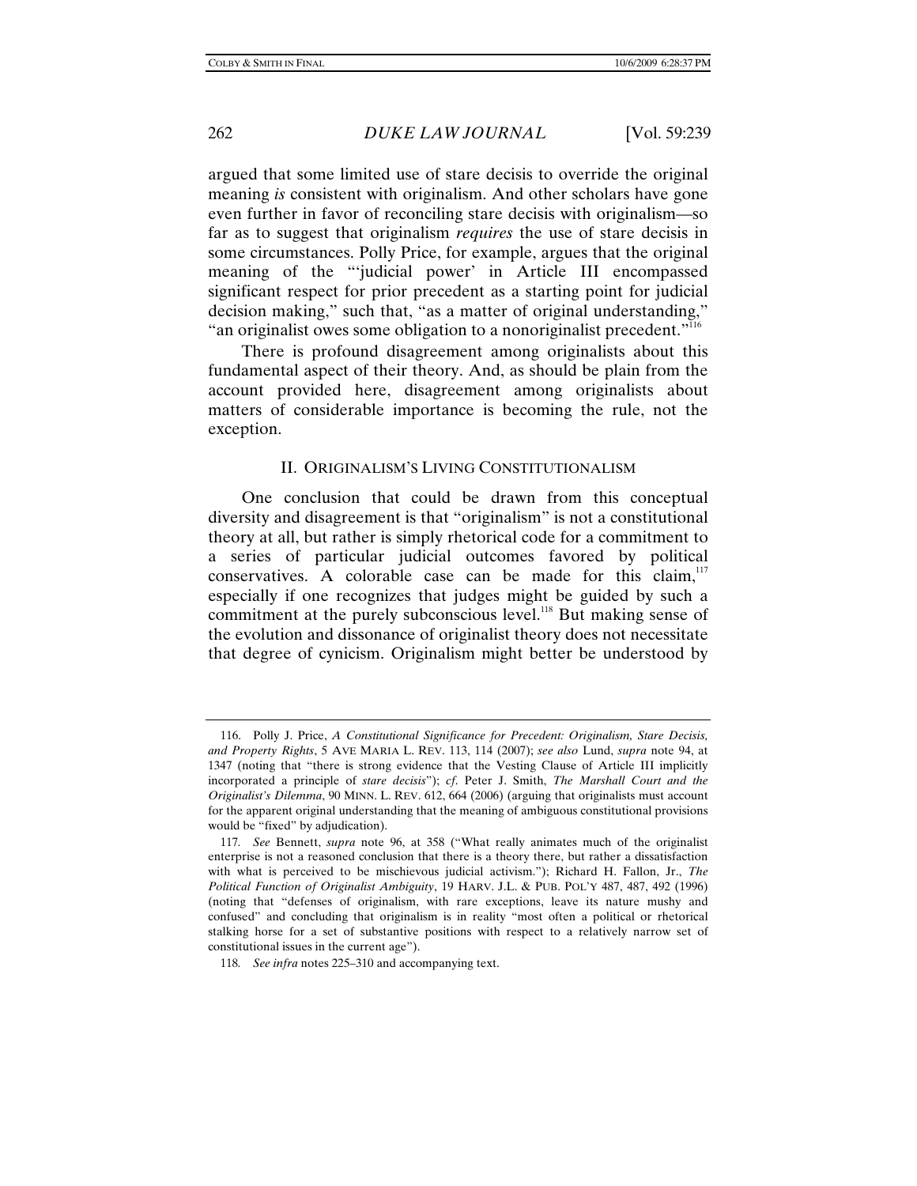argued that some limited use of stare decisis to override the original meaning *is* consistent with originalism. And other scholars have gone even further in favor of reconciling stare decisis with originalism—so far as to suggest that originalism *requires* the use of stare decisis in some circumstances. Polly Price, for example, argues that the original meaning of the "'judicial power' in Article III encompassed significant respect for prior precedent as a starting point for judicial decision making," such that, "as a matter of original understanding," "an originalist owes some obligation to a nonoriginalist precedent."[116]

There is profound disagreement among originalists about this fundamental aspect of their theory. And, as should be plain from the account provided here, disagreement among originalists about matters of considerable importance is becoming the rule, not the exception.

## II. ORIGINALISM'S LIVING CONSTITUTIONALISM

One conclusion that could be drawn from this conceptual diversity and disagreement is that "originalism" is not a constitutional theory at all, but rather is simply rhetorical code for a commitment to a series of particular judicial outcomes favored by political conservatives. A colorable case can be made for this claim,[117] especially if one recognizes that judges might be guided by such a commitment at the purely subconscious level.[118] But making sense of the evolution and dissonance of originalist theory does not necessitate that degree of cynicism. Originalism might better be understood by

---

116. Polly J. Price, *A Constitutional Significance for Precedent: Originalism, Stare Decisis, and Property Rights*, 5 AVE MARIA L. REV. 113, 114 (2007); *see also* Lund, *supra* note 94, at 1347 (noting that "there is strong evidence that the Vesting Clause of Article III implicitly incorporated a principle of *stare decisis*"); *cf.* Peter J. Smith, *The Marshall Court and the Originalist's Dilemma*, 90 MINN. L. REV. 612, 664 (2006) (arguing that originalists must account for the apparent original understanding that the meaning of ambiguous constitutional provisions would be "fixed" by adjudication).

117. *See* Bennett, *supra* note 96, at 358 ("What really animates much of the originalist enterprise is not a reasoned conclusion that there is a theory there, but rather a dissatisfaction with what is perceived to be mischievous judicial activism."); Richard H. Fallon, Jr., *The Political Function of Originalist Ambiguity*, 19 HARV. J.L. & PUB. POL'Y 487, 487, 492 (1996) (noting that "defenses of originalism, with rare exceptions, leave its nature mushy and confused" and concluding that originalism is in reality "most often a political or rhetorical stalking horse for a set of substantive positions with respect to a relatively narrow set of constitutional issues in the current age").

118. *See infra* notes 225–310 and accompanying text.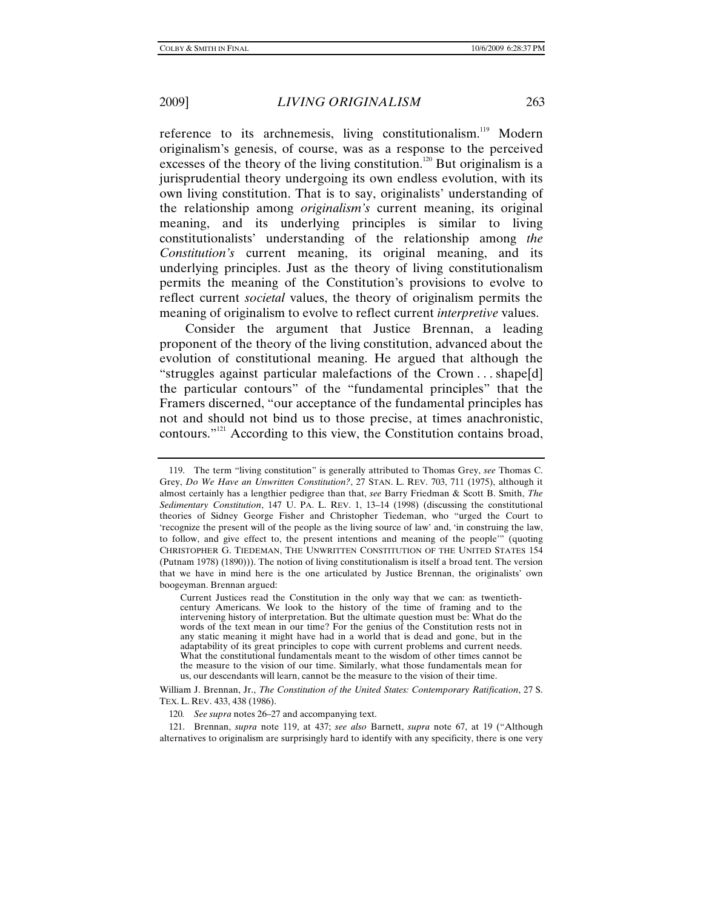reference to its archnemesis, living constitutionalism.[119] Modern originalism's genesis, of course, was as a response to the perceived excesses of the theory of the living constitution.[120] But originalism is a jurisprudential theory undergoing its own endless evolution, with its own living constitution. That is to say, originalists' understanding of the relationship among *originalism's* current meaning, its original meaning, and its underlying principles is similar to living constitutionalists' understanding of the relationship among *the Constitution's* current meaning, its original meaning, and its underlying principles. Just as the theory of living constitutionalism permits the meaning of the Constitution's provisions to evolve to reflect current *societal* values, the theory of originalism permits the meaning of originalism to evolve to reflect current *interpretive* values.

Consider the argument that Justice Brennan, a leading proponent of the theory of the living constitution, advanced about the evolution of constitutional meaning. He argued that although the "struggles against particular malefactions of the Crown . . . shape[d] the particular contours" of the "fundamental principles" that the Framers discerned, "our acceptance of the fundamental principles has not and should not bind us to those precise, at times anachronistic, contours."[121] According to this view, the Constitution contains broad,

---

119. The term "living constitution" is generally attributed to Thomas Grey, *see* Thomas C. Grey, *Do We Have an Unwritten Constitution?*, 27 STAN. L. REV. 703, 711 (1975), although it almost certainly has a lengthier pedigree than that, *see* Barry Friedman & Scott B. Smith, *The Sedimentary Constitution*, 147 U. PA. L. REV. 1, 13–14 (1998) (discussing the constitutional theories of Sidney George Fisher and Christopher Tiedeman, who "urged the Court to 'recognize the present will of the people as the living source of law' and, 'in construing the law, to follow, and give effect to, the present intentions and meaning of the people'" (quoting CHRISTOPHER G. TIEDEMAN, THE UNWRITTEN CONSTITUTION OF THE UNITED STATES 154 (Putnam 1978) (1890))). The notion of living constitutionalism is itself a broad tent. The version that we have in mind here is the one articulated by Justice Brennan, the originalists' own boogeyman. Brennan argued:

> Current Justices read the Constitution in the only way that we can: as twentieth-century Americans. We look to the history of the time of framing and to the intervening history of interpretation. But the ultimate question must be: What do the words of the text mean in our time? For the genius of the Constitution rests not in any static meaning it might have had in a world that is dead and gone, but in the adaptability of its great principles to cope with current problems and current needs. What the constitutional fundamentals meant to the wisdom of other times cannot be the measure to the vision of our time. Similarly, what those fundamentals mean for us, our descendants will learn, cannot be the measure to the vision of their time.

William J. Brennan, Jr., *The Constitution of the United States: Contemporary Ratification*, 27 S. TEX. L. REV. 433, 438 (1986).

120. *See supra* notes 26–27 and accompanying text.

121. Brennan, *supra* note 119, at 437; *see also* Barnett, *supra* note 67, at 19 ("Although alternatives to originalism are surprisingly hard to identify with any specificity, there is one very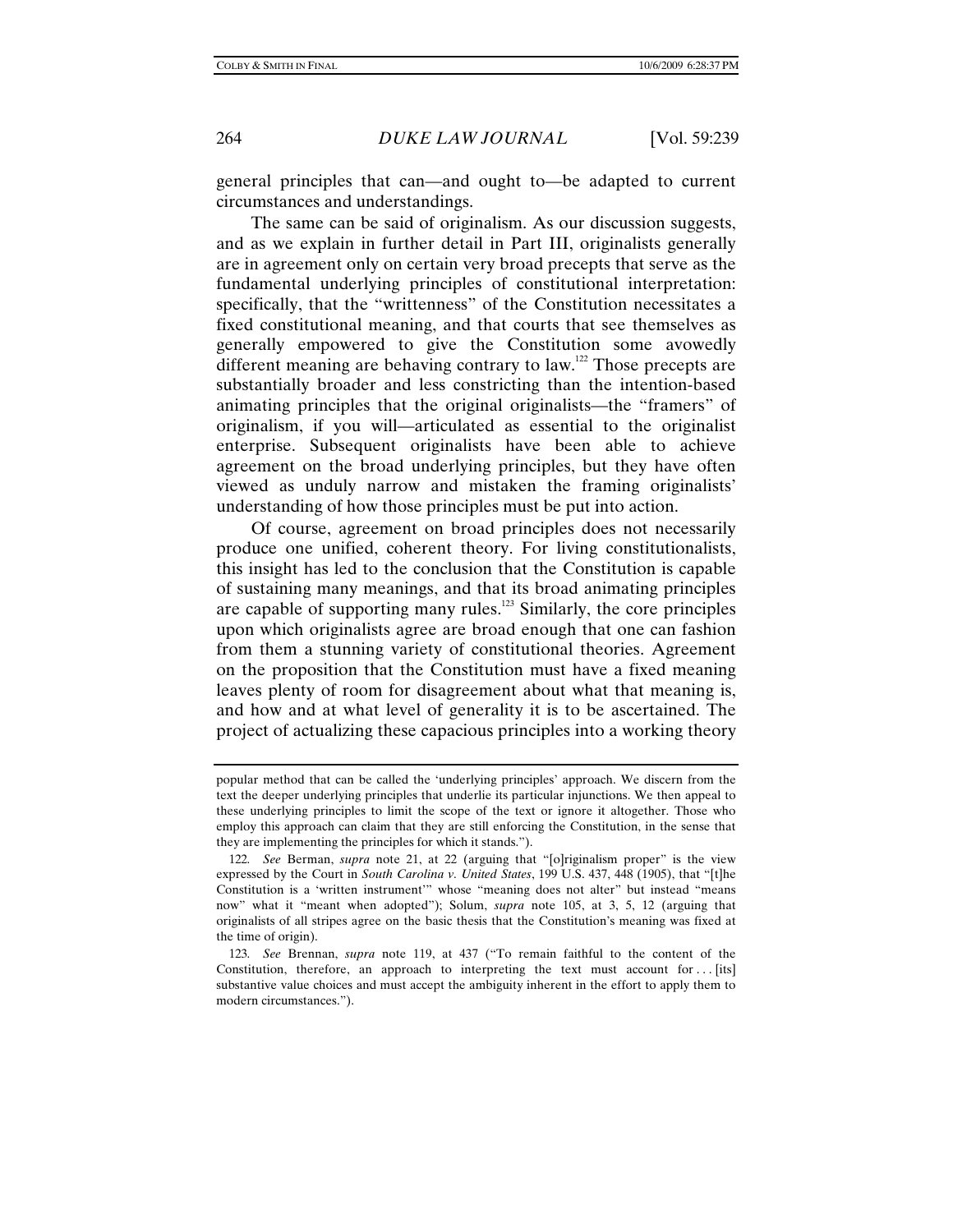general principles that can—and ought to—be adapted to current circumstances and understandings.

The same can be said of originalism. As our discussion suggests, and as we explain in further detail in Part III, originalists generally are in agreement only on certain very broad precepts that serve as the fundamental underlying principles of constitutional interpretation: specifically, that the "writtenness" of the Constitution necessitates a fixed constitutional meaning, and that courts that see themselves as generally empowered to give the Constitution some avowedly different meaning are behaving contrary to law.[122] Those precepts are substantially broader and less constricting than the intention-based animating principles that the original originalists—the "framers" of originalism, if you will—articulated as essential to the originalist enterprise. Subsequent originalists have been able to achieve agreement on the broad underlying principles, but they have often viewed as unduly narrow and mistaken the framing originalists' understanding of how those principles must be put into action.

Of course, agreement on broad principles does not necessarily produce one unified, coherent theory. For living constitutionalists, this insight has led to the conclusion that the Constitution is capable of sustaining many meanings, and that its broad animating principles are capable of supporting many rules.[123] Similarly, the core principles upon which originalists agree are broad enough that one can fashion from them a stunning variety of constitutional theories. Agreement on the proposition that the Constitution must have a fixed meaning leaves plenty of room for disagreement about what that meaning is, and how and at what level of generality it is to be ascertained. The project of actualizing these capacious principles into a working theory

---

popular method that can be called the 'underlying principles' approach. We discern from the text the deeper underlying principles that underlie its particular injunctions. We then appeal to these underlying principles to limit the scope of the text or ignore it altogether. Those who employ this approach can claim that they are still enforcing the Constitution, in the sense that they are implementing the principles for which it stands.").

122. *See* Berman, *supra* note 21, at 22 (arguing that "[o]riginalism proper" is the view expressed by the Court in *South Carolina v. United States*, 199 U.S. 437, 448 (1905), that "[t]he Constitution is a 'written instrument'" whose "meaning does not alter" but instead "means now" what it "meant when adopted"); Solum, *supra* note 105, at 3, 5, 12 (arguing that originalists of all stripes agree on the basic thesis that the Constitution's meaning was fixed at the time of origin).

123. *See* Brennan, *supra* note 119, at 437 ("To remain faithful to the content of the Constitution, therefore, an approach to interpreting the text must account for . . . [its] substantive value choices and must accept the ambiguity inherent in the effort to apply them to modern circumstances.").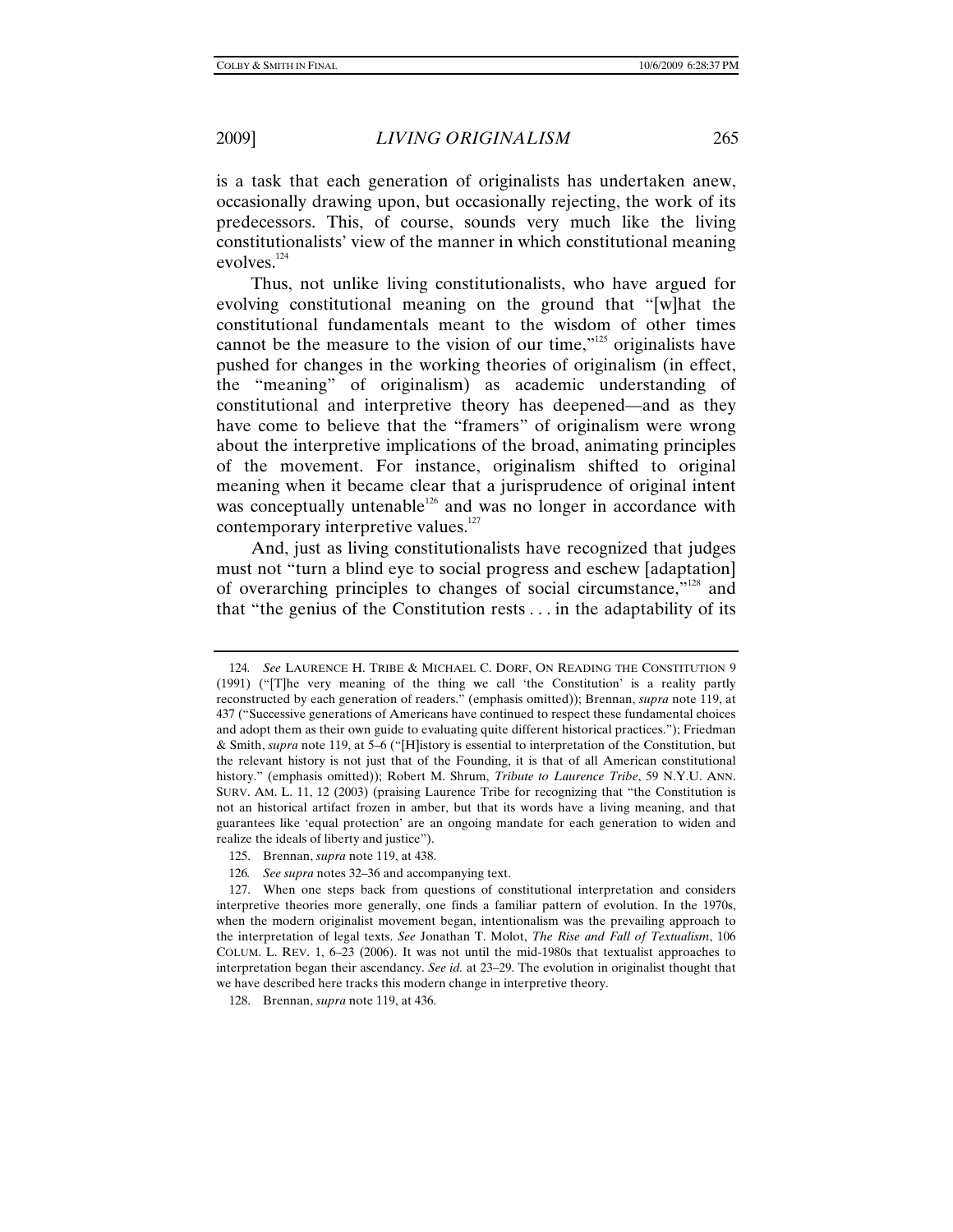is a task that each generation of originalists has undertaken anew, occasionally drawing upon, but occasionally rejecting, the work of its predecessors. This, of course, sounds very much like the living constitutionalists' view of the manner in which constitutional meaning evolves.[124]

Thus, not unlike living constitutionalists, who have argued for evolving constitutional meaning on the ground that "[w]hat the constitutional fundamentals meant to the wisdom of other times cannot be the measure to the vision of our time,"[125] originalists have pushed for changes in the working theories of originalism (in effect, the "meaning" of originalism) as academic understanding of constitutional and interpretive theory has deepened—and as they have come to believe that the "framers" of originalism were wrong about the interpretive implications of the broad, animating principles of the movement. For instance, originalism shifted to original meaning when it became clear that a jurisprudence of original intent was conceptually untenable[126] and was no longer in accordance with contemporary interpretive values.[127]

And, just as living constitutionalists have recognized that judges must not "turn a blind eye to social progress and eschew [adaptation] of overarching principles to changes of social circumstance,"[128] and that "the genius of the Constitution rests . . . in the adaptability of its

---

124. *See* LAURENCE H. TRIBE & MICHAEL C. DORF, ON READING THE CONSTITUTION 9 (1991) ("[T]he very meaning of the thing we call 'the Constitution' is a reality partly reconstructed by each generation of readers." (emphasis omitted)); Brennan, *supra* note 119, at 437 ("Successive generations of Americans have continued to respect these fundamental choices and adopt them as their own guide to evaluating quite different historical practices."); Friedman & Smith, *supra* note 119, at 5–6 ("[H]istory is essential to interpretation of the Constitution, but the relevant history is not just that of the Founding, it is that of all American constitutional history." (emphasis omitted)); Robert M. Shrum, *Tribute to Laurence Tribe*, 59 N.Y.U. ANN. SURV. AM. L. 11, 12 (2003) (praising Laurence Tribe for recognizing that "the Constitution is not an historical artifact frozen in amber, but that its words have a living meaning, and that guarantees like 'equal protection' are an ongoing mandate for each generation to widen and realize the ideals of liberty and justice").

125. Brennan, *supra* note 119, at 438.

126. *See supra* notes 32–36 and accompanying text.

127. When one steps back from questions of constitutional interpretation and considers interpretive theories more generally, one finds a familiar pattern of evolution. In the 1970s, when the modern originalist movement began, intentionalism was the prevailing approach to the interpretation of legal texts. *See* Jonathan T. Molot, *The Rise and Fall of Textualism*, 106 COLUM. L. REV. 1, 6–23 (2006). It was not until the mid-1980s that textualist approaches to interpretation began their ascendancy. *See id.* at 23–29. The evolution in originalist thought that we have described here tracks this modern change in interpretive theory.

128. Brennan, *supra* note 119, at 436.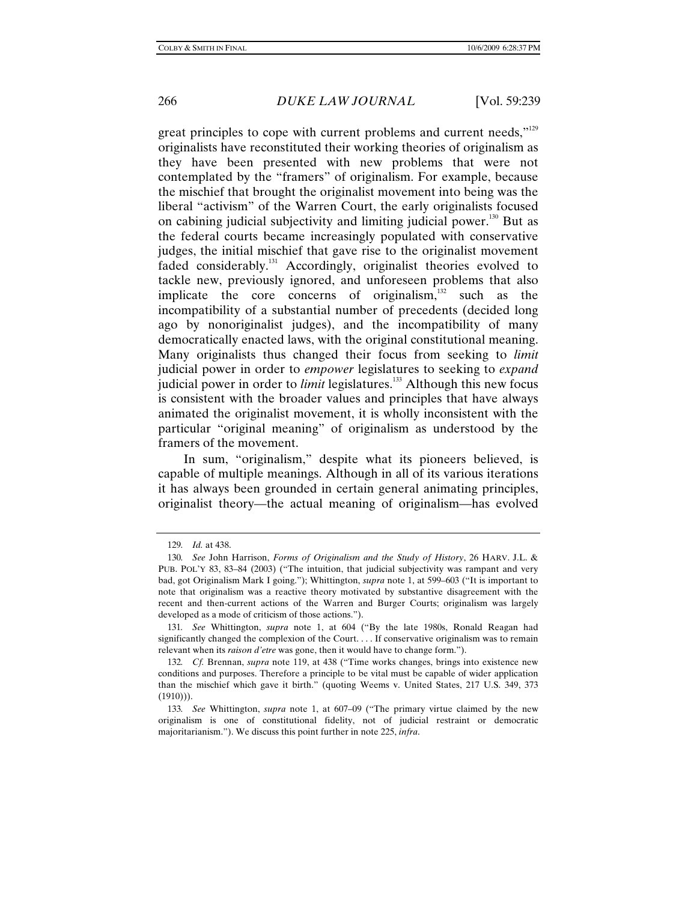great principles to cope with current problems and current needs,"[129] originalists have reconstituted their working theories of originalism as they have been presented with new problems that were not contemplated by the "framers" of originalism. For example, because the mischief that brought the originalist movement into being was the liberal "activism" of the Warren Court, the early originalists focused on cabining judicial subjectivity and limiting judicial power.[130] But as the federal courts became increasingly populated with conservative judges, the initial mischief that gave rise to the originalist movement faded considerably.[131] Accordingly, originalist theories evolved to tackle new, previously ignored, and unforeseen problems that also implicate the core concerns of originalism,[132] such as the incompatibility of a substantial number of precedents (decided long ago by nonoriginalist judges), and the incompatibility of many democratically enacted laws, with the original constitutional meaning. Many originalists thus changed their focus from seeking to *limit* judicial power in order to *empower* legislatures to seeking to *expand* judicial power in order to *limit* legislatures.[133] Although this new focus is consistent with the broader values and principles that have always animated the originalist movement, it is wholly inconsistent with the particular "original meaning" of originalism as understood by the framers of the movement.

In sum, "originalism," despite what its pioneers believed, is capable of multiple meanings. Although in all of its various iterations it has always been grounded in certain general animating principles, originalist theory—the actual meaning of originalism—has evolved

---

129. *Id.* at 438.

130. *See* John Harrison, *Forms of Originalism and the Study of History*, 26 HARV. J.L. & PUB. POL'Y 83, 83–84 (2003) ("The intuition, that judicial subjectivity was rampant and very bad, got Originalism Mark I going."); Whittington, *supra* note 1, at 599–603 ("It is important to note that originalism was a reactive theory motivated by substantive disagreement with the recent and then-current actions of the Warren and Burger Courts; originalism was largely developed as a mode of criticism of those actions.").

131. *See* Whittington, *supra* note 1, at 604 ("By the late 1980s, Ronald Reagan had significantly changed the complexion of the Court. . . . If conservative originalism was to remain relevant when its *raison d'etre* was gone, then it would have to change form.").

132. *Cf.* Brennan, *supra* note 119, at 438 ("Time works changes, brings into existence new conditions and purposes. Therefore a principle to be vital must be capable of wider application than the mischief which gave it birth." (quoting Weems v. United States, 217 U.S. 349, 373 (1910))).

133. *See* Whittington, *supra* note 1, at 607–09 ("The primary virtue claimed by the new originalism is one of constitutional fidelity, not of judicial restraint or democratic majoritarianism."). We discuss this point further in note 225, *infra*.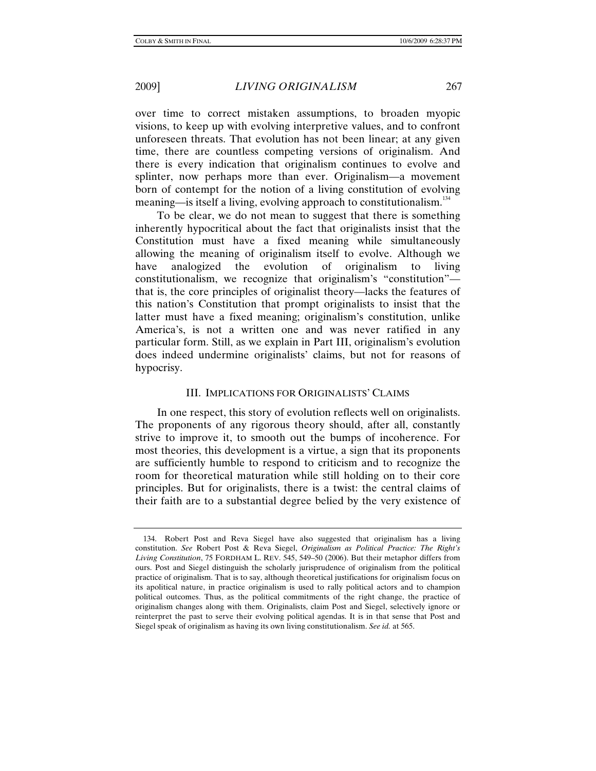over time to correct mistaken assumptions, to broaden myopic visions, to keep up with evolving interpretive values, and to confront unforeseen threats. That evolution has not been linear; at any given time, there are countless competing versions of originalism. And there is every indication that originalism continues to evolve and splinter, now perhaps more than ever. Originalism—a movement born of contempt for the notion of a living constitution of evolving meaning—is itself a living, evolving approach to constitutionalism.[134]

To be clear, we do not mean to suggest that there is something inherently hypocritical about the fact that originalists insist that the Constitution must have a fixed meaning while simultaneously allowing the meaning of originalism itself to evolve. Although we have analogized the evolution of originalism to living constitutionalism, we recognize that originalism's "constitution"—that is, the core principles of originalist theory—lacks the features of this nation's Constitution that prompt originalists to insist that the latter must have a fixed meaning; originalism's constitution, unlike America's, is not a written one and was never ratified in any particular form. Still, as we explain in Part III, originalism's evolution does indeed undermine originalists' claims, but not for reasons of hypocrisy.

## III. IMPLICATIONS FOR ORIGINALISTS' CLAIMS

In one respect, this story of evolution reflects well on originalists. The proponents of any rigorous theory should, after all, constantly strive to improve it, to smooth out the bumps of incoherence. For most theories, this development is a virtue, a sign that its proponents are sufficiently humble to respond to criticism and to recognize the room for theoretical maturation while still holding on to their core principles. But for originalists, there is a twist: the central claims of their faith are to a substantial degree belied by the very existence of

---

134. Robert Post and Reva Siegel have also suggested that originalism has a living constitution. *See* Robert Post & Reva Siegel, *Originalism as Political Practice: The Right's Living Constitution*, 75 FORDHAM L. REV. 545, 549–50 (2006). But their metaphor differs from ours. Post and Siegel distinguish the scholarly jurisprudence of originalism from the political practice of originalism. That is to say, although theoretical justifications for originalism focus on its apolitical nature, in practice originalism is used to rally political actors and to champion political outcomes. Thus, as the political commitments of the right change, the practice of originalism changes along with them. Originalists, claim Post and Siegel, selectively ignore or reinterpret the past to serve their evolving political agendas. It is in that sense that Post and Siegel speak of originalism as having its own living constitutionalism. *See id.* at 565.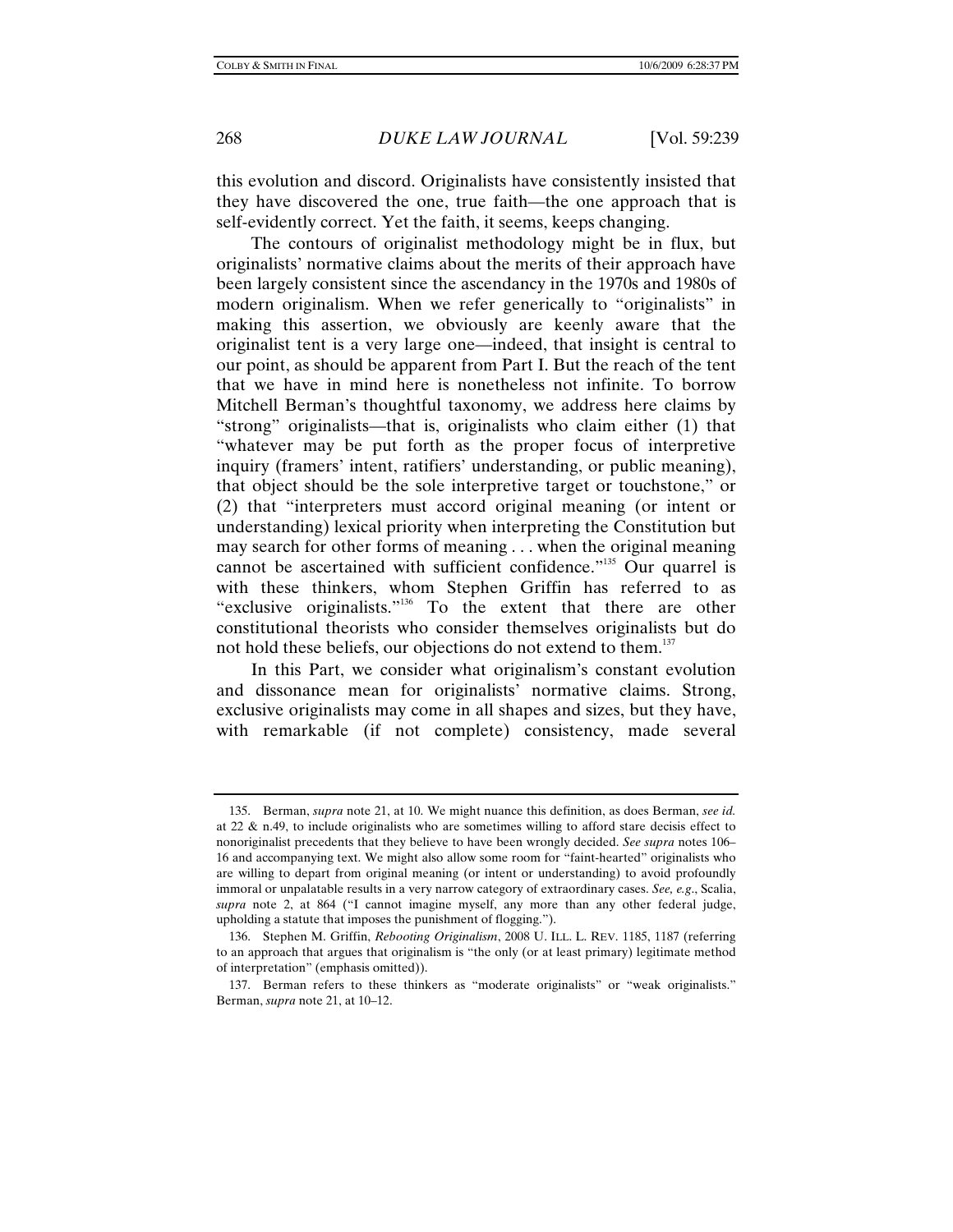this evolution and discord. Originalists have consistently insisted that they have discovered the one, true faith—the one approach that is self-evidently correct. Yet the faith, it seems, keeps changing.

The contours of originalist methodology might be in flux, but originalists' normative claims about the merits of their approach have been largely consistent since the ascendancy in the 1970s and 1980s of modern originalism. When we refer generically to "originalists" in making this assertion, we obviously are keenly aware that the originalist tent is a very large one—indeed, that insight is central to our point, as should be apparent from Part I. But the reach of the tent that we have in mind here is nonetheless not infinite. To borrow Mitchell Berman's thoughtful taxonomy, we address here claims by "strong" originalists—that is, originalists who claim either (1) that "whatever may be put forth as the proper focus of interpretive inquiry (framers' intent, ratifiers' understanding, or public meaning), that object should be the sole interpretive target or touchstone," or (2) that "interpreters must accord original meaning (or intent or understanding) lexical priority when interpreting the Constitution but may search for other forms of meaning . . . when the original meaning cannot be ascertained with sufficient confidence."[135] Our quarrel is with these thinkers, whom Stephen Griffin has referred to as "exclusive originalists."[136] To the extent that there are other constitutional theorists who consider themselves originalists but do not hold these beliefs, our objections do not extend to them.[137]

In this Part, we consider what originalism's constant evolution and dissonance mean for originalists' normative claims. Strong, exclusive originalists may come in all shapes and sizes, but they have, with remarkable (if not complete) consistency, made several

---

135. Berman, *supra* note 21, at 10. We might nuance this definition, as does Berman, *see id.* at 22 & n.49, to include originalists who are sometimes willing to afford stare decisis effect to nonoriginalist precedents that they believe to have been wrongly decided. *See supra* notes 106–16 and accompanying text. We might also allow some room for "faint-hearted" originalists who are willing to depart from original meaning (or intent or understanding) to avoid profoundly immoral or unpalatable results in a very narrow category of extraordinary cases. *See, e.g.*, Scalia, *supra* note 2, at 864 ("I cannot imagine myself, any more than any other federal judge, upholding a statute that imposes the punishment of flogging.").

136. Stephen M. Griffin, *Rebooting Originalism*, 2008 U. ILL. L. REV. 1185, 1187 (referring to an approach that argues that originalism is "the only (or at least primary) legitimate method of interpretation" (emphasis omitted)).

137. Berman refers to these thinkers as "moderate originalists" or "weak originalists." Berman, *supra* note 21, at 10–12.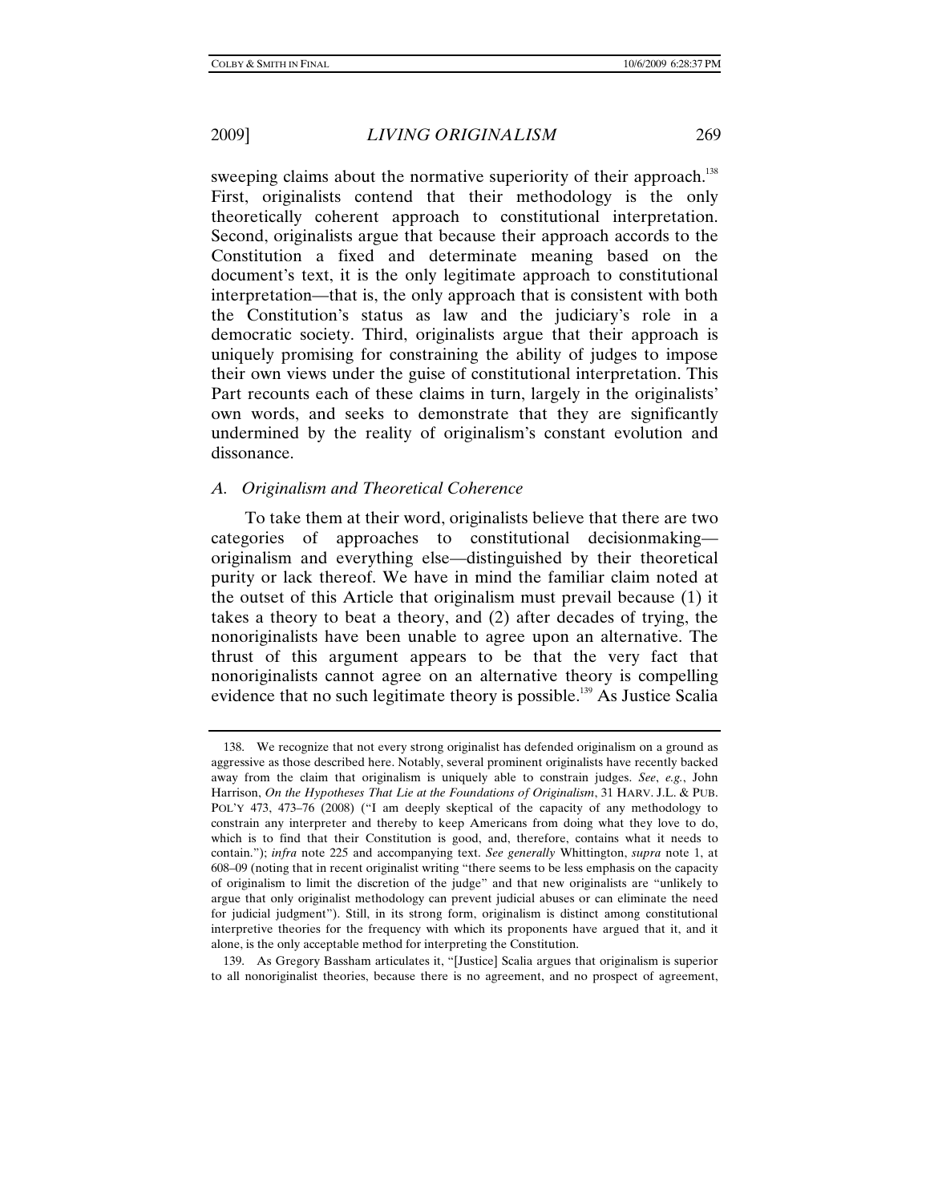sweeping claims about the normative superiority of their approach.[138] First, originalists contend that their methodology is the only theoretically coherent approach to constitutional interpretation. Second, originalists argue that because their approach accords to the Constitution a fixed and determinate meaning based on the document's text, it is the only legitimate approach to constitutional interpretation—that is, the only approach that is consistent with both the Constitution's status as law and the judiciary's role in a democratic society. Third, originalists argue that their approach is uniquely promising for constraining the ability of judges to impose their own views under the guise of constitutional interpretation. This Part recounts each of these claims in turn, largely in the originalists' own words, and seeks to demonstrate that they are significantly undermined by the reality of originalism's constant evolution and dissonance.

### *A. Originalism and Theoretical Coherence*

To take them at their word, originalists believe that there are two categories of approaches to constitutional decisionmaking—originalism and everything else—distinguished by their theoretical purity or lack thereof. We have in mind the familiar claim noted at the outset of this Article that originalism must prevail because (1) it takes a theory to beat a theory, and (2) after decades of trying, the nonoriginalists have been unable to agree upon an alternative. The thrust of this argument appears to be that the very fact that nonoriginalists cannot agree on an alternative theory is compelling evidence that no such legitimate theory is possible.[139] As Justice Scalia

---

138. We recognize that not every strong originalist has defended originalism on a ground as aggressive as those described here. Notably, several prominent originalists have recently backed away from the claim that originalism is uniquely able to constrain judges. *See*, *e.g.*, John Harrison, *On the Hypotheses That Lie at the Foundations of Originalism*, 31 HARV. J.L. & PUB. POL'Y 473, 473–76 (2008) ("I am deeply skeptical of the capacity of any methodology to constrain any interpreter and thereby to keep Americans from doing what they love to do, which is to find that their Constitution is good, and, therefore, contains what it needs to contain."); *infra* note 225 and accompanying text. *See generally* Whittington, *supra* note 1, at 608–09 (noting that in recent originalist writing "there seems to be less emphasis on the capacity of originalism to limit the discretion of the judge" and that new originalists are "unlikely to argue that only originalist methodology can prevent judicial abuses or can eliminate the need for judicial judgment"). Still, in its strong form, originalism is distinct among constitutional interpretive theories for the frequency with which its proponents have argued that it, and it alone, is the only acceptable method for interpreting the Constitution.

139. As Gregory Bassham articulates it, "[Justice] Scalia argues that originalism is superior to all nonoriginalist theories, because there is no agreement, and no prospect of agreement,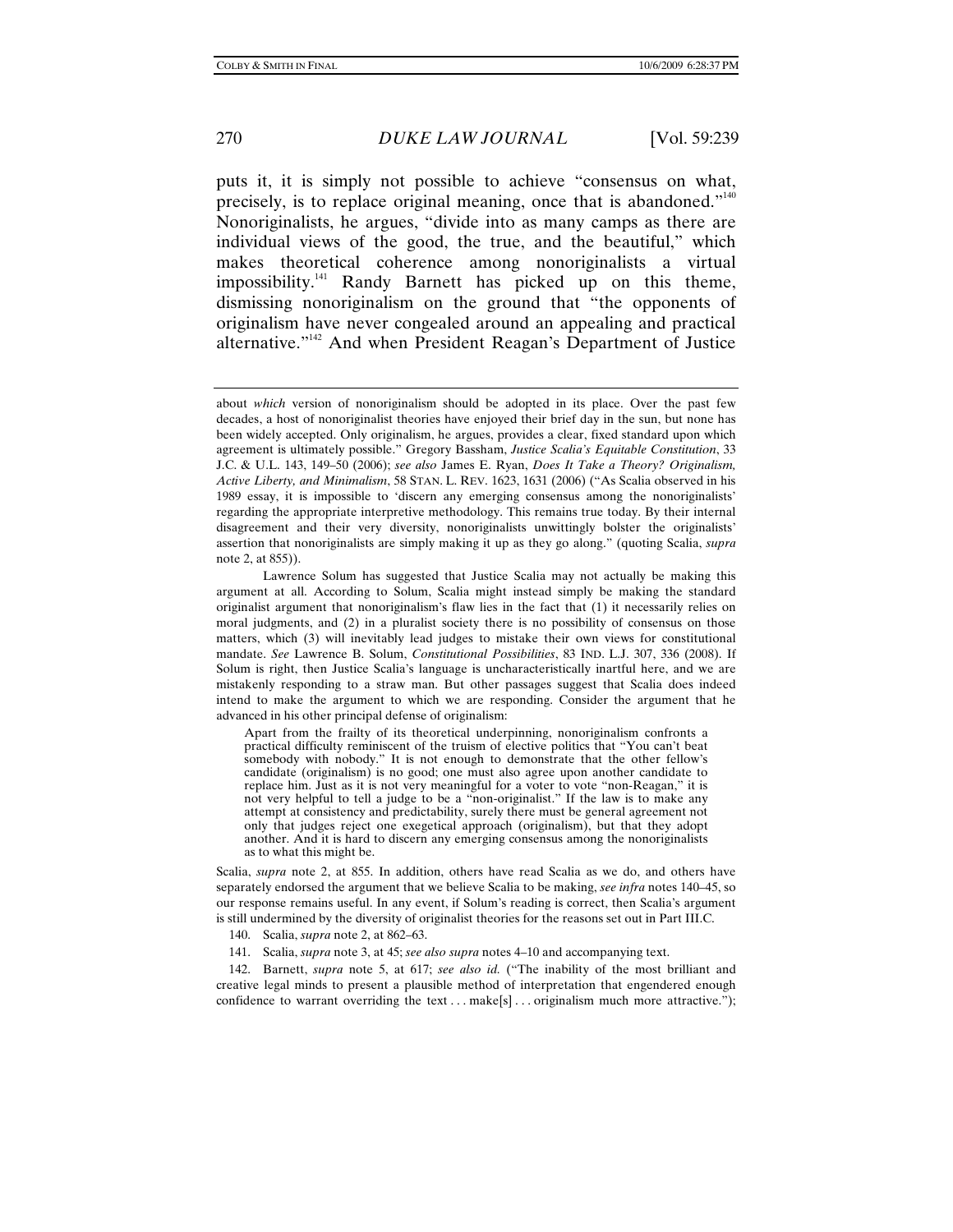puts it, it is simply not possible to achieve "consensus on what, precisely, is to replace original meaning, once that is abandoned."[140] Nonoriginalists, he argues, "divide into as many camps as there are individual views of the good, the true, and the beautiful," which makes theoretical coherence among nonoriginalists a virtual impossibility.[141] Randy Barnett has picked up on this theme, dismissing nonoriginalism on the ground that "the opponents of originalism have never congealed around an appealing and practical alternative."[142] And when President Reagan's Department of Justice

---

about *which* version of nonoriginalism should be adopted in its place. Over the past few decades, a host of nonoriginalist theories have enjoyed their brief day in the sun, but none has been widely accepted. Only originalism, he argues, provides a clear, fixed standard upon which agreement is ultimately possible." Gregory Bassham, *Justice Scalia's Equitable Constitution*, 33 J.C. & U.L. 143, 149–50 (2006); *see also* James E. Ryan, *Does It Take a Theory? Originalism, Active Liberty, and Minimalism*, 58 STAN. L. REV. 1623, 1631 (2006) ("As Scalia observed in his 1989 essay, it is impossible to 'discern any emerging consensus among the nonoriginalists' regarding the appropriate interpretive methodology. This remains true today. By their internal disagreement and their very diversity, nonoriginalists unwittingly bolster the originalists' assertion that nonoriginalists are simply making it up as they go along." (quoting Scalia, *supra* note 2, at 855)).

Lawrence Solum has suggested that Justice Scalia may not actually be making this argument at all. According to Solum, Scalia might instead simply be making the standard originalist argument that nonoriginalism's flaw lies in the fact that (1) it necessarily relies on moral judgments, and (2) in a pluralist society there is no possibility of consensus on those matters, which (3) will inevitably lead judges to mistake their own views for constitutional mandate. *See* Lawrence B. Solum, *Constitutional Possibilities*, 83 IND. L.J. 307, 336 (2008). If Solum is right, then Justice Scalia's language is uncharacteristically inartful here, and we are mistakenly responding to a straw man. But other passages suggest that Scalia does indeed intend to make the argument to which we are responding. Consider the argument that he advanced in his other principal defense of originalism:

> Apart from the frailty of its theoretical underpinning, nonoriginalism confronts a practical difficulty reminiscent of the truism of elective politics that "You can't beat somebody with nobody." It is not enough to demonstrate that the other fellow's candidate (originalism) is no good; one must also agree upon another candidate to replace him. Just as it is not very meaningful for a voter to vote "non-Reagan," it is not very helpful to tell a judge to be a "non-originalist." If the law is to make any attempt at consistency and predictability, surely there must be general agreement not only that judges reject one exegetical approach (originalism), but that they adopt another. And it is hard to discern any emerging consensus among the nonoriginalists as to what this might be.

Scalia, *supra* note 2, at 855. In addition, others have read Scalia as we do, and others have separately endorsed the argument that we believe Scalia to be making, *see infra* notes 140–45, so our response remains useful. In any event, if Solum's reading is correct, then Scalia's argument is still undermined by the diversity of originalist theories for the reasons set out in Part III.C.

140. Scalia, *supra* note 2, at 862–63.

141. Scalia, *supra* note 3, at 45; *see also supra* notes 4–10 and accompanying text.

142. Barnett, *supra* note 5, at 617; *see also id.* ("The inability of the most brilliant and creative legal minds to present a plausible method of interpretation that engendered enough confidence to warrant overriding the text . . . make[s] . . . originalism much more attractive.");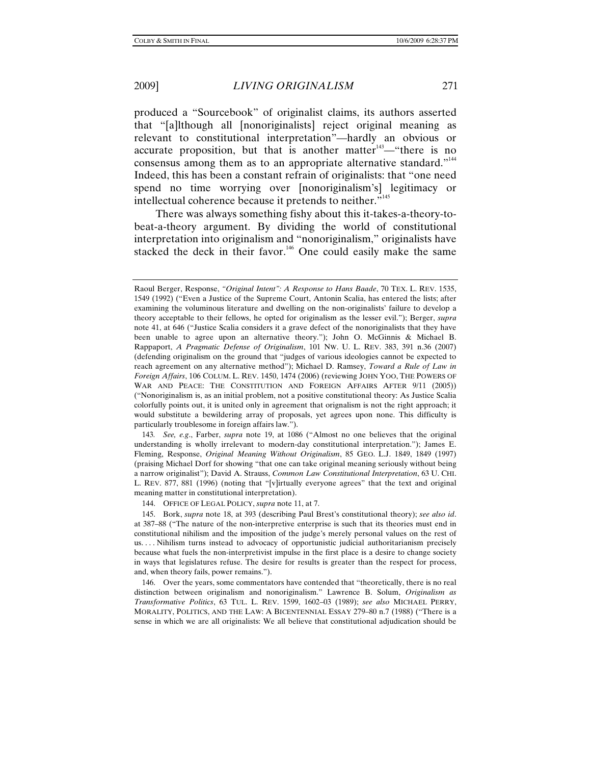produced a "Sourcebook" of originalist claims, its authors asserted that "[a]lthough all [nonoriginalists] reject original meaning as relevant to constitutional interpretation"—hardly an obvious or accurate proposition, but that is another matter[143]—"there is no consensus among them as to an appropriate alternative standard."[144] Indeed, this has been a constant refrain of originalists: that "one need spend no time worrying over [nonoriginalism's] legitimacy or intellectual coherence because it pretends to neither."[145]

There was always something fishy about this it-takes-a-theory-to-beat-a-theory argument. By dividing the world of constitutional interpretation into originalism and "nonoriginalism," originalists have stacked the deck in their favor.[146] One could easily make the same

---

Raoul Berger, Response, *"Original Intent": A Response to Hans Baade*, 70 TEX. L. REV. 1535, 1549 (1992) ("Even a Justice of the Supreme Court, Antonin Scalia, has entered the lists; after examining the voluminous literature and dwelling on the non-originalists' failure to develop a theory acceptable to their fellows, he opted for originalism as the lesser evil."); Berger, *supra* note 41, at 646 ("Justice Scalia considers it a grave defect of the nonoriginalists that they have been unable to agree upon an alternative theory."); John O. McGinnis & Michael B. Rappaport, *A Pragmatic Defense of Originalism*, 101 NW. U. L. REV. 383, 391 n.36 (2007) (defending originalism on the ground that "judges of various ideologies cannot be expected to reach agreement on any alternative method"); Michael D. Ramsey, *Toward a Rule of Law in Foreign Affairs*, 106 COLUM. L. REV. 1450, 1474 (2006) (reviewing JOHN YOO, THE POWERS OF WAR AND PEACE: THE CONSTITUTION AND FOREIGN AFFAIRS AFTER 9/11 (2005)) ("Nonoriginalism is, as an initial problem, not a positive constitutional theory: As Justice Scalia colorfully points out, it is united only in agreement that orignalism is not the right approach; it would substitute a bewildering array of proposals, yet agrees upon none. This difficulty is particularly troublesome in foreign affairs law.").

143. *See, e.g.*, Farber, *supra* note 19, at 1086 ("Almost no one believes that the original understanding is wholly irrelevant to modern-day constitutional interpretation."); James E. Fleming, Response, *Original Meaning Without Originalism*, 85 GEO. L.J. 1849, 1849 (1997) (praising Michael Dorf for showing "that one can take original meaning seriously without being a narrow originalist"); David A. Strauss, *Common Law Constitutional Interpretation*, 63 U. CHI. L. REV. 877, 881 (1996) (noting that "[v]irtually everyone agrees" that the text and original meaning matter in constitutional interpretation).

144. OFFICE OF LEGAL POLICY, *supra* note 11, at 7.

145. Bork, *supra* note 18, at 393 (describing Paul Brest's constitutional theory); *see also id*. at 387–88 ("The nature of the non-interpretive enterprise is such that its theories must end in constitutional nihilism and the imposition of the judge's merely personal values on the rest of us. . . . Nihilism turns instead to advocacy of opportunistic judicial authoritarianism precisely because what fuels the non-interpretivist impulse in the first place is a desire to change society in ways that legislatures refuse. The desire for results is greater than the respect for process, and, when theory fails, power remains.").

146. Over the years, some commentators have contended that "theoretically, there is no real distinction between originalism and nonoriginalism." Lawrence B. Solum, *Originalism as Transformative Politics*, 63 TUL. L. REV. 1599, 1602–03 (1989); *see also* MICHAEL PERRY, MORALITY, POLITICS, AND THE LAW: A BICENTENNIAL ESSAY 279–80 n.7 (1988) ("There is a sense in which we are all originalists: We all believe that constitutional adjudication should be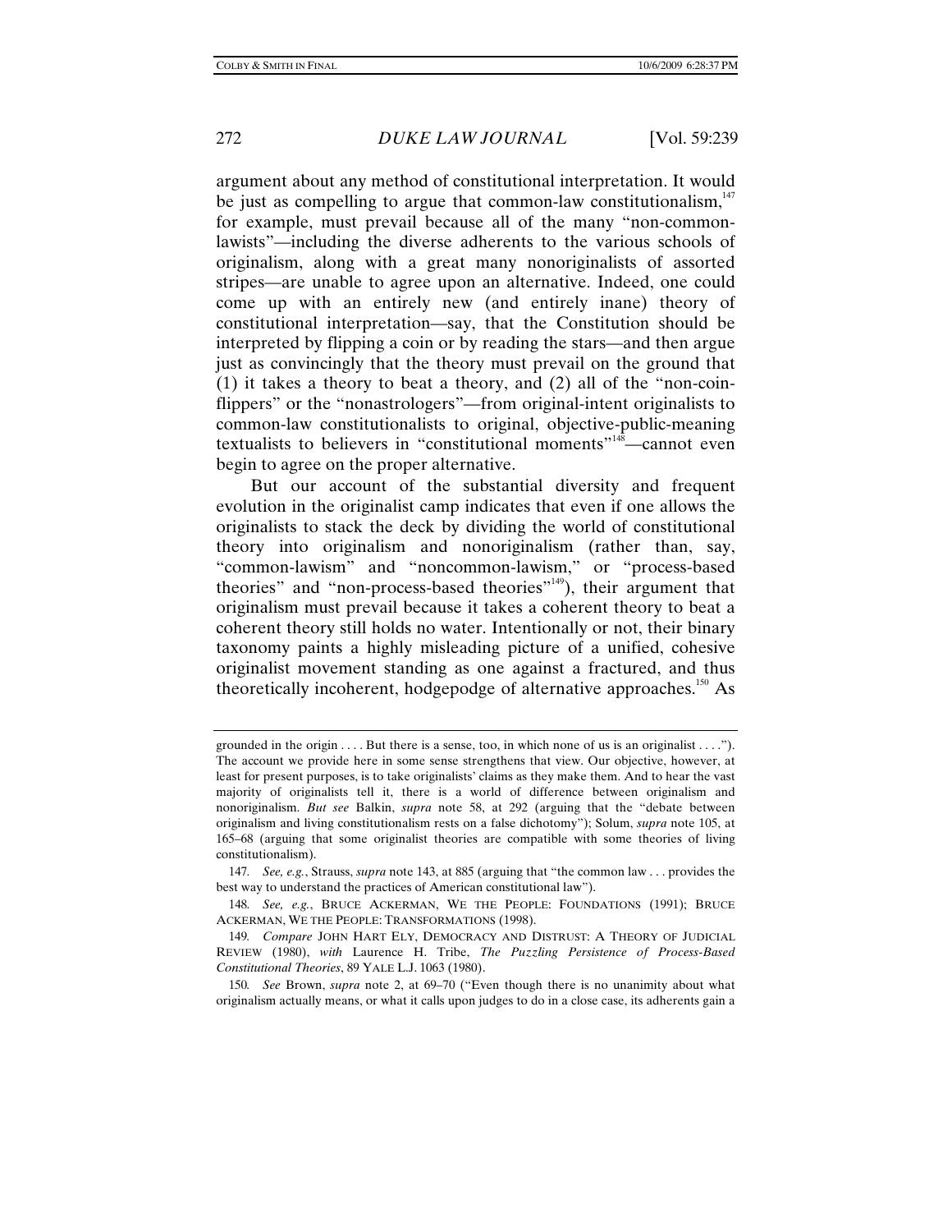argument about any method of constitutional interpretation. It would be just as compelling to argue that common-law constitutionalism,[147] for example, must prevail because all of the many "non-common-lawists"—including the diverse adherents to the various schools of originalism, along with a great many nonoriginalists of assorted stripes—are unable to agree upon an alternative. Indeed, one could come up with an entirely new (and entirely inane) theory of constitutional interpretation—say, that the Constitution should be interpreted by flipping a coin or by reading the stars—and then argue just as convincingly that the theory must prevail on the ground that (1) it takes a theory to beat a theory, and (2) all of the "non-coin-flippers" or the "nonastrologers"—from original-intent originalists to common-law constitutionalists to original, objective-public-meaning textualists to believers in "constitutional moments"[148]—cannot even begin to agree on the proper alternative.

But our account of the substantial diversity and frequent evolution in the originalist camp indicates that even if one allows the originalists to stack the deck by dividing the world of constitutional theory into originalism and nonoriginalism (rather than, say, "common-lawism" and "noncommon-lawism," or "process-based theories" and "non-process-based theories"[149]), their argument that originalism must prevail because it takes a coherent theory to beat a coherent theory still holds no water. Intentionally or not, their binary taxonomy paints a highly misleading picture of a unified, cohesive originalist movement standing as one against a fractured, and thus theoretically incoherent, hodgepodge of alternative approaches.[150] As

---

grounded in the origin . . . . But there is a sense, too, in which none of us is an originalist . . . ."). The account we provide here in some sense strengthens that view. Our objective, however, at least for present purposes, is to take originalists' claims as they make them. And to hear the vast majority of originalists tell it, there is a world of difference between originalism and nonoriginalism. *But see* Balkin, *supra* note 58, at 292 (arguing that the "debate between originalism and living constitutionalism rests on a false dichotomy"); Solum, *supra* note 105, at 165–68 (arguing that some originalist theories are compatible with some theories of living constitutionalism).

147. *See, e.g.*, Strauss, *supra* note 143, at 885 (arguing that "the common law . . . provides the best way to understand the practices of American constitutional law").

148. *See, e.g.*, BRUCE ACKERMAN, WE THE PEOPLE: FOUNDATIONS (1991); BRUCE ACKERMAN, WE THE PEOPLE: TRANSFORMATIONS (1998).

149. *Compare* JOHN HART ELY, DEMOCRACY AND DISTRUST: A THEORY OF JUDICIAL REVIEW (1980), *with* Laurence H. Tribe, *The Puzzling Persistence of Process-Based Constitutional Theories*, 89 YALE L.J. 1063 (1980).

150. *See* Brown, *supra* note 2, at 69–70 ("Even though there is no unanimity about what originalism actually means, or what it calls upon judges to do in a close case, its adherents gain a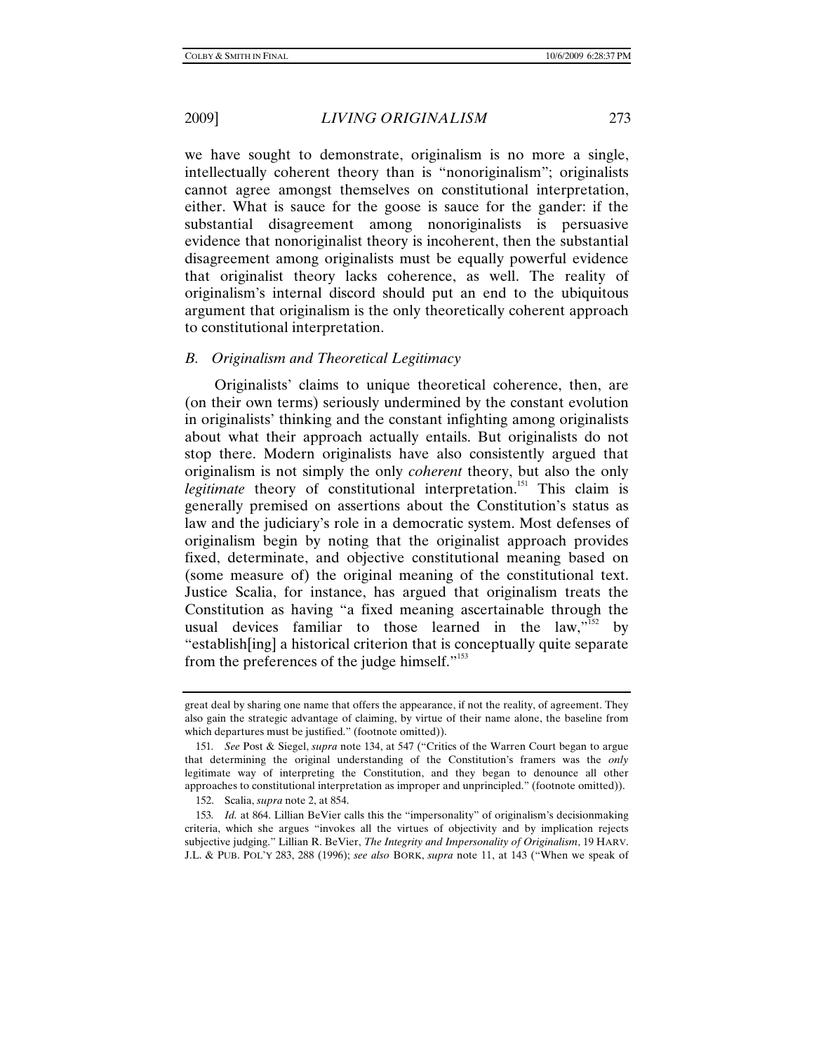we have sought to demonstrate, originalism is no more a single, intellectually coherent theory than is "nonoriginalism"; originalists cannot agree amongst themselves on constitutional interpretation, either. What is sauce for the goose is sauce for the gander: if the substantial disagreement among nonoriginalists is persuasive evidence that nonoriginalist theory is incoherent, then the substantial disagreement among originalists must be equally powerful evidence that originalist theory lacks coherence, as well. The reality of originalism's internal discord should put an end to the ubiquitous argument that originalism is the only theoretically coherent approach to constitutional interpretation.

### *B. Originalism and Theoretical Legitimacy*

Originalists' claims to unique theoretical coherence, then, are (on their own terms) seriously undermined by the constant evolution in originalists' thinking and the constant infighting among originalists about what their approach actually entails. But originalists do not stop there. Modern originalists have also consistently argued that originalism is not simply the only *coherent* theory, but also the only *legitimate* theory of constitutional interpretation.[151] This claim is generally premised on assertions about the Constitution's status as law and the judiciary's role in a democratic system. Most defenses of originalism begin by noting that the originalist approach provides fixed, determinate, and objective constitutional meaning based on (some measure of) the original meaning of the constitutional text. Justice Scalia, for instance, has argued that originalism treats the Constitution as having "a fixed meaning ascertainable through the usual devices familiar to those learned in the law,"[152] by "establish[ing] a historical criterion that is conceptually quite separate from the preferences of the judge himself."[153]

---

great deal by sharing one name that offers the appearance, if not the reality, of agreement. They also gain the strategic advantage of claiming, by virtue of their name alone, the baseline from which departures must be justified." (footnote omitted)).

151. *See* Post & Siegel, *supra* note 134, at 547 ("Critics of the Warren Court began to argue that determining the original understanding of the Constitution's framers was the *only* legitimate way of interpreting the Constitution, and they began to denounce all other approaches to constitutional interpretation as improper and unprincipled." (footnote omitted)).

152. Scalia, *supra* note 2, at 854.

153. *Id.* at 864. Lillian BeVier calls this the "impersonality" of originalism's decisionmaking criteria, which she argues "invokes all the virtues of objectivity and by implication rejects subjective judging." Lillian R. BeVier, *The Integrity and Impersonality of Originalism*, 19 HARV. J.L. & PUB. POL'Y 283, 288 (1996); *see also* BORK, *supra* note 11, at 143 ("When we speak of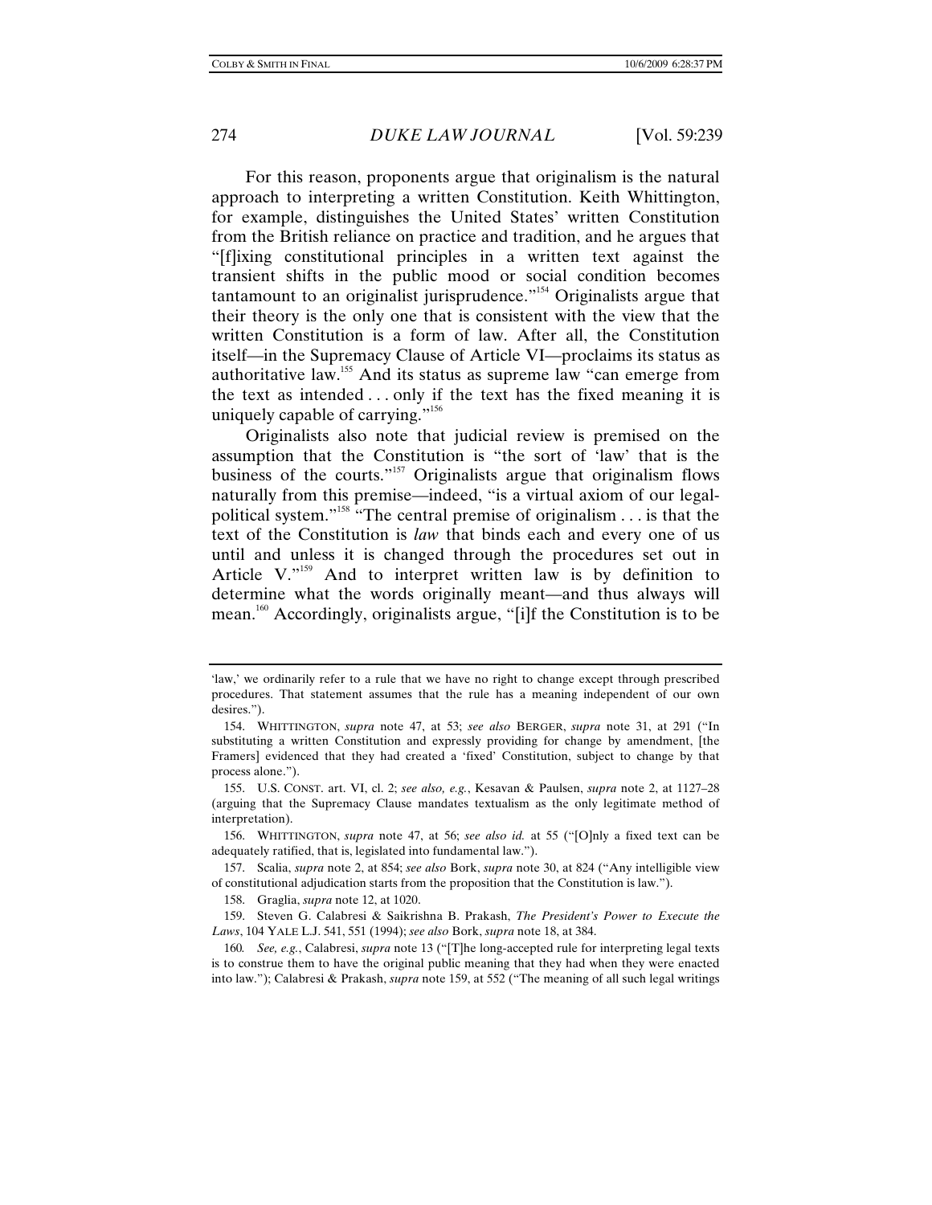For this reason, proponents argue that originalism is the natural approach to interpreting a written Constitution. Keith Whittington, for example, distinguishes the United States' written Constitution from the British reliance on practice and tradition, and he argues that "[f]ixing constitutional principles in a written text against the transient shifts in the public mood or social condition becomes tantamount to an originalist jurisprudence."[154] Originalists argue that their theory is the only one that is consistent with the view that the written Constitution is a form of law. After all, the Constitution itself—in the Supremacy Clause of Article VI—proclaims its status as authoritative law.[155] And its status as supreme law "can emerge from the text as intended . . . only if the text has the fixed meaning it is uniquely capable of carrying."[156]

Originalists also note that judicial review is premised on the assumption that the Constitution is "the sort of 'law' that is the business of the courts."[157] Originalists argue that originalism flows naturally from this premise—indeed, "is a virtual axiom of our legal-political system."[158] "The central premise of originalism . . . is that the text of the Constitution is *law* that binds each and every one of us until and unless it is changed through the procedures set out in Article V."[159] And to interpret written law is by definition to determine what the words originally meant—and thus always will mean.[160] Accordingly, originalists argue, "[i]f the Constitution is to be

---

'law,' we ordinarily refer to a rule that we have no right to change except through prescribed procedures. That statement assumes that the rule has a meaning independent of our own desires.").

154. WHITTINGTON, *supra* note 47, at 53; *see also* BERGER, *supra* note 31, at 291 ("In substituting a written Constitution and expressly providing for change by amendment, [the Framers] evidenced that they had created a 'fixed' Constitution, subject to change by that process alone.").

155. U.S. CONST. art. VI, cl. 2; *see also, e.g.*, Kesavan & Paulsen, *supra* note 2, at 1127–28 (arguing that the Supremacy Clause mandates textualism as the only legitimate method of interpretation).

156. WHITTINGTON, *supra* note 47, at 56; *see also id.* at 55 ("[O]nly a fixed text can be adequately ratified, that is, legislated into fundamental law.").

157. Scalia, *supra* note 2, at 854; *see also* Bork, *supra* note 30, at 824 ("Any intelligible view of constitutional adjudication starts from the proposition that the Constitution is law.").

158. Graglia, *supra* note 12, at 1020.

159. Steven G. Calabresi & Saikrishna B. Prakash, *The President's Power to Execute the Laws*, 104 YALE L.J. 541, 551 (1994); *see also* Bork, *supra* note 18, at 384.

160. *See, e.g.*, Calabresi, *supra* note 13 ("[T]he long-accepted rule for interpreting legal texts is to construe them to have the original public meaning that they had when they were enacted into law."); Calabresi & Prakash, *supra* note 159, at 552 ("The meaning of all such legal writings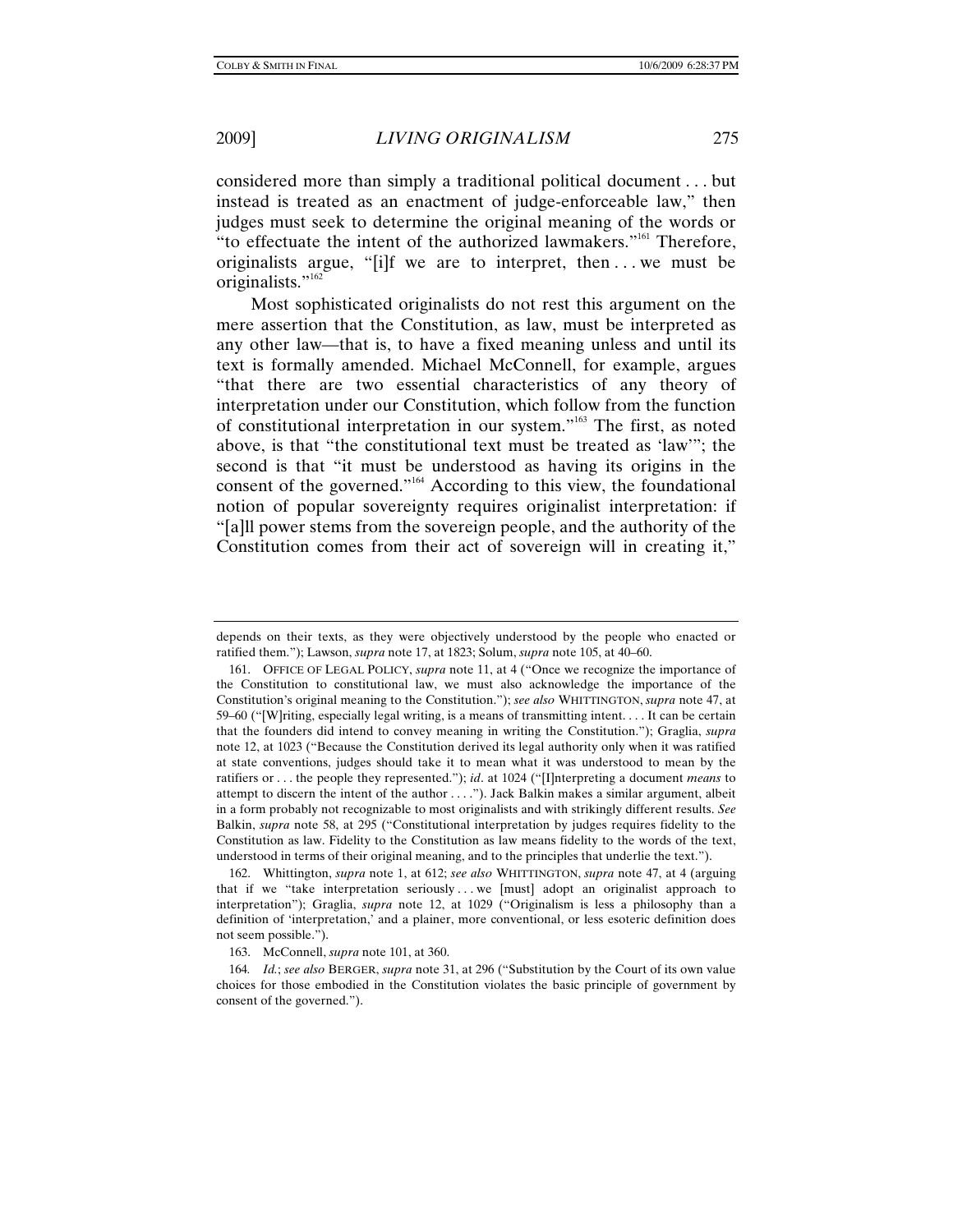considered more than simply a traditional political document . . . but instead is treated as an enactment of judge-enforceable law," then judges must seek to determine the original meaning of the words or "to effectuate the intent of the authorized lawmakers."[161] Therefore, originalists argue, "[i]f we are to interpret, then . . . we must be originalists."[162]

Most sophisticated originalists do not rest this argument on the mere assertion that the Constitution, as law, must be interpreted as any other law—that is, to have a fixed meaning unless and until its text is formally amended. Michael McConnell, for example, argues "that there are two essential characteristics of any theory of interpretation under our Constitution, which follow from the function of constitutional interpretation in our system."[163] The first, as noted above, is that "the constitutional text must be treated as 'law'"; the second is that "it must be understood as having its origins in the consent of the governed."[164] According to this view, the foundational notion of popular sovereignty requires originalist interpretation: if "[a]ll power stems from the sovereign people, and the authority of the Constitution comes from their act of sovereign will in creating it,"

---

depends on their texts, as they were objectively understood by the people who enacted or ratified them."); Lawson, *supra* note 17, at 1823; Solum, *supra* note 105, at 40–60.

161. OFFICE OF LEGAL POLICY, *supra* note 11, at 4 ("Once we recognize the importance of the Constitution to constitutional law, we must also acknowledge the importance of the Constitution's original meaning to the Constitution."); *see also* WHITTINGTON, *supra* note 47, at 59–60 ("[W]riting, especially legal writing, is a means of transmitting intent. . . . It can be certain that the founders did intend to convey meaning in writing the Constitution."); Graglia, *supra* note 12, at 1023 ("Because the Constitution derived its legal authority only when it was ratified at state conventions, judges should take it to mean what it was understood to mean by the ratifiers or . . . the people they represented."); *id*. at 1024 ("[I]nterpreting a document *means* to attempt to discern the intent of the author . . . ."). Jack Balkin makes a similar argument, albeit in a form probably not recognizable to most originalists and with strikingly different results. *See* Balkin, *supra* note 58, at 295 ("Constitutional interpretation by judges requires fidelity to the Constitution as law. Fidelity to the Constitution as law means fidelity to the words of the text, understood in terms of their original meaning, and to the principles that underlie the text.").

162. Whittington, *supra* note 1, at 612; *see also* WHITTINGTON, *supra* note 47, at 4 (arguing that if we "take interpretation seriously . . . we [must] adopt an originalist approach to interpretation"); Graglia, *supra* note 12, at 1029 ("Originalism is less a philosophy than a definition of 'interpretation,' and a plainer, more conventional, or less esoteric definition does not seem possible.").

163. McConnell, *supra* note 101, at 360.

164. *Id.*; *see also* BERGER, *supra* note 31, at 296 ("Substitution by the Court of its own value choices for those embodied in the Constitution violates the basic principle of government by consent of the governed.").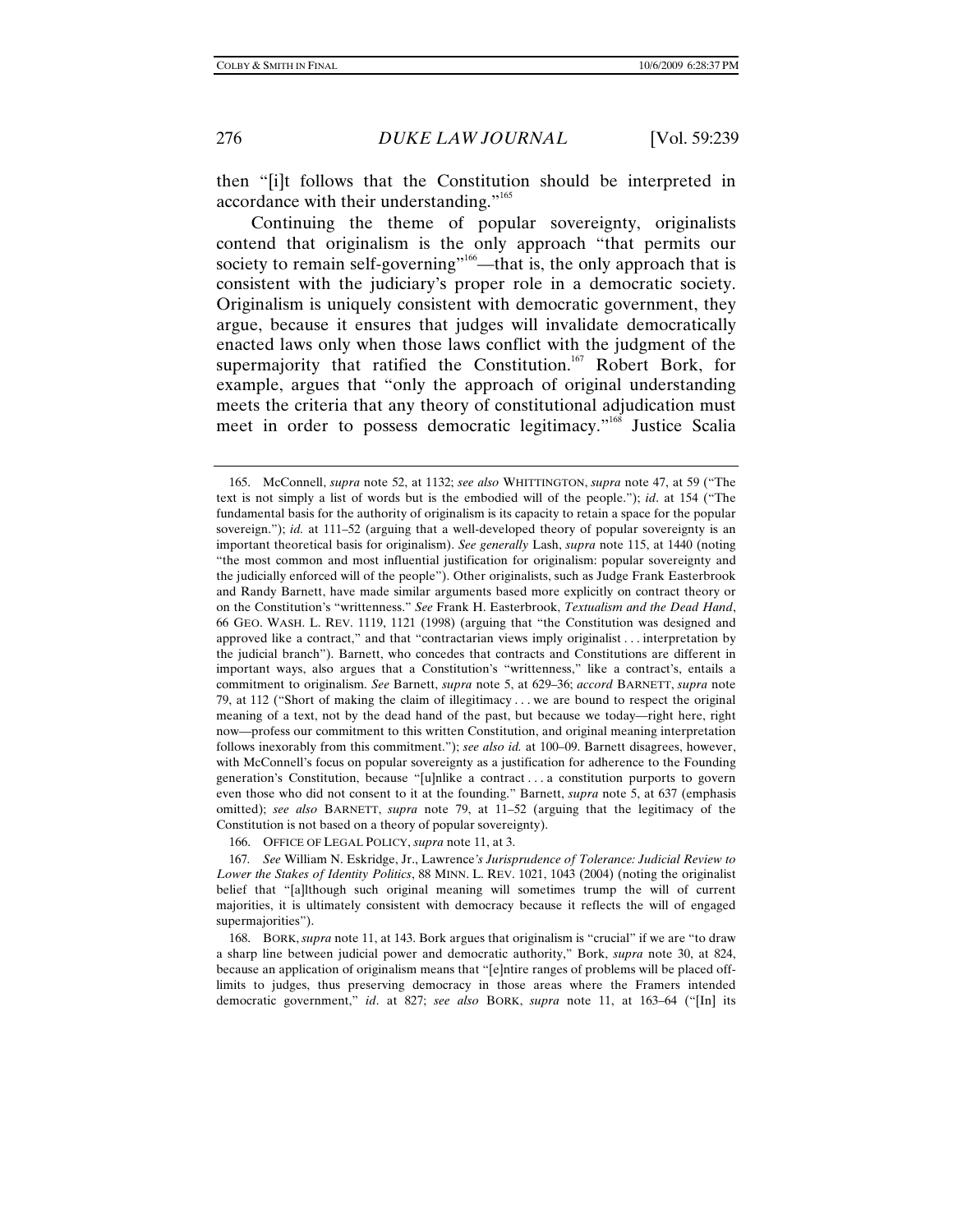then "[i]t follows that the Constitution should be interpreted in accordance with their understanding."[165]

Continuing the theme of popular sovereignty, originalists contend that originalism is the only approach "that permits our society to remain self-governing"[166]—that is, the only approach that is consistent with the judiciary's proper role in a democratic society. Originalism is uniquely consistent with democratic government, they argue, because it ensures that judges will invalidate democratically enacted laws only when those laws conflict with the judgment of the supermajority that ratified the Constitution.[167] Robert Bork, for example, argues that "only the approach of original understanding meets the criteria that any theory of constitutional adjudication must meet in order to possess democratic legitimacy."[168] Justice Scalia

---

165. McConnell, *supra* note 52, at 1132; *see also* WHITTINGTON, *supra* note 47, at 59 ("The text is not simply a list of words but is the embodied will of the people."); *id*. at 154 ("The fundamental basis for the authority of originalism is its capacity to retain a space for the popular sovereign."); *id.* at 111–52 (arguing that a well-developed theory of popular sovereignty is an important theoretical basis for originalism). *See generally* Lash, *supra* note 115, at 1440 (noting "the most common and most influential justification for originalism: popular sovereignty and the judicially enforced will of the people"). Other originalists, such as Judge Frank Easterbrook and Randy Barnett, have made similar arguments based more explicitly on contract theory or on the Constitution's "writtenness." *See* Frank H. Easterbrook, *Textualism and the Dead Hand*, 66 GEO. WASH. L. REV. 1119, 1121 (1998) (arguing that "the Constitution was designed and approved like a contract," and that "contractarian views imply originalist . . . interpretation by the judicial branch"). Barnett, who concedes that contracts and Constitutions are different in important ways, also argues that a Constitution's "writtenness," like a contract's, entails a commitment to originalism. *See* Barnett, *supra* note 5, at 629–36; *accord* BARNETT, *supra* note 79, at 112 ("Short of making the claim of illegitimacy . . . we are bound to respect the original meaning of a text, not by the dead hand of the past, but because we today—right here, right now—profess our commitment to this written Constitution, and original meaning interpretation follows inexorably from this commitment."); *see also id.* at 100–09. Barnett disagrees, however, with McConnell's focus on popular sovereignty as a justification for adherence to the Founding generation's Constitution, because "[u]nlike a contract . . . a constitution purports to govern even those who did not consent to it at the founding." Barnett, *supra* note 5, at 637 (emphasis omitted); *see also* BARNETT, *supra* note 79, at 11–52 (arguing that the legitimacy of the Constitution is not based on a theory of popular sovereignty).

166. OFFICE OF LEGAL POLICY, *supra* note 11, at 3.

167. *See* William N. Eskridge, Jr., Lawrence*'s Jurisprudence of Tolerance: Judicial Review to Lower the Stakes of Identity Politics*, 88 MINN. L. REV. 1021, 1043 (2004) (noting the originalist belief that "[a]lthough such original meaning will sometimes trump the will of current majorities, it is ultimately consistent with democracy because it reflects the will of engaged supermajorities").

168. BORK, *supra* note 11, at 143. Bork argues that originalism is "crucial" if we are "to draw a sharp line between judicial power and democratic authority," Bork, *supra* note 30, at 824, because an application of originalism means that "[e]ntire ranges of problems will be placed off-limits to judges, thus preserving democracy in those areas where the Framers intended democratic government," *id*. at 827; *see also* BORK, *supra* note 11, at 163–64 ("[In] its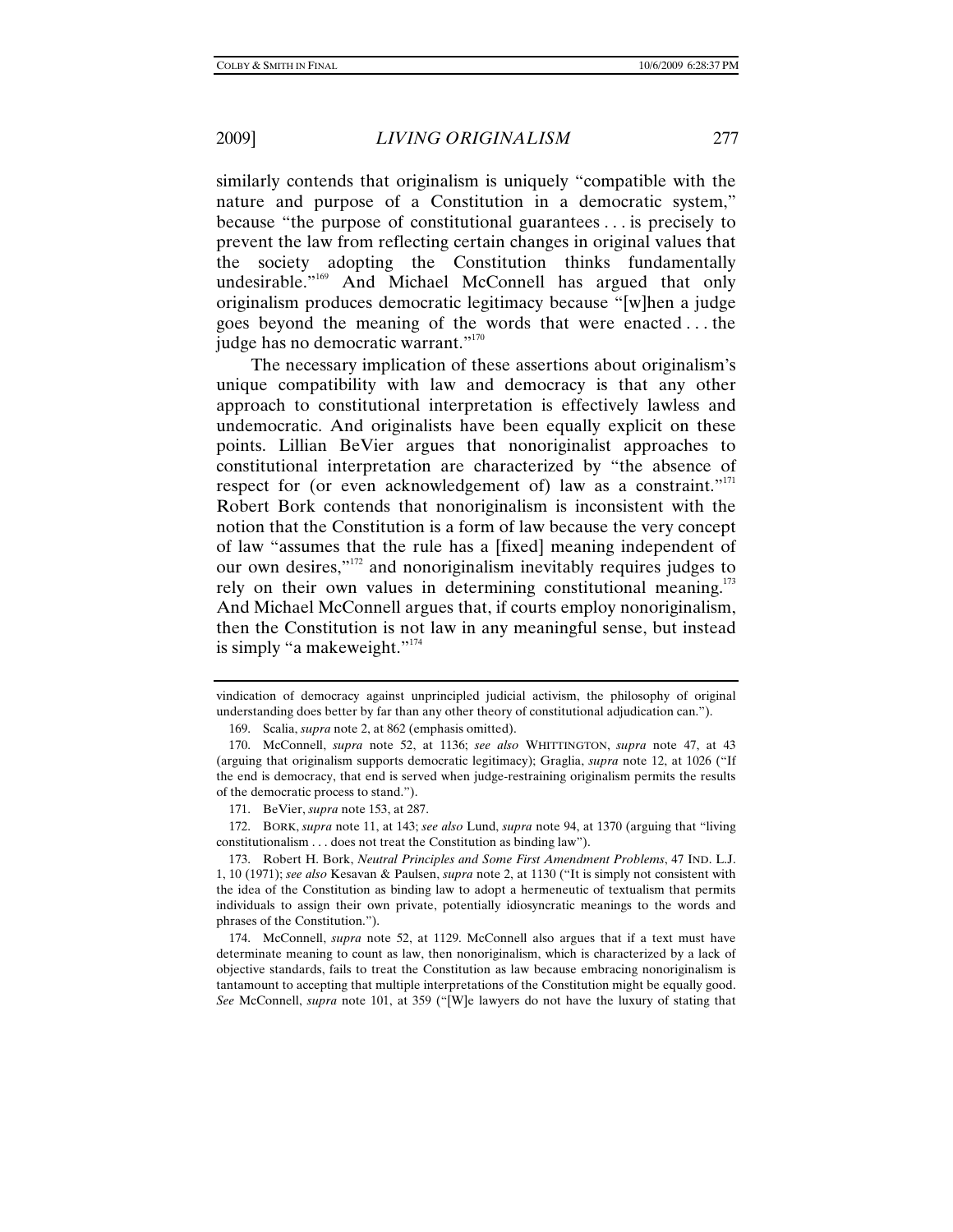similarly contends that originalism is uniquely "compatible with the nature and purpose of a Constitution in a democratic system," because "the purpose of constitutional guarantees . . . is precisely to prevent the law from reflecting certain changes in original values that the society adopting the Constitution thinks fundamentally undesirable."[169] And Michael McConnell has argued that only originalism produces democratic legitimacy because "[w]hen a judge goes beyond the meaning of the words that were enacted . . . the judge has no democratic warrant."[170]

The necessary implication of these assertions about originalism's unique compatibility with law and democracy is that any other approach to constitutional interpretation is effectively lawless and undemocratic. And originalists have been equally explicit on these points. Lillian BeVier argues that nonoriginalist approaches to constitutional interpretation are characterized by "the absence of respect for (or even acknowledgement of) law as a constraint."[171] Robert Bork contends that nonoriginalism is inconsistent with the notion that the Constitution is a form of law because the very concept of law "assumes that the rule has a [fixed] meaning independent of our own desires,"[172] and nonoriginalism inevitably requires judges to rely on their own values in determining constitutional meaning.[173] And Michael McConnell argues that, if courts employ nonoriginalism, then the Constitution is not law in any meaningful sense, but instead is simply "a makeweight."[174]

---

vindication of democracy against unprincipled judicial activism, the philosophy of original understanding does better by far than any other theory of constitutional adjudication can.").

169. Scalia, *supra* note 2, at 862 (emphasis omitted).

170. McConnell, *supra* note 52, at 1136; *see also* WHITTINGTON, *supra* note 47, at 43 (arguing that originalism supports democratic legitimacy); Graglia, *supra* note 12, at 1026 ("If the end is democracy, that end is served when judge-restraining originalism permits the results of the democratic process to stand.").

171. BeVier, *supra* note 153, at 287.

172. BORK, *supra* note 11, at 143; *see also* Lund, *supra* note 94, at 1370 (arguing that "living constitutionalism . . . does not treat the Constitution as binding law").

173. Robert H. Bork, *Neutral Principles and Some First Amendment Problems*, 47 IND. L.J. 1, 10 (1971); *see also* Kesavan & Paulsen, *supra* note 2, at 1130 ("It is simply not consistent with the idea of the Constitution as binding law to adopt a hermeneutic of textualism that permits individuals to assign their own private, potentially idiosyncratic meanings to the words and phrases of the Constitution.").

174. McConnell, *supra* note 52, at 1129. McConnell also argues that if a text must have determinate meaning to count as law, then nonoriginalism, which is characterized by a lack of objective standards, fails to treat the Constitution as law because embracing nonoriginalism is tantamount to accepting that multiple interpretations of the Constitution might be equally good. *See* McConnell, *supra* note 101, at 359 ("[W]e lawyers do not have the luxury of stating that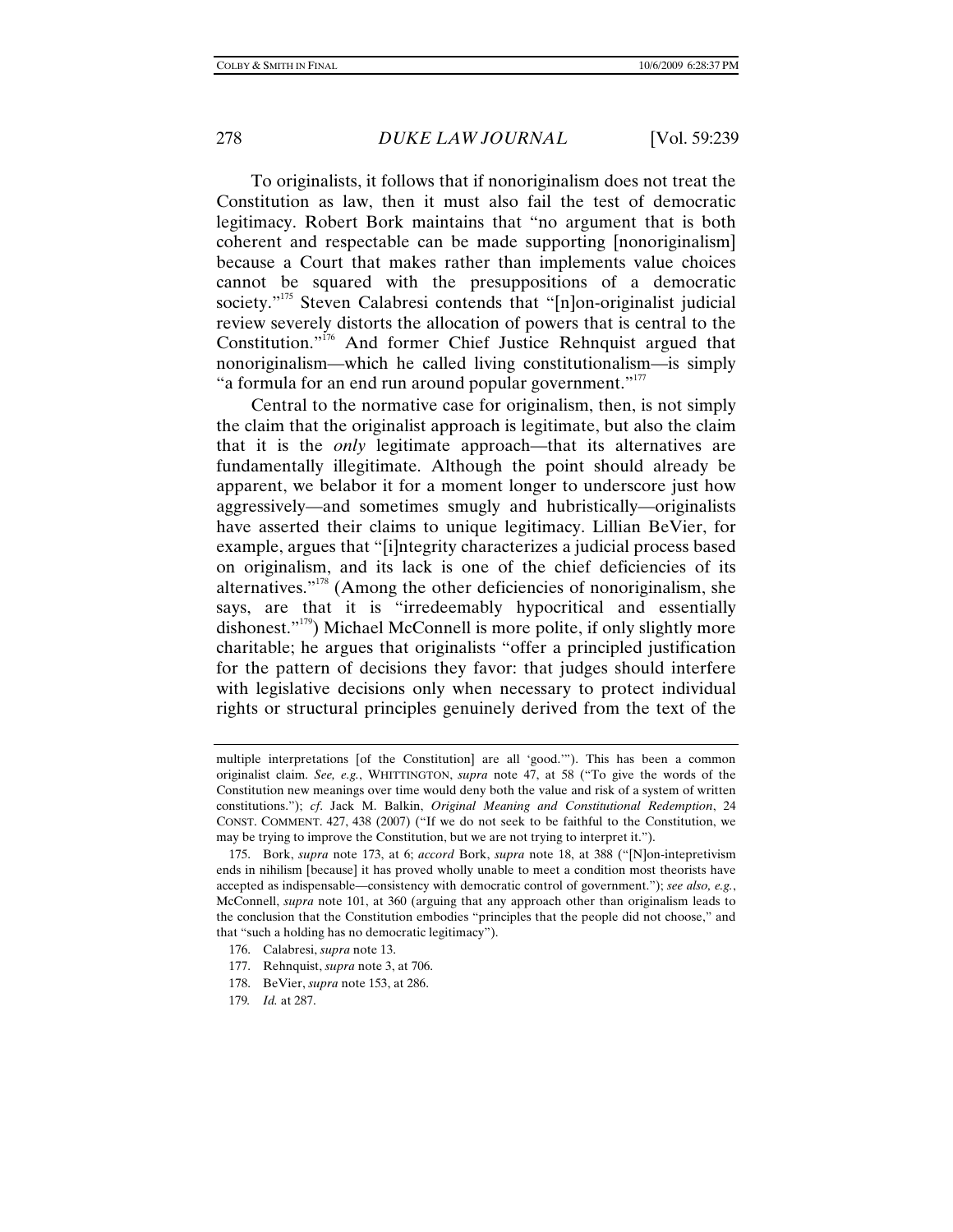To originalists, it follows that if nonoriginalism does not treat the Constitution as law, then it must also fail the test of democratic legitimacy. Robert Bork maintains that "no argument that is both coherent and respectable can be made supporting [nonoriginalism] because a Court that makes rather than implements value choices cannot be squared with the presuppositions of a democratic society."[175] Steven Calabresi contends that "[n]on-originalist judicial review severely distorts the allocation of powers that is central to the Constitution."[176] And former Chief Justice Rehnquist argued that nonoriginalism—which he called living constitutionalism—is simply "a formula for an end run around popular government."[177]

Central to the normative case for originalism, then, is not simply the claim that the originalist approach is legitimate, but also the claim that it is the *only* legitimate approach—that its alternatives are fundamentally illegitimate. Although the point should already be apparent, we belabor it for a moment longer to underscore just how aggressively—and sometimes smugly and hubristically—originalists have asserted their claims to unique legitimacy. Lillian BeVier, for example, argues that "[i]ntegrity characterizes a judicial process based on originalism, and its lack is one of the chief deficiencies of its alternatives."[178] (Among the other deficiencies of nonoriginalism, she says, are that it is "irredeemably hypocritical and essentially dishonest."[179]) Michael McConnell is more polite, if only slightly more charitable; he argues that originalists "offer a principled justification for the pattern of decisions they favor: that judges should interfere with legislative decisions only when necessary to protect individual rights or structural principles genuinely derived from the text of the

---

multiple interpretations [of the Constitution] are all 'good.'"). This has been a common originalist claim. *See, e.g.*, WHITTINGTON, *supra* note 47, at 58 ("To give the words of the Constitution new meanings over time would deny both the value and risk of a system of written constitutions."); *cf.* Jack M. Balkin, *Original Meaning and Constitutional Redemption*, 24 CONST. COMMENT. 427, 438 (2007) ("If we do not seek to be faithful to the Constitution, we may be trying to improve the Constitution, but we are not trying to interpret it.").

175. Bork, *supra* note 173, at 6; *accord* Bork, *supra* note 18, at 388 ("[N]on-intepretivism ends in nihilism [because] it has proved wholly unable to meet a condition most theorists have accepted as indispensable—consistency with democratic control of government."); *see also, e.g.*, McConnell, *supra* note 101, at 360 (arguing that any approach other than originalism leads to the conclusion that the Constitution embodies "principles that the people did not choose," and that "such a holding has no democratic legitimacy").

176. Calabresi, *supra* note 13.

177. Rehnquist, *supra* note 3, at 706.

178. BeVier, *supra* note 153, at 286.

179. *Id.* at 287.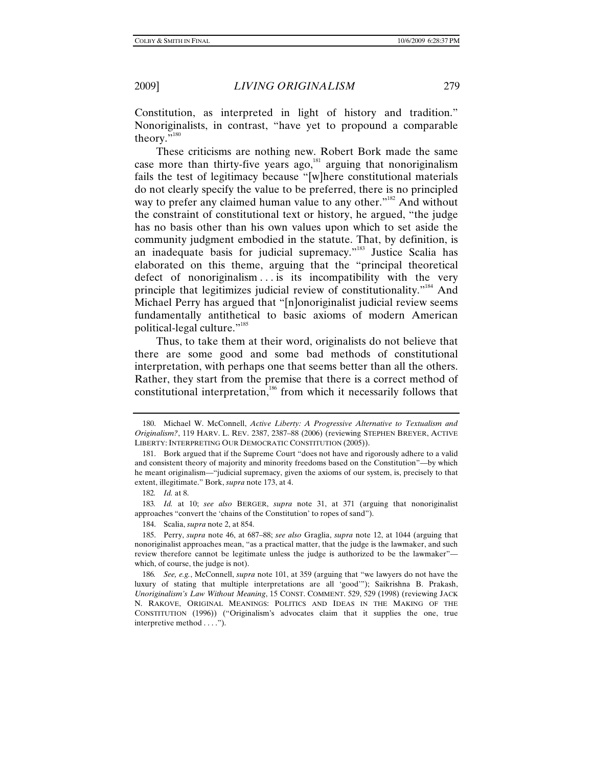Constitution, as interpreted in light of history and tradition." Nonoriginalists, in contrast, "have yet to propound a comparable theory."[180]

These criticisms are nothing new. Robert Bork made the same case more than thirty-five years ago,[181] arguing that nonoriginalism fails the test of legitimacy because "[w]here constitutional materials do not clearly specify the value to be preferred, there is no principled way to prefer any claimed human value to any other."[182] And without the constraint of constitutional text or history, he argued, "the judge has no basis other than his own values upon which to set aside the community judgment embodied in the statute. That, by definition, is an inadequate basis for judicial supremacy."[183] Justice Scalia has elaborated on this theme, arguing that the "principal theoretical defect of nonoriginalism . . . is its incompatibility with the very principle that legitimizes judicial review of constitutionality."[184] And Michael Perry has argued that "[n]onoriginalist judicial review seems fundamentally antithetical to basic axioms of modern American political-legal culture."[185]

Thus, to take them at their word, originalists do not believe that there are some good and some bad methods of constitutional interpretation, with perhaps one that seems better than all the others. Rather, they start from the premise that there is a correct method of constitutional interpretation,[186] from which it necessarily follows that

---

180. Michael W. McConnell, *Active Liberty: A Progressive Alternative to Textualism and Originalism?*, 119 HARV. L. REV. 2387, 2387–88 (2006) (reviewing STEPHEN BREYER, ACTIVE LIBERTY: INTERPRETING OUR DEMOCRATIC CONSTITUTION (2005)).

181. Bork argued that if the Supreme Court "does not have and rigorously adhere to a valid and consistent theory of majority and minority freedoms based on the Constitution"—by which he meant originalism—"judicial supremacy, given the axioms of our system, is, precisely to that extent, illegitimate." Bork, *supra* note 173, at 4.

182. *Id.* at 8.

183. *Id.* at 10; *see also* BERGER, *supra* note 31, at 371 (arguing that nonoriginalist approaches "convert the 'chains of the Constitution' to ropes of sand").

184. Scalia, *supra* note 2, at 854.

185. Perry, *supra* note 46, at 687–88; *see also* Graglia, *supra* note 12, at 1044 (arguing that nonoriginalist approaches mean, "as a practical matter, that the judge is the lawmaker, and such review therefore cannot be legitimate unless the judge is authorized to be the lawmaker"—which, of course, the judge is not).

186. *See, e.g.*, McConnell, *supra* note 101, at 359 (arguing that "we lawyers do not have the luxury of stating that multiple interpretations are all 'good'"); Saikrishna B. Prakash, *Unoriginalism's Law Without Meaning*, 15 CONST. COMMENT. 529, 529 (1998) (reviewing JACK N. RAKOVE, ORIGINAL MEANINGS: POLITICS AND IDEAS IN THE MAKING OF THE CONSTITUTION (1996)) ("Originalism's advocates claim that it supplies the one, true interpretive method . . . .").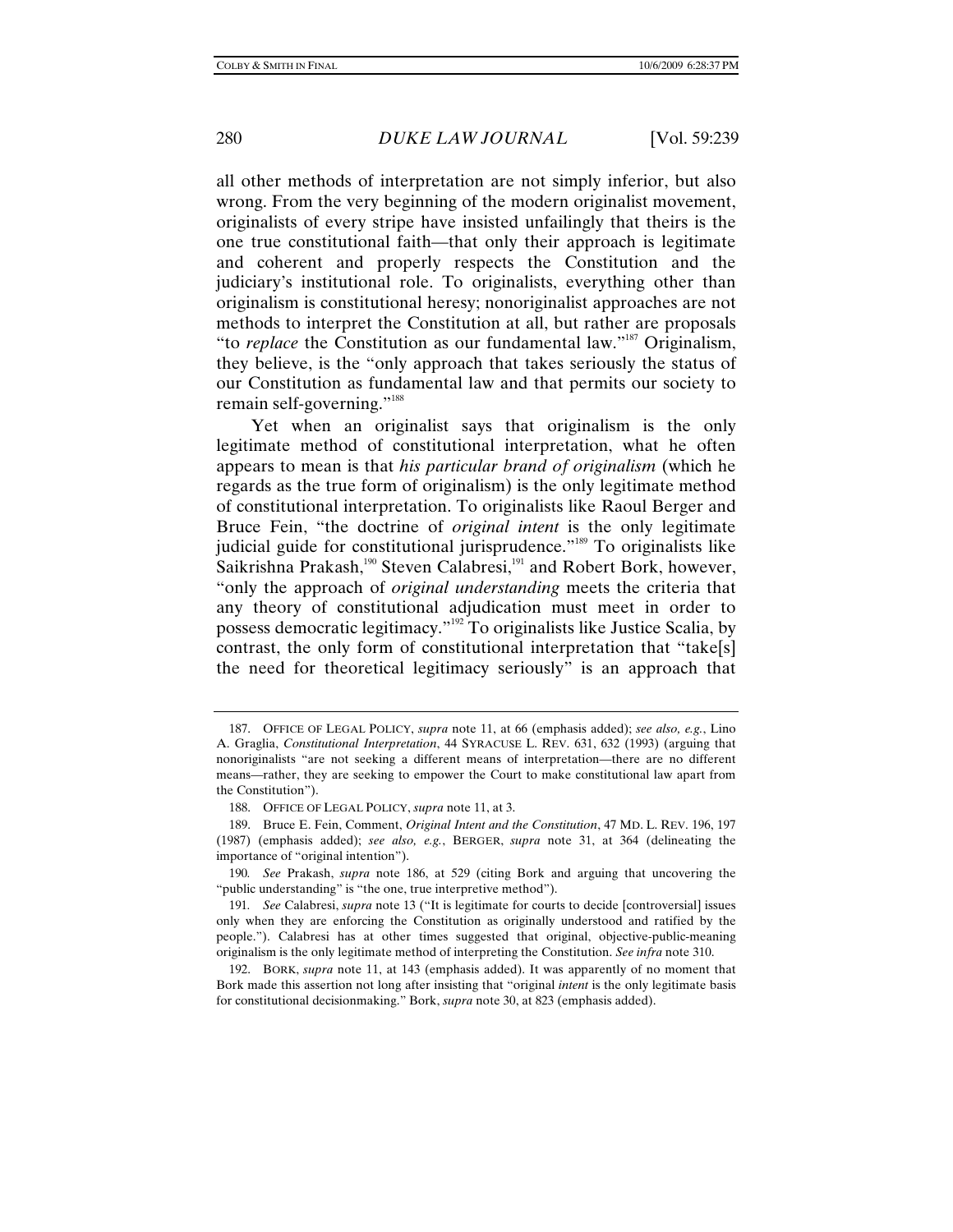all other methods of interpretation are not simply inferior, but also wrong. From the very beginning of the modern originalist movement, originalists of every stripe have insisted unfailingly that theirs is the one true constitutional faith—that only their approach is legitimate and coherent and properly respects the Constitution and the judiciary's institutional role. To originalists, everything other than originalism is constitutional heresy; nonoriginalist approaches are not methods to interpret the Constitution at all, but rather are proposals "to *replace* the Constitution as our fundamental law."[187] Originalism, they believe, is the "only approach that takes seriously the status of our Constitution as fundamental law and that permits our society to remain self-governing."[188]

Yet when an originalist says that originalism is the only legitimate method of constitutional interpretation, what he often appears to mean is that *his particular brand of originalism* (which he regards as the true form of originalism) is the only legitimate method of constitutional interpretation. To originalists like Raoul Berger and Bruce Fein, "the doctrine of *original intent* is the only legitimate judicial guide for constitutional jurisprudence."[189] To originalists like Saikrishna Prakash,[190] Steven Calabresi,[191] and Robert Bork, however, "only the approach of *original understanding* meets the criteria that any theory of constitutional adjudication must meet in order to possess democratic legitimacy."[192] To originalists like Justice Scalia, by contrast, the only form of constitutional interpretation that "take[s] the need for theoretical legitimacy seriously" is an approach that

---

187. OFFICE OF LEGAL POLICY, *supra* note 11, at 66 (emphasis added); *see also, e.g.*, Lino A. Graglia, *Constitutional Interpretation*, 44 SYRACUSE L. REV. 631, 632 (1993) (arguing that nonoriginalists "are not seeking a different means of interpretation—there are no different means—rather, they are seeking to empower the Court to make constitutional law apart from the Constitution").

188. OFFICE OF LEGAL POLICY, *supra* note 11, at 3.

189. Bruce E. Fein, Comment, *Original Intent and the Constitution*, 47 MD. L. REV. 196, 197 (1987) (emphasis added); *see also, e.g.*, BERGER, *supra* note 31, at 364 (delineating the importance of "original intention").

190. *See* Prakash, *supra* note 186, at 529 (citing Bork and arguing that uncovering the "public understanding" is "the one, true interpretive method").

191. *See* Calabresi, *supra* note 13 ("It is legitimate for courts to decide [controversial] issues only when they are enforcing the Constitution as originally understood and ratified by the people."). Calabresi has at other times suggested that original, objective-public-meaning originalism is the only legitimate method of interpreting the Constitution. *See infra* note 310.

192. BORK, *supra* note 11, at 143 (emphasis added). It was apparently of no moment that Bork made this assertion not long after insisting that "original *intent* is the only legitimate basis for constitutional decisionmaking." Bork, *supra* note 30, at 823 (emphasis added).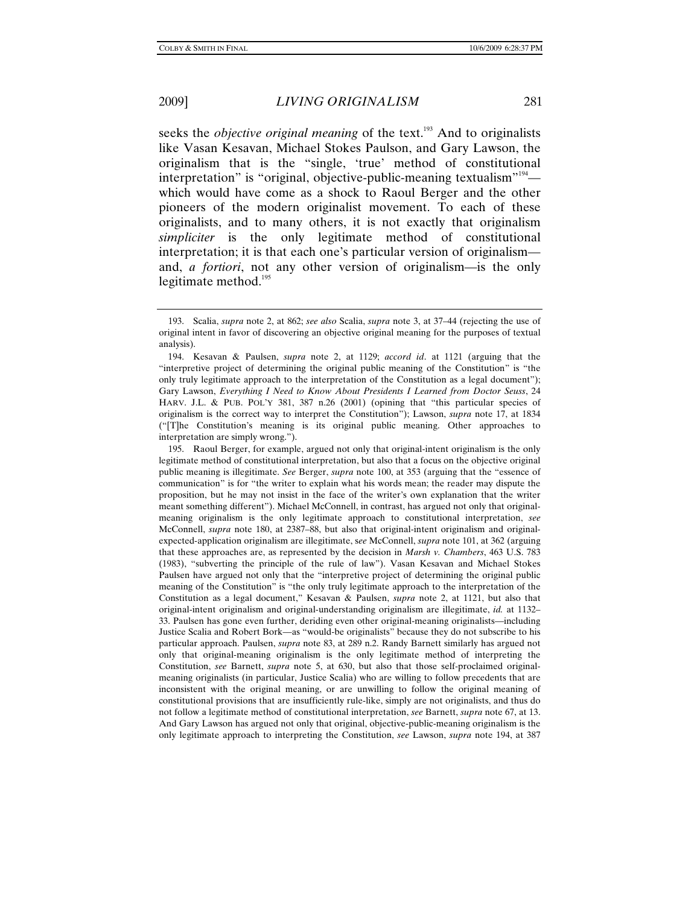seeks the *objective original meaning* of the text.[193] And to originalists like Vasan Kesavan, Michael Stokes Paulson, and Gary Lawson, the originalism that is the "single, 'true' method of constitutional interpretation" is "original, objective-public-meaning textualism"[194]—which would have come as a shock to Raoul Berger and the other pioneers of the modern originalist movement. To each of these originalists, and to many others, it is not exactly that originalism *simpliciter* is the only legitimate method of constitutional interpretation; it is that each one's particular version of originalism—and, *a fortiori*, not any other version of originalism—is the only legitimate method.[195]

---

193. Scalia, *supra* note 2, at 862; *see also* Scalia, *supra* note 3, at 37–44 (rejecting the use of original intent in favor of discovering an objective original meaning for the purposes of textual analysis).

194. Kesavan & Paulsen, *supra* note 2, at 1129; *accord id*. at 1121 (arguing that the "interpretive project of determining the original public meaning of the Constitution" is "the only truly legitimate approach to the interpretation of the Constitution as a legal document"); Gary Lawson, *Everything I Need to Know About Presidents I Learned from Doctor Seuss*, 24 HARV. J.L. & PUB. POL'Y 381, 387 n.26 (2001) (opining that "this particular species of originalism is the correct way to interpret the Constitution"); Lawson, *supra* note 17, at 1834 ("[T]he Constitution's meaning is its original public meaning. Other approaches to interpretation are simply wrong.").

195. Raoul Berger, for example, argued not only that original-intent originalism is the only legitimate method of constitutional interpretation, but also that a focus on the objective original public meaning is illegitimate. *See* Berger, *supra* note 100, at 353 (arguing that the "essence of communication" is for "the writer to explain what his words mean; the reader may dispute the proposition, but he may not insist in the face of the writer's own explanation that the writer meant something different"). Michael McConnell, in contrast, has argued not only that original-meaning originalism is the only legitimate approach to constitutional interpretation, *see* McConnell, *supra* note 180, at 2387–88, but also that original-intent originalism and original-expected-application originalism are illegitimate, s*ee* McConnell, *supra* note 101, at 362 (arguing that these approaches are, as represented by the decision in *Marsh v. Chambers*, 463 U.S. 783 (1983), "subverting the principle of the rule of law"). Vasan Kesavan and Michael Stokes Paulsen have argued not only that the "interpretive project of determining the original public meaning of the Constitution" is "the only truly legitimate approach to the interpretation of the Constitution as a legal document," Kesavan & Paulsen, *supra* note 2, at 1121, but also that original-intent originalism and original-understanding originalism are illegitimate, *id.* at 1132–33. Paulsen has gone even further, deriding even other original-meaning originalists—including Justice Scalia and Robert Bork—as "would-be originalists" because they do not subscribe to his particular approach. Paulsen, *supra* note 83, at 289 n.2. Randy Barnett similarly has argued not only that original-meaning originalism is the only legitimate method of interpreting the Constitution, *see* Barnett, *supra* note 5, at 630, but also that those self-proclaimed original-meaning originalists (in particular, Justice Scalia) who are willing to follow precedents that are inconsistent with the original meaning, or are unwilling to follow the original meaning of constitutional provisions that are insufficiently rule-like, simply are not originalists, and thus do not follow a legitimate method of constitutional interpretation, *see* Barnett, *supra* note 67, at 13. And Gary Lawson has argued not only that original, objective-public-meaning originalism is the only legitimate approach to interpreting the Constitution, *see* Lawson, *supra* note 194, at 387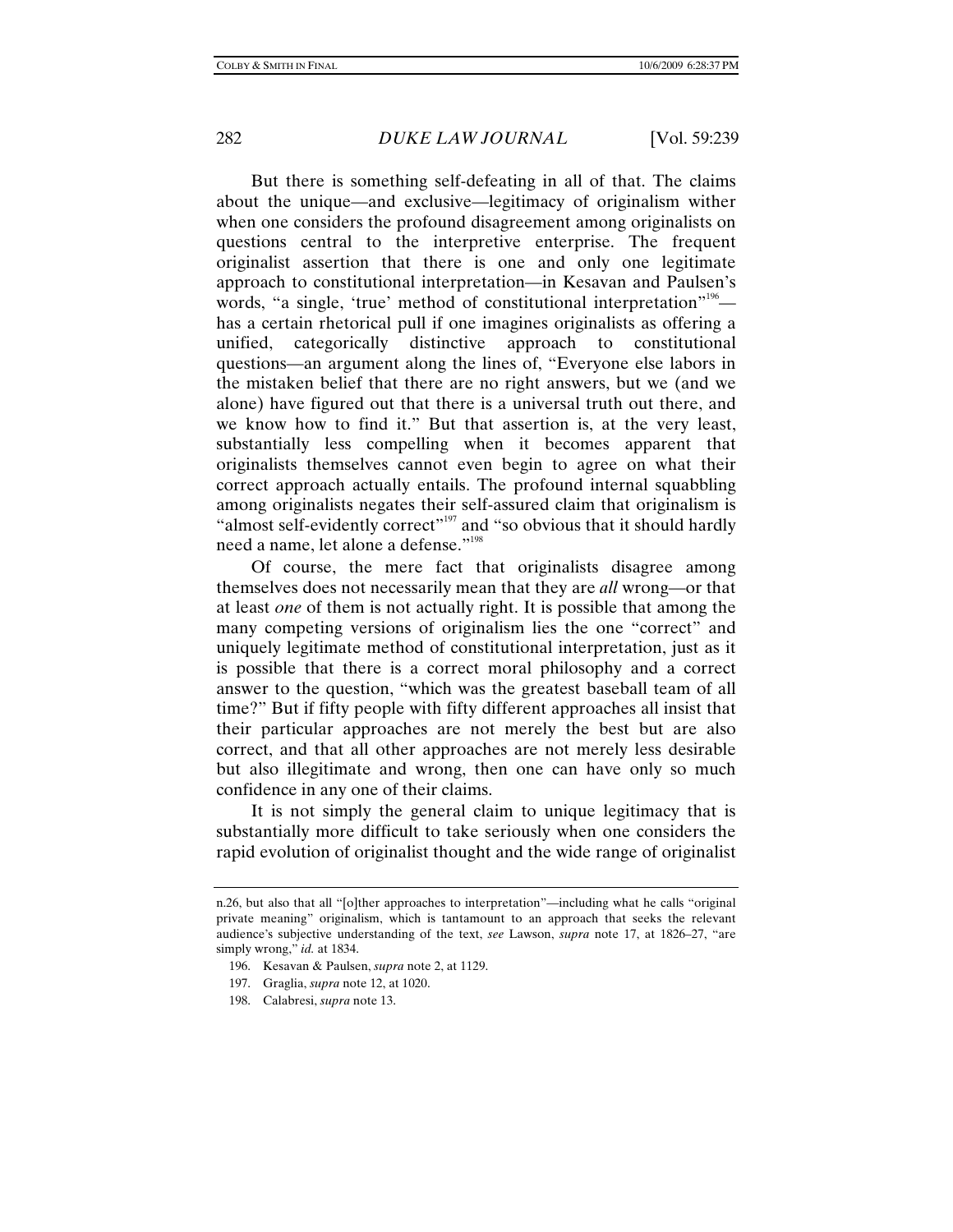But there is something self-defeating in all of that. The claims about the unique—and exclusive—legitimacy of originalism wither when one considers the profound disagreement among originalists on questions central to the interpretive enterprise. The frequent originalist assertion that there is one and only one legitimate approach to constitutional interpretation—in Kesavan and Paulsen's words, "a single, 'true' method of constitutional interpretation"[196]—has a certain rhetorical pull if one imagines originalists as offering a unified, categorically distinctive approach to constitutional questions—an argument along the lines of, "Everyone else labors in the mistaken belief that there are no right answers, but we (and we alone) have figured out that there is a universal truth out there, and we know how to find it." But that assertion is, at the very least, substantially less compelling when it becomes apparent that originalists themselves cannot even begin to agree on what their correct approach actually entails. The profound internal squabbling among originalists negates their self-assured claim that originalism is "almost self-evidently correct"[197] and "so obvious that it should hardly need a name, let alone a defense."[198]

Of course, the mere fact that originalists disagree among themselves does not necessarily mean that they are *all* wrong—or that at least *one* of them is not actually right. It is possible that among the many competing versions of originalism lies the one "correct" and uniquely legitimate method of constitutional interpretation, just as it is possible that there is a correct moral philosophy and a correct answer to the question, "which was the greatest baseball team of all time?" But if fifty people with fifty different approaches all insist that their particular approaches are not merely the best but are also correct, and that all other approaches are not merely less desirable but also illegitimate and wrong, then one can have only so much confidence in any one of their claims.

It is not simply the general claim to unique legitimacy that is substantially more difficult to take seriously when one considers the rapid evolution of originalist thought and the wide range of originalist

---

n.26, but also that all "[o]ther approaches to interpretation"—including what he calls "original private meaning" originalism, which is tantamount to an approach that seeks the relevant audience's subjective understanding of the text, *see* Lawson, *supra* note 17, at 1826–27, "are simply wrong," *id.* at 1834.

196. Kesavan & Paulsen, *supra* note 2, at 1129.

197. Graglia, *supra* note 12, at 1020.

198. Calabresi, *supra* note 13.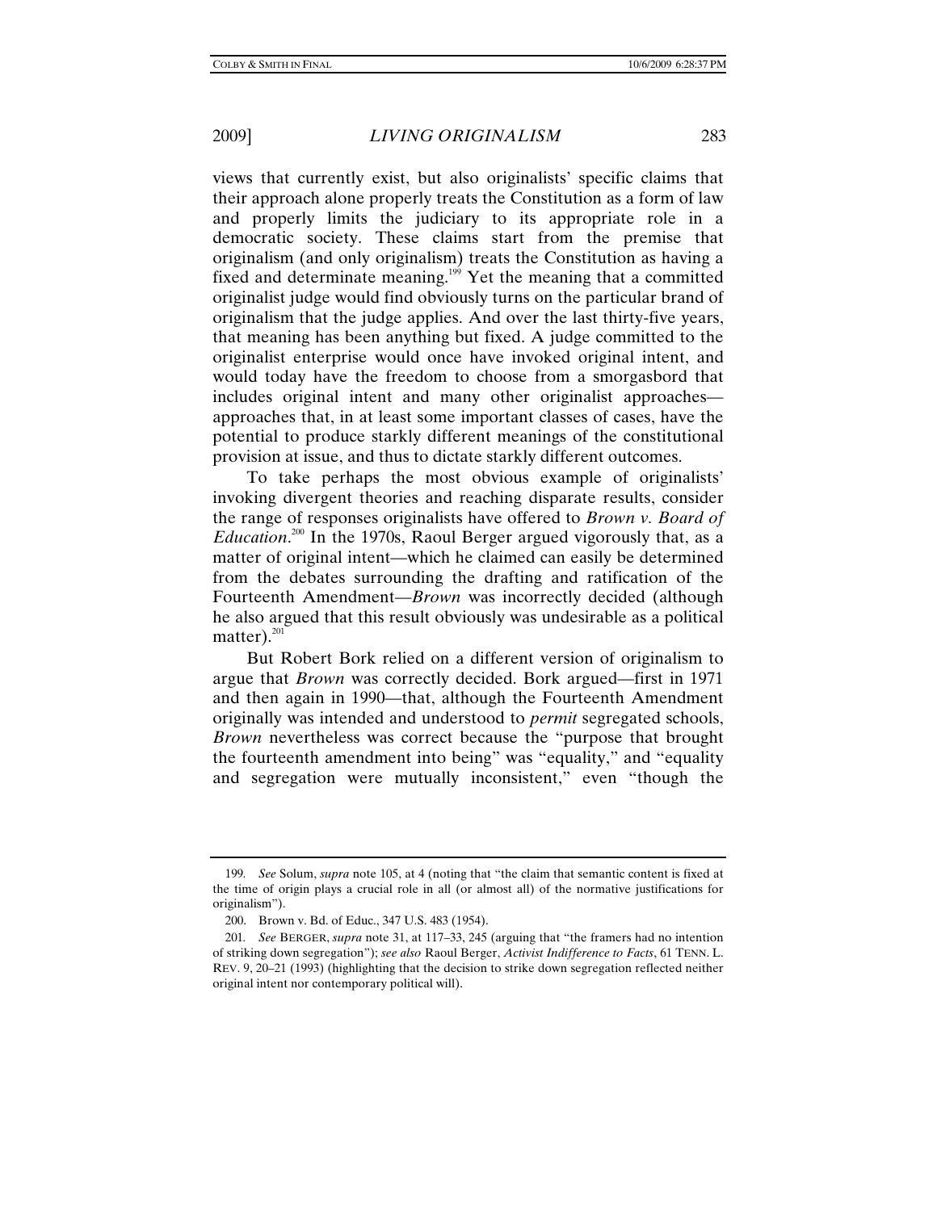views that currently exist, but also originalists' specific claims that their approach alone properly treats the Constitution as a form of law and properly limits the judiciary to its appropriate role in a democratic society. These claims start from the premise that originalism (and only originalism) treats the Constitution as having a fixed and determinate meaning.[199] Yet the meaning that a committed originalist judge would find obviously turns on the particular brand of originalism that the judge applies. And over the last thirty-five years, that meaning has been anything but fixed. A judge committed to the originalist enterprise would once have invoked original intent, and would today have the freedom to choose from a smorgasbord that includes original intent and many other originalist approaches—approaches that, in at least some important classes of cases, have the potential to produce starkly different meanings of the constitutional provision at issue, and thus to dictate starkly different outcomes.

To take perhaps the most obvious example of originalists' invoking divergent theories and reaching disparate results, consider the range of responses originalists have offered to *Brown v. Board of Education*.[200] In the 1970s, Raoul Berger argued vigorously that, as a matter of original intent—which he claimed can easily be determined from the debates surrounding the drafting and ratification of the Fourteenth Amendment—*Brown* was incorrectly decided (although he also argued that this result obviously was undesirable as a political matter).[201]

But Robert Bork relied on a different version of originalism to argue that *Brown* was correctly decided. Bork argued—first in 1971 and then again in 1990—that, although the Fourteenth Amendment originally was intended and understood to *permit* segregated schools, *Brown* nevertheless was correct because the "purpose that brought the fourteenth amendment into being" was "equality," and "equality and segregation were mutually inconsistent," even "though the

---

199. *See* Solum, *supra* note 105, at 4 (noting that "the claim that semantic content is fixed at the time of origin plays a crucial role in all (or almost all) of the normative justifications for originalism").

200. Brown v. Bd. of Educ., 347 U.S. 483 (1954).

201. *See* BERGER, *supra* note 31, at 117–33, 245 (arguing that "the framers had no intention of striking down segregation"); *see also* Raoul Berger, *Activist Indifference to Facts*, 61 TENN. L. REV. 9, 20–21 (1993) (highlighting that the decision to strike down segregation reflected neither original intent nor contemporary political will).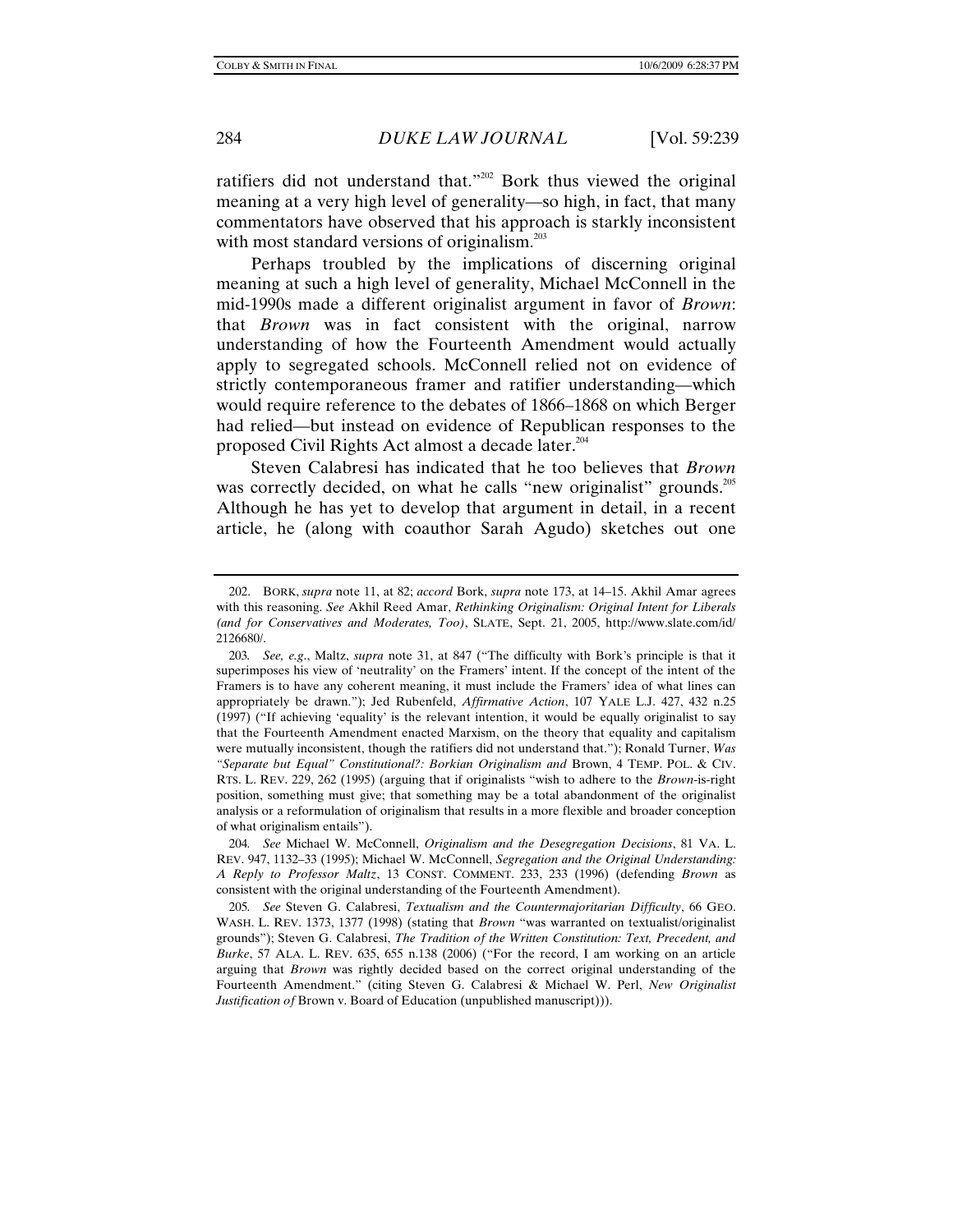ratifiers did not understand that."[202] Bork thus viewed the original meaning at a very high level of generality—so high, in fact, that many commentators have observed that his approach is starkly inconsistent with most standard versions of originalism.[203]

Perhaps troubled by the implications of discerning original meaning at such a high level of generality, Michael McConnell in the mid-1990s made a different originalist argument in favor of *Brown*: that *Brown* was in fact consistent with the original, narrow understanding of how the Fourteenth Amendment would actually apply to segregated schools. McConnell relied not on evidence of strictly contemporaneous framer and ratifier understanding—which would require reference to the debates of 1866–1868 on which Berger had relied—but instead on evidence of Republican responses to the proposed Civil Rights Act almost a decade later.[204]

Steven Calabresi has indicated that he too believes that *Brown* was correctly decided, on what he calls "new originalist" grounds.[205] Although he has yet to develop that argument in detail, in a recent article, he (along with coauthor Sarah Agudo) sketches out one

---

202. BORK, *supra* note 11, at 82; *accord* Bork, *supra* note 173, at 14–15. Akhil Amar agrees with this reasoning. *See* Akhil Reed Amar, *Rethinking Originalism: Original Intent for Liberals (and for Conservatives and Moderates, Too)*, SLATE, Sept. 21, 2005, http://www.slate.com/id/2126680/.

203. *See, e.g.*, Maltz, *supra* note 31, at 847 ("The difficulty with Bork's principle is that it superimposes his view of 'neutrality' on the Framers' intent. If the concept of the intent of the Framers is to have any coherent meaning, it must include the Framers' idea of what lines can appropriately be drawn."); Jed Rubenfeld, *Affirmative Action*, 107 YALE L.J. 427, 432 n.25 (1997) ("If achieving 'equality' is the relevant intention, it would be equally originalist to say that the Fourteenth Amendment enacted Marxism, on the theory that equality and capitalism were mutually inconsistent, though the ratifiers did not understand that."); Ronald Turner, *Was "Separate but Equal" Constitutional?: Borkian Originalism and* Brown, 4 TEMP. POL. & CIV. RTS. L. REV. 229, 262 (1995) (arguing that if originalists "wish to adhere to the *Brown*-is-right position, something must give; that something may be a total abandonment of the originalist analysis or a reformulation of originalism that results in a more flexible and broader conception of what originalism entails").

204. *See* Michael W. McConnell, *Originalism and the Desegregation Decisions*, 81 VA. L. REV. 947, 1132–33 (1995); Michael W. McConnell, *Segregation and the Original Understanding: A Reply to Professor Maltz*, 13 CONST. COMMENT. 233, 233 (1996) (defending *Brown* as consistent with the original understanding of the Fourteenth Amendment).

205. *See* Steven G. Calabresi, *Textualism and the Countermajoritarian Difficulty*, 66 GEO. WASH. L. REV. 1373, 1377 (1998) (stating that *Brown* "was warranted on textualist/originalist grounds"); Steven G. Calabresi, *The Tradition of the Written Constitution: Text, Precedent, and Burke*, 57 ALA. L. REV. 635, 655 n.138 (2006) ("For the record, I am working on an article arguing that *Brown* was rightly decided based on the correct original understanding of the Fourteenth Amendment." (citing Steven G. Calabresi & Michael W. Perl, *New Originalist Justification of* Brown v. Board of Education (unpublished manuscript))).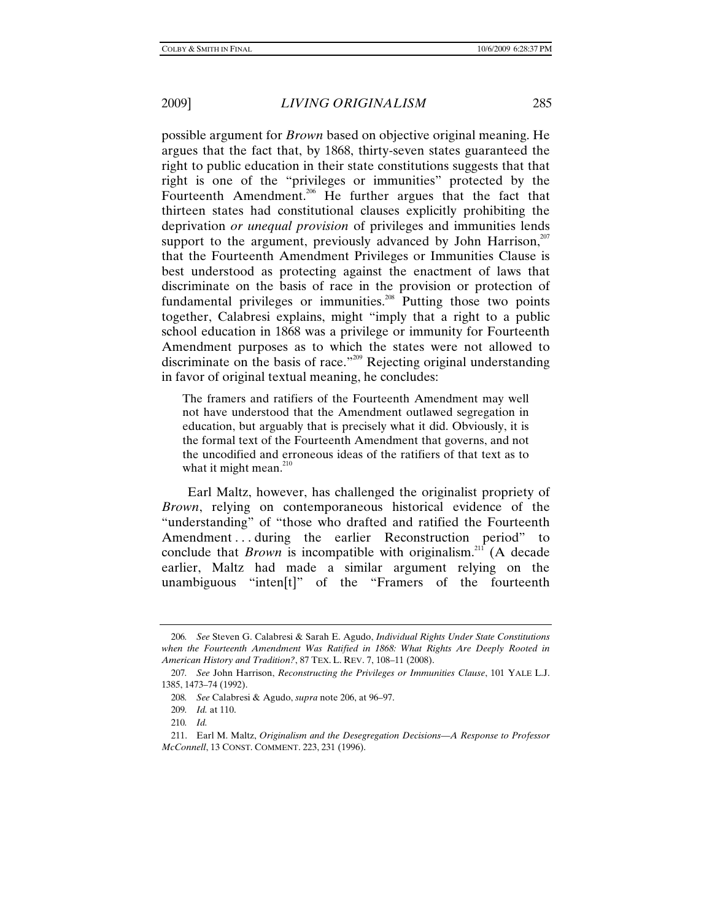possible argument for *Brown* based on objective original meaning. He argues that the fact that, by 1868, thirty-seven states guaranteed the right to public education in their state constitutions suggests that that right is one of the "privileges or immunities" protected by the Fourteenth Amendment.[206] He further argues that the fact that thirteen states had constitutional clauses explicitly prohibiting the deprivation *or unequal provision* of privileges and immunities lends support to the argument, previously advanced by John Harrison,[207] that the Fourteenth Amendment Privileges or Immunities Clause is best understood as protecting against the enactment of laws that discriminate on the basis of race in the provision or protection of fundamental privileges or immunities.[208] Putting those two points together, Calabresi explains, might "imply that a right to a public school education in 1868 was a privilege or immunity for Fourteenth Amendment purposes as to which the states were not allowed to discriminate on the basis of race."[209] Rejecting original understanding in favor of original textual meaning, he concludes:

> The framers and ratifiers of the Fourteenth Amendment may well not have understood that the Amendment outlawed segregation in education, but arguably that is precisely what it did. Obviously, it is the formal text of the Fourteenth Amendment that governs, and not the uncodified and erroneous ideas of the ratifiers of that text as to what it might mean.[210]

Earl Maltz, however, has challenged the originalist propriety of *Brown*, relying on contemporaneous historical evidence of the "understanding" of "those who drafted and ratified the Fourteenth Amendment . . . during the earlier Reconstruction period" to conclude that *Brown* is incompatible with originalism.[211] (A decade earlier, Maltz had made a similar argument relying on the unambiguous "inten[t]" of the "Framers of the fourteenth

---

206. *See* Steven G. Calabresi & Sarah E. Agudo, *Individual Rights Under State Constitutions when the Fourteenth Amendment Was Ratified in 1868: What Rights Are Deeply Rooted in American History and Tradition?*, 87 TEX. L. REV. 7, 108–11 (2008).

207. *See* John Harrison, *Reconstructing the Privileges or Immunities Clause*, 101 YALE L.J. 1385, 1473–74 (1992).

208. *See* Calabresi & Agudo, *supra* note 206, at 96–97.

209. *Id.* at 110.

210. *Id.*

211. Earl M. Maltz, *Originalism and the Desegregation Decisions—A Response to Professor McConnell*, 13 CONST. COMMENT. 223, 231 (1996).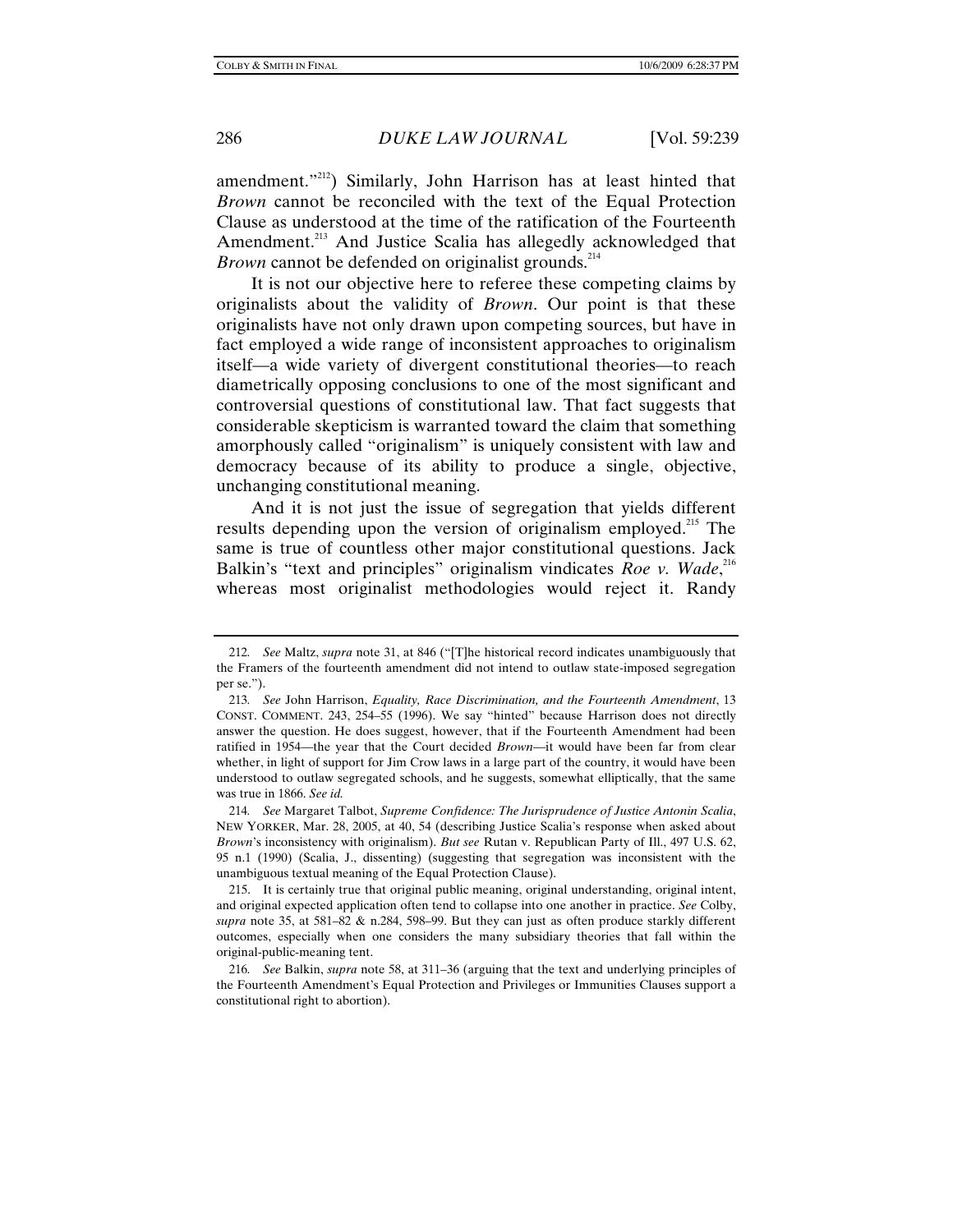amendment."[212]) Similarly, John Harrison has at least hinted that *Brown* cannot be reconciled with the text of the Equal Protection Clause as understood at the time of the ratification of the Fourteenth Amendment.[213] And Justice Scalia has allegedly acknowledged that *Brown* cannot be defended on originalist grounds.[214]

It is not our objective here to referee these competing claims by originalists about the validity of *Brown*. Our point is that these originalists have not only drawn upon competing sources, but have in fact employed a wide range of inconsistent approaches to originalism itself—a wide variety of divergent constitutional theories—to reach diametrically opposing conclusions to one of the most significant and controversial questions of constitutional law. That fact suggests that considerable skepticism is warranted toward the claim that something amorphously called "originalism" is uniquely consistent with law and democracy because of its ability to produce a single, objective, unchanging constitutional meaning.

And it is not just the issue of segregation that yields different results depending upon the version of originalism employed.[215] The same is true of countless other major constitutional questions. Jack Balkin's "text and principles" originalism vindicates *Roe v. Wade*,[216] whereas most originalist methodologies would reject it. Randy

---

212. *See* Maltz, *supra* note 31, at 846 ("[T]he historical record indicates unambiguously that the Framers of the fourteenth amendment did not intend to outlaw state-imposed segregation per se.").

213. *See* John Harrison, *Equality, Race Discrimination, and the Fourteenth Amendment*, 13 CONST. COMMENT. 243, 254–55 (1996). We say "hinted" because Harrison does not directly answer the question. He does suggest, however, that if the Fourteenth Amendment had been ratified in 1954—the year that the Court decided *Brown*—it would have been far from clear whether, in light of support for Jim Crow laws in a large part of the country, it would have been understood to outlaw segregated schools, and he suggests, somewhat elliptically, that the same was true in 1866. *See id.*

214. *See* Margaret Talbot, *Supreme Confidence: The Jurisprudence of Justice Antonin Scalia*, NEW YORKER, Mar. 28, 2005, at 40, 54 (describing Justice Scalia's response when asked about *Brown*'s inconsistency with originalism). *But see* Rutan v. Republican Party of Ill., 497 U.S. 62, 95 n.1 (1990) (Scalia, J., dissenting) (suggesting that segregation was inconsistent with the unambiguous textual meaning of the Equal Protection Clause).

215. It is certainly true that original public meaning, original understanding, original intent, and original expected application often tend to collapse into one another in practice. *See* Colby, *supra* note 35, at 581–82 & n.284, 598–99. But they can just as often produce starkly different outcomes, especially when one considers the many subsidiary theories that fall within the original-public-meaning tent.

216. *See* Balkin, *supra* note 58, at 311–36 (arguing that the text and underlying principles of the Fourteenth Amendment's Equal Protection and Privileges or Immunities Clauses support a constitutional right to abortion).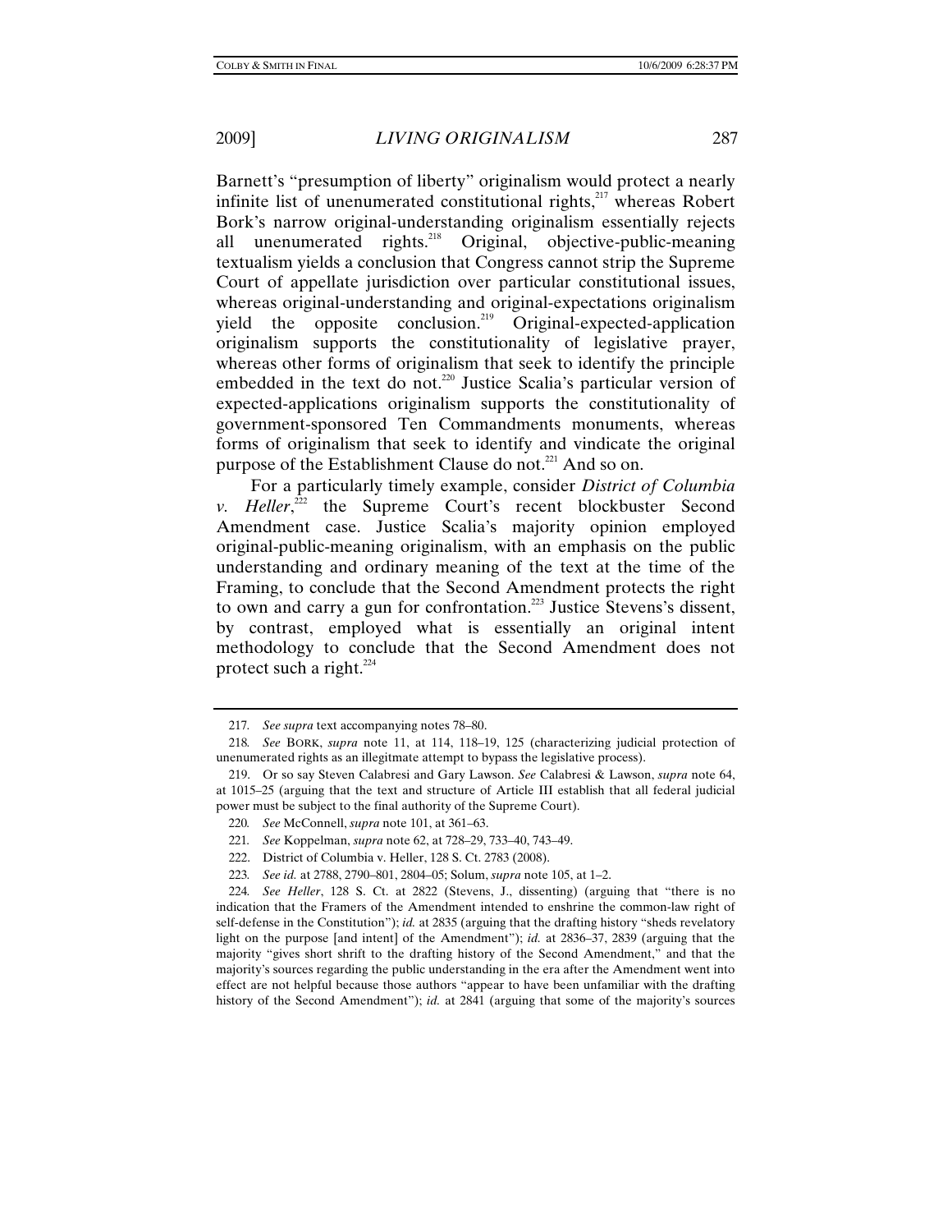Barnett's "presumption of liberty" originalism would protect a nearly infinite list of unenumerated constitutional rights,[217] whereas Robert Bork's narrow original-understanding originalism essentially rejects all unenumerated rights.[218] Original, objective-public-meaning textualism yields a conclusion that Congress cannot strip the Supreme Court of appellate jurisdiction over particular constitutional issues, whereas original-understanding and original-expectations originalism yield the opposite conclusion.[219] Original-expected-application originalism supports the constitutionality of legislative prayer, whereas other forms of originalism that seek to identify the principle embedded in the text do not.[220] Justice Scalia's particular version of expected-applications originalism supports the constitutionality of government-sponsored Ten Commandments monuments, whereas forms of originalism that seek to identify and vindicate the original purpose of the Establishment Clause do not.[221] And so on.

For a particularly timely example, consider *District of Columbia v. Heller*,[222] the Supreme Court's recent blockbuster Second Amendment case. Justice Scalia's majority opinion employed original-public-meaning originalism, with an emphasis on the public understanding and ordinary meaning of the text at the time of the Framing, to conclude that the Second Amendment protects the right to own and carry a gun for confrontation.[223] Justice Stevens's dissent, by contrast, employed what is essentially an original intent methodology to conclude that the Second Amendment does not protect such a right.[224]

---

217. *See supra* text accompanying notes 78–80.

218. *See* BORK, *supra* note 11, at 114, 118–19, 125 (characterizing judicial protection of unenumerated rights as an illegitimate attempt to bypass the legislative process).

219. Or so say Steven Calabresi and Gary Lawson. *See* Calabresi & Lawson, *supra* note 64, at 1015–25 (arguing that the text and structure of Article III establish that all federal judicial power must be subject to the final authority of the Supreme Court).

220. *See* McConnell, *supra* note 101, at 361–63.

221. *See* Koppelman, *supra* note 62, at 728–29, 733–40, 743–49.

222. District of Columbia v. Heller, 128 S. Ct. 2783 (2008).

223. *See id.* at 2788, 2790–801, 2804–05; Solum, *supra* note 105, at 1–2.

224. *See Heller*, 128 S. Ct. at 2822 (Stevens, J., dissenting) (arguing that "there is no indication that the Framers of the Amendment intended to enshrine the common-law right of self-defense in the Constitution"); *id.* at 2835 (arguing that the drafting history "sheds revelatory light on the purpose [and intent] of the Amendment"); *id.* at 2836–37, 2839 (arguing that the majority "gives short shrift to the drafting history of the Second Amendment," and that the majority's sources regarding the public understanding in the era after the Amendment went into effect are not helpful because those authors "appear to have been unfamiliar with the drafting history of the Second Amendment"); *id.* at 2841 (arguing that some of the majority's sources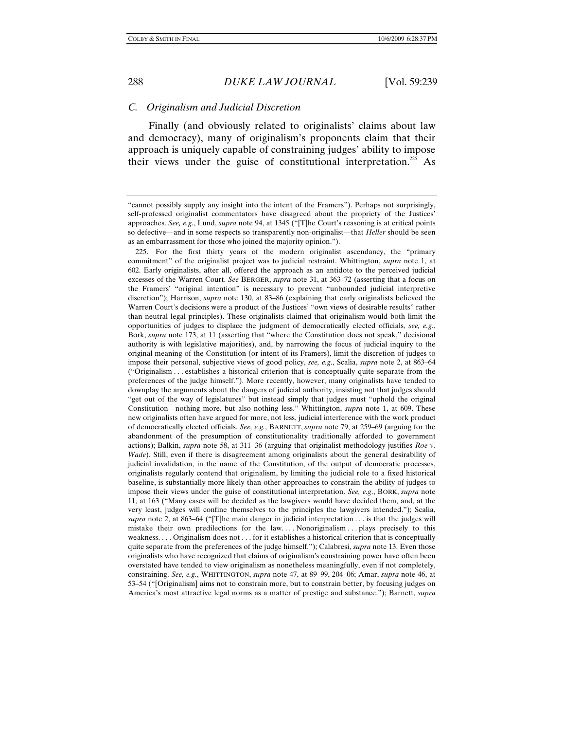### C. Originalism and Judicial Discretion

Finally (and obviously related to originalists' claims about law and democracy), many of originalism's proponents claim that their approach is uniquely capable of constraining judges' ability to impose their views under the guise of constitutional interpretation.[225] As

---

"cannot possibly supply any insight into the intent of the Framers"). Perhaps not surprisingly, self-professed originalist commentators have disagreed about the propriety of the Justices' approaches. *See, e.g.*, Lund, *supra* note 94, at 1345 ("[T]he Court's reasoning is at critical points so defective—and in some respects so transparently non-originalist—that *Heller* should be seen as an embarrassment for those who joined the majority opinion.").

225. For the first thirty years of the modern originalist ascendancy, the "primary commitment" of the originalist project was to judicial restraint. Whittington, *supra* note 1, at 602. Early originalists, after all, offered the approach as an antidote to the perceived judicial excesses of the Warren Court. *See* BERGER, *supra* note 31, at 363–72 (asserting that a focus on the Framers' "original intention" is necessary to prevent "unbounded judicial interpretive discretion"); Harrison, *supra* note 130, at 83–86 (explaining that early originalists believed the Warren Court's decisions were a product of the Justices' "own views of desirable results" rather than neutral legal principles). These originalists claimed that originalism would both limit the opportunities of judges to displace the judgment of democratically elected officials, *see, e.g.*, Bork, *supra* note 173, at 11 (asserting that "where the Constitution does not speak," decisional authority is with legislative majorities), and, by narrowing the focus of judicial inquiry to the original meaning of the Constitution (or intent of its Framers), limit the discretion of judges to impose their personal, subjective views of good policy, *see, e.g.*, Scalia, *supra* note 2, at 863–64 ("Originalism . . . establishes a historical criterion that is conceptually quite separate from the preferences of the judge himself."). More recently, however, many originalists have tended to downplay the arguments about the dangers of judicial authority, insisting not that judges should "get out of the way of legislatures" but instead simply that judges must "uphold the original Constitution—nothing more, but also nothing less." Whittington, *supra* note 1, at 609. These new originalists often have argued for more, not less, judicial interference with the work product of democratically elected officials. *See, e.g.*, BARNETT, *supra* note 79, at 259–69 (arguing for the abandonment of the presumption of constitutionality traditionally afforded to government actions); Balkin, *supra* note 58, at 311–36 (arguing that originalist methodology justifies *Roe v. Wade*). Still, even if there is disagreement among originalists about the general desirability of judicial invalidation, in the name of the Constitution, of the output of democratic processes, originalists regularly contend that originalism, by limiting the judicial role to a fixed historical baseline, is substantially more likely than other approaches to constrain the ability of judges to impose their views under the guise of constitutional interpretation. *See, e.g.*, BORK, *supra* note 11, at 163 ("Many cases will be decided as the lawgivers would have decided them, and, at the very least, judges will confine themselves to the principles the lawgivers intended."); Scalia, *supra* note 2, at 863–64 ("[T]he main danger in judicial interpretation . . . is that the judges will mistake their own predilections for the law. . . . Nonoriginalism . . . plays precisely to this weakness. . . . Originalism does not . . . for it establishes a historical criterion that is conceptually quite separate from the preferences of the judge himself."); Calabresi, *supra* note 13. Even those originalists who have recognized that claims of originalism's constraining power have often been overstated have tended to view originalism as nonetheless meaningfully, even if not completely, constraining. *See, e.g.*, WHITTINGTON, *supra* note 47, at 89–99, 204–06; Amar, *supra* note 46, at 53–54 ("[Originalism] aims not to constrain more, but to constrain better, by focusing judges on America's most attractive legal norms as a matter of prestige and substance."); Barnett, *supra*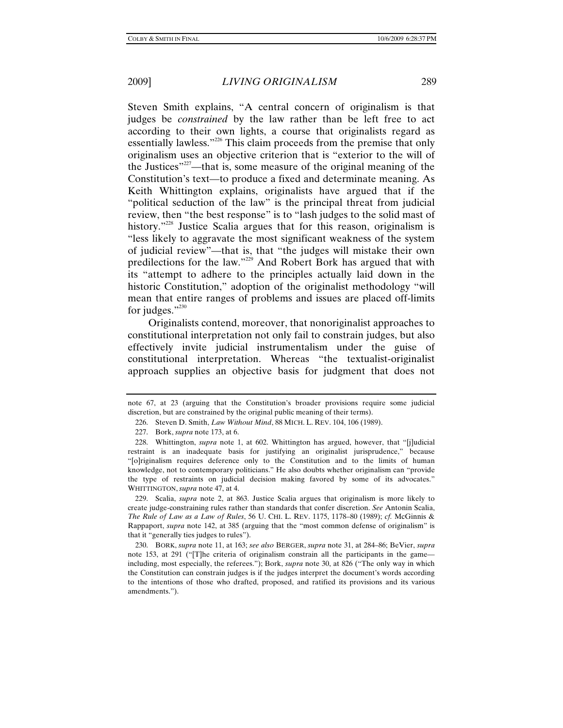Steven Smith explains, "A central concern of originalism is that judges be *constrained* by the law rather than be left free to act according to their own lights, a course that originalists regard as essentially lawless."[226] This claim proceeds from the premise that only originalism uses an objective criterion that is "exterior to the will of the Justices"[227]—that is, some measure of the original meaning of the Constitution's text—to produce a fixed and determinate meaning. As Keith Whittington explains, originalists have argued that if the "political seduction of the law" is the principal threat from judicial review, then "the best response" is to "lash judges to the solid mast of history."[228] Justice Scalia argues that for this reason, originalism is "less likely to aggravate the most significant weakness of the system of judicial review"—that is, that "the judges will mistake their own predilections for the law."[229] And Robert Bork has argued that with its "attempt to adhere to the principles actually laid down in the historic Constitution," adoption of the originalist methodology "will mean that entire ranges of problems and issues are placed off-limits for judges."[230]

Originalists contend, moreover, that nonoriginalist approaches to constitutional interpretation not only fail to constrain judges, but also effectively invite judicial instrumentalism under the guise of constitutional interpretation. Whereas "the textualist-originalist approach supplies an objective basis for judgment that does not

---

note 67, at 23 (arguing that the Constitution's broader provisions require some judicial discretion, but are constrained by the original public meaning of their terms).

226. Steven D. Smith, *Law Without Mind*, 88 MICH. L. REV. 104, 106 (1989).

227. Bork, *supra* note 173, at 6.

228. Whittington, *supra* note 1, at 602. Whittington has argued, however, that "[j]udicial restraint is an inadequate basis for justifying an originalist jurisprudence," because "[o]riginalism requires deference only to the Constitution and to the limits of human knowledge, not to contemporary politicians." He also doubts whether originalism can "provide the type of restraints on judicial decision making favored by some of its advocates." WHITTINGTON, *supra* note 47, at 4.

229. Scalia, *supra* note 2, at 863. Justice Scalia argues that originalism is more likely to create judge-constraining rules rather than standards that confer discretion. *See* Antonin Scalia, *The Rule of Law as a Law of Rules*, 56 U. CHI. L. REV. 1175, 1178–80 (1989); *cf.* McGinnis & Rappaport, *supra* note 142, at 385 (arguing that the "most common defense of originalism" is that it "generally ties judges to rules").

230. BORK, *supra* note 11, at 163; *see also* BERGER, *supra* note 31, at 284–86; BeVier, *supra* note 153, at 291 ("[T]he criteria of originalism constrain all the participants in the game—including, most especially, the referees."); Bork, *supra* note 30, at 826 ("The only way in which the Constitution can constrain judges is if the judges interpret the document's words according to the intentions of those who drafted, proposed, and ratified its provisions and its various amendments.").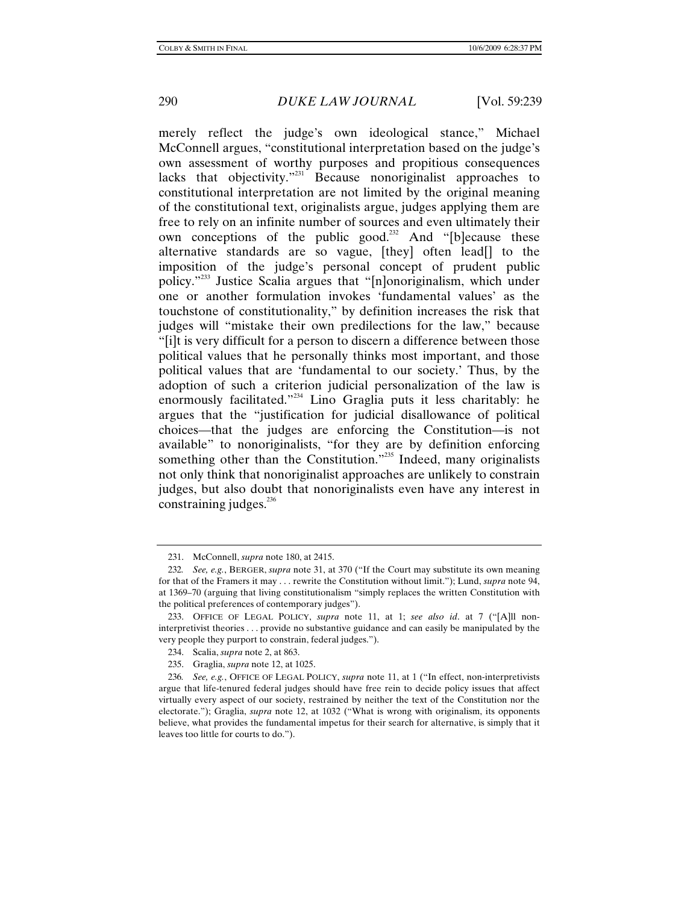merely reflect the judge's own ideological stance," Michael McConnell argues, "constitutional interpretation based on the judge's own assessment of worthy purposes and propitious consequences lacks that objectivity."[231] Because nonoriginalist approaches to constitutional interpretation are not limited by the original meaning of the constitutional text, originalists argue, judges applying them are free to rely on an infinite number of sources and even ultimately their own conceptions of the public good.[232] And "[b]ecause these alternative standards are so vague, [they] often lead[] to the imposition of the judge's personal concept of prudent public policy."[233] Justice Scalia argues that "[n]onoriginalism, which under one or another formulation invokes 'fundamental values' as the touchstone of constitutionality," by definition increases the risk that judges will "mistake their own predilections for the law," because "[i]t is very difficult for a person to discern a difference between those political values that he personally thinks most important, and those political values that are 'fundamental to our society.' Thus, by the adoption of such a criterion judicial personalization of the law is enormously facilitated."[234] Lino Graglia puts it less charitably: he argues that the "justification for judicial disallowance of political choices—that the judges are enforcing the Constitution—is not available" to nonoriginalists, "for they are by definition enforcing something other than the Constitution."[235] Indeed, many originalists not only think that nonoriginalist approaches are unlikely to constrain judges, but also doubt that nonoriginalists even have any interest in constraining judges.[236]

---

231. McConnell, *supra* note 180, at 2415.

232. *See, e.g.*, BERGER, *supra* note 31, at 370 ("If the Court may substitute its own meaning for that of the Framers it may . . . rewrite the Constitution without limit."); Lund, *supra* note 94, at 1369–70 (arguing that living constitutionalism "simply replaces the written Constitution with the political preferences of contemporary judges").

233. OFFICE OF LEGAL POLICY, *supra* note 11, at 1; *see also id*. at 7 ("[A]ll non-interpretivist theories . . . provide no substantive guidance and can easily be manipulated by the very people they purport to constrain, federal judges.").

234. Scalia, *supra* note 2, at 863.

235. Graglia, *supra* note 12, at 1025.

236. *See, e.g.*, OFFICE OF LEGAL POLICY, *supra* note 11, at 1 ("In effect, non-interpretivists argue that life-tenured federal judges should have free rein to decide policy issues that affect virtually every aspect of our society, restrained by neither the text of the Constitution nor the electorate."); Graglia, *supra* note 12, at 1032 ("What is wrong with originalism, its opponents believe, what provides the fundamental impetus for their search for alternative, is simply that it leaves too little for courts to do.").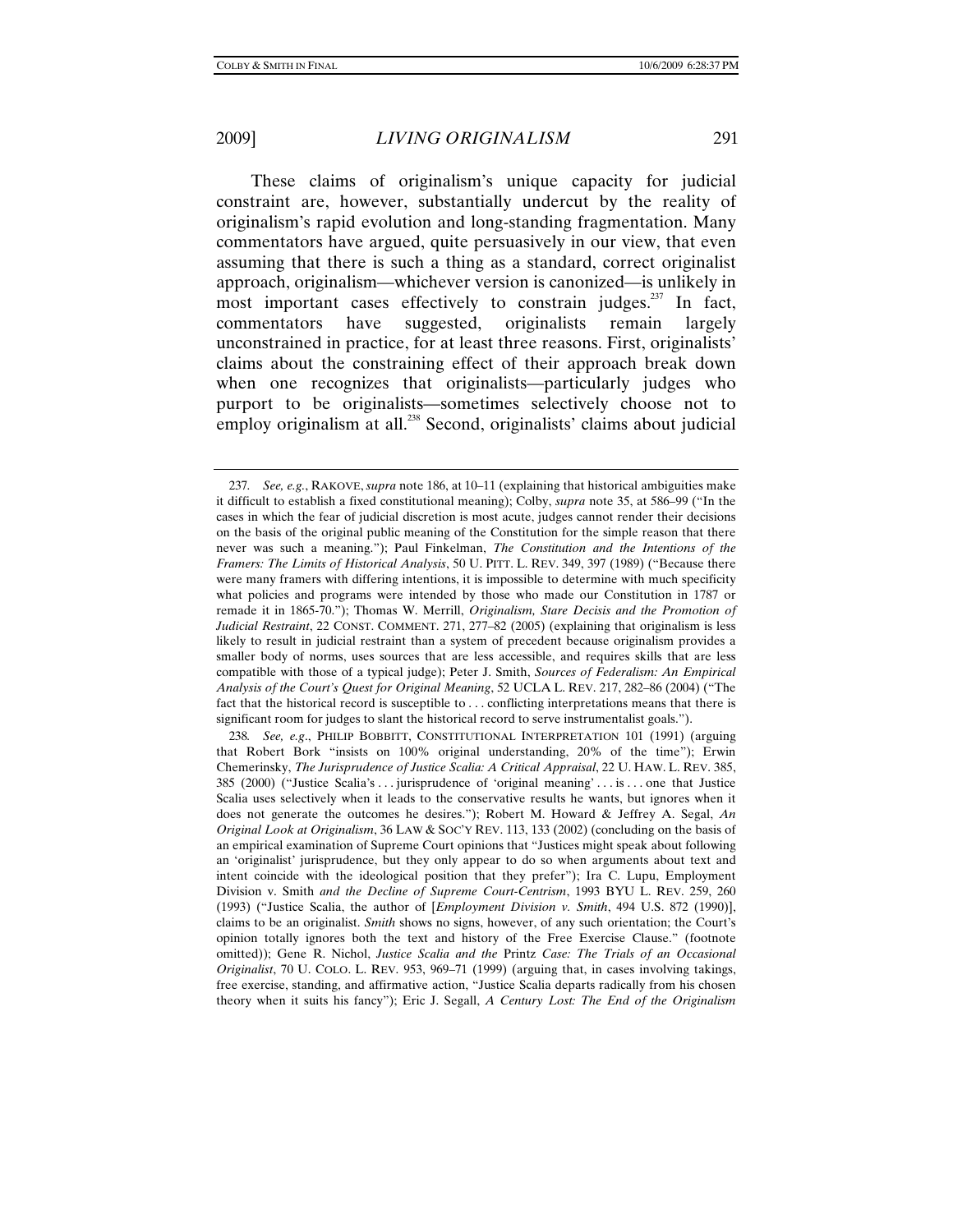These claims of originalism's unique capacity for judicial constraint are, however, substantially undercut by the reality of originalism's rapid evolution and long-standing fragmentation. Many commentators have argued, quite persuasively in our view, that even assuming that there is such a thing as a standard, correct originalist approach, originalism—whichever version is canonized—is unlikely in most important cases effectively to constrain judges.[237] In fact, commentators have suggested, originalists remain largely unconstrained in practice, for at least three reasons. First, originalists' claims about the constraining effect of their approach break down when one recognizes that originalists—particularly judges who purport to be originalists—sometimes selectively choose not to employ originalism at all.[238] Second, originalists' claims about judicial

---

237. *See, e.g.*, RAKOVE, *supra* note 186, at 10–11 (explaining that historical ambiguities make it difficult to establish a fixed constitutional meaning); Colby, *supra* note 35, at 586–99 ("In the cases in which the fear of judicial discretion is most acute, judges cannot render their decisions on the basis of the original public meaning of the Constitution for the simple reason that there never was such a meaning."); Paul Finkelman, *The Constitution and the Intentions of the Framers: The Limits of Historical Analysis*, 50 U. PITT. L. REV. 349, 397 (1989) ("Because there were many framers with differing intentions, it is impossible to determine with much specificity what policies and programs were intended by those who made our Constitution in 1787 or remade it in 1865-70."); Thomas W. Merrill, *Originalism, Stare Decisis and the Promotion of Judicial Restraint*, 22 CONST. COMMENT. 271, 277–82 (2005) (explaining that originalism is less likely to result in judicial restraint than a system of precedent because originalism provides a smaller body of norms, uses sources that are less accessible, and requires skills that are less compatible with those of a typical judge); Peter J. Smith, *Sources of Federalism: An Empirical Analysis of the Court's Quest for Original Meaning*, 52 UCLA L. REV. 217, 282–86 (2004) ("The fact that the historical record is susceptible to . . . conflicting interpretations means that there is significant room for judges to slant the historical record to serve instrumentalist goals.").

238. *See, e.g.*, PHILIP BOBBITT, CONSTITUTIONAL INTERPRETATION 101 (1991) (arguing that Robert Bork "insists on 100% original understanding, 20% of the time"); Erwin Chemerinsky, *The Jurisprudence of Justice Scalia: A Critical Appraisal*, 22 U. HAW. L. REV. 385, 385 (2000) ("Justice Scalia's . . . jurisprudence of 'original meaning' . . . is . . . one that Justice Scalia uses selectively when it leads to the conservative results he wants, but ignores when it does not generate the outcomes he desires."); Robert M. Howard & Jeffrey A. Segal, *An Original Look at Originalism*, 36 LAW & SOC'Y REV. 113, 133 (2002) (concluding on the basis of an empirical examination of Supreme Court opinions that "Justices might speak about following an 'originalist' jurisprudence, but they only appear to do so when arguments about text and intent coincide with the ideological position that they prefer"); Ira C. Lupu, Employment Division v. Smith *and the Decline of Supreme Court-Centrism*, 1993 BYU L. REV. 259, 260 (1993) ("Justice Scalia, the author of [*Employment Division v. Smith*, 494 U.S. 872 (1990)], claims to be an originalist. *Smith* shows no signs, however, of any such orientation; the Court's opinion totally ignores both the text and history of the Free Exercise Clause." (footnote omitted)); Gene R. Nichol, *Justice Scalia and the* Printz *Case: The Trials of an Occasional Originalist*, 70 U. COLO. L. REV. 953, 969–71 (1999) (arguing that, in cases involving takings, free exercise, standing, and affirmative action, "Justice Scalia departs radically from his chosen theory when it suits his fancy"); Eric J. Segall, *A Century Lost: The End of the Originalism*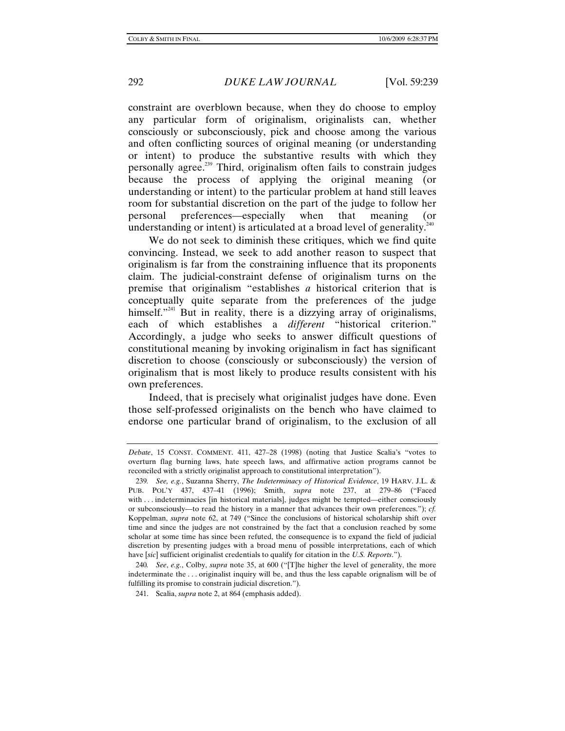constraint are overblown because, when they do choose to employ any particular form of originalism, originalists can, whether consciously or subconsciously, pick and choose among the various and often conflicting sources of original meaning (or understanding or intent) to produce the substantive results with which they personally agree.[239] Third, originalism often fails to constrain judges because the process of applying the original meaning (or understanding or intent) to the particular problem at hand still leaves room for substantial discretion on the part of the judge to follow her personal preferences—especially when that meaning (or understanding or intent) is articulated at a broad level of generality.[240]

We do not seek to diminish these critiques, which we find quite convincing. Instead, we seek to add another reason to suspect that originalism is far from the constraining influence that its proponents claim. The judicial-constraint defense of originalism turns on the premise that originalism "establishes *a* historical criterion that is conceptually quite separate from the preferences of the judge himself."[241] But in reality, there is a dizzying array of originalisms, each of which establishes a *different* "historical criterion." Accordingly, a judge who seeks to answer difficult questions of constitutional meaning by invoking originalism in fact has significant discretion to choose (consciously or subconsciously) the version of originalism that is most likely to produce results consistent with his own preferences.

Indeed, that is precisely what originalist judges have done. Even those self-professed originalists on the bench who have claimed to endorse one particular brand of originalism, to the exclusion of all

---

*Debate*, 15 CONST. COMMENT. 411, 427–28 (1998) (noting that Justice Scalia's "votes to overturn flag burning laws, hate speech laws, and affirmative action programs cannot be reconciled with a strictly originalist approach to constitutional interpretation").

239. *See, e.g.*, Suzanna Sherry, *The Indeterminacy of Historical Evidence*, 19 HARV. J.L. & PUB. POL'Y 437, 437–41 (1996); Smith, *supra* note 237, at 279–86 ("Faced with . . . indeterminacies [in historical materials], judges might be tempted—either consciously or subconsciously—to read the history in a manner that advances their own preferences."); *cf.* Koppelman, *supra* note 62, at 749 ("Since the conclusions of historical scholarship shift over time and since the judges are not constrained by the fact that a conclusion reached by some scholar at some time has since been refuted, the consequence is to expand the field of judicial discretion by presenting judges with a broad menu of possible interpretations, each of which have [*sic*] sufficient originalist credentials to qualify for citation in the *U.S. Reports*.").

240. *See*, *e.g.*, Colby, *supra* note 35, at 600 ("[T]he higher the level of generality, the more indeterminate the . . . originalist inquiry will be, and thus the less capable orignalism will be of fulfilling its promise to constrain judicial discretion.").

241. Scalia, *supra* note 2, at 864 (emphasis added).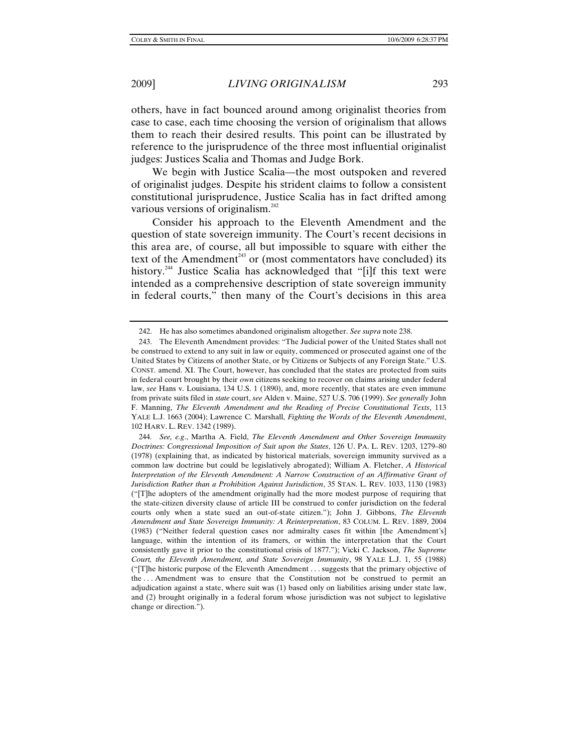others, have in fact bounced around among originalist theories from case to case, each time choosing the version of originalism that allows them to reach their desired results. This point can be illustrated by reference to the jurisprudence of the three most influential originalist judges: Justices Scalia and Thomas and Judge Bork.

We begin with Justice Scalia—the most outspoken and revered of originalist judges. Despite his strident claims to follow a consistent constitutional jurisprudence, Justice Scalia has in fact drifted among various versions of originalism.[242]

Consider his approach to the Eleventh Amendment and the question of state sovereign immunity. The Court's recent decisions in this area are, of course, all but impossible to square with either the text of the Amendment[243] or (most commentators have concluded) its history.[244] Justice Scalia has acknowledged that "[i]f this text were intended as a comprehensive description of state sovereign immunity in federal courts," then many of the Court's decisions in this area

---

242. He has also sometimes abandoned originalism altogether. *See supra* note 238.

243. The Eleventh Amendment provides: "The Judicial power of the United States shall not be construed to extend to any suit in law or equity, commenced or prosecuted against one of the United States by Citizens of another State, or by Citizens or Subjects of any Foreign State." U.S. CONST. amend. XI. The Court, however, has concluded that the states are protected from suits in federal court brought by their *own* citizens seeking to recover on claims arising under federal law, *see* Hans v. Louisiana, 134 U.S. 1 (1890), and, more recently, that states are even immune from private suits filed in *state* court, *see* Alden v. Maine, 527 U.S. 706 (1999). *See generally* John F. Manning, *The Eleventh Amendment and the Reading of Precise Constitutional Texts*, 113 YALE L.J. 1663 (2004); Lawrence C. Marshall, *Fighting the Words of the Eleventh Amendment*, 102 HARV. L. REV. 1342 (1989).

244. *See, e.g.*, Martha A. Field, *The Eleventh Amendment and Other Sovereign Immunity Doctrines: Congressional Imposition of Suit upon the States*, 126 U. PA. L. REV. 1203, 1279–80 (1978) (explaining that, as indicated by historical materials, sovereign immunity survived as a common law doctrine but could be legislatively abrogated); William A. Fletcher, *A Historical Interpretation of the Eleventh Amendment: A Narrow Construction of an Affirmative Grant of Jurisdiction Rather than a Prohibition Against Jurisdiction*, 35 STAN. L. REV. 1033, 1130 (1983) ("[T]he adopters of the amendment originally had the more modest purpose of requiring that the state-citizen diversity clause of article III be construed to confer jurisdiction on the federal courts only when a state sued an out-of-state citizen."); John J. Gibbons, *The Eleventh Amendment and State Sovereign Immunity: A Reinterpretation*, 83 COLUM. L. REV. 1889, 2004 (1983) ("Neither federal question cases nor admiralty cases fit within [the Amendment's] language, within the intention of its framers, or within the interpretation that the Court consistently gave it prior to the constitutional crisis of 1877."); Vicki C. Jackson, *The Supreme Court, the Eleventh Amendment, and State Sovereign Immunity*, 98 YALE L.J. 1, 55 (1988) ("[T]he historic purpose of the Eleventh Amendment . . . suggests that the primary objective of the . . . Amendment was to ensure that the Constitution not be construed to permit an adjudication against a state, where suit was (1) based only on liabilities arising under state law, and (2) brought originally in a federal forum whose jurisdiction was not subject to legislative change or direction.").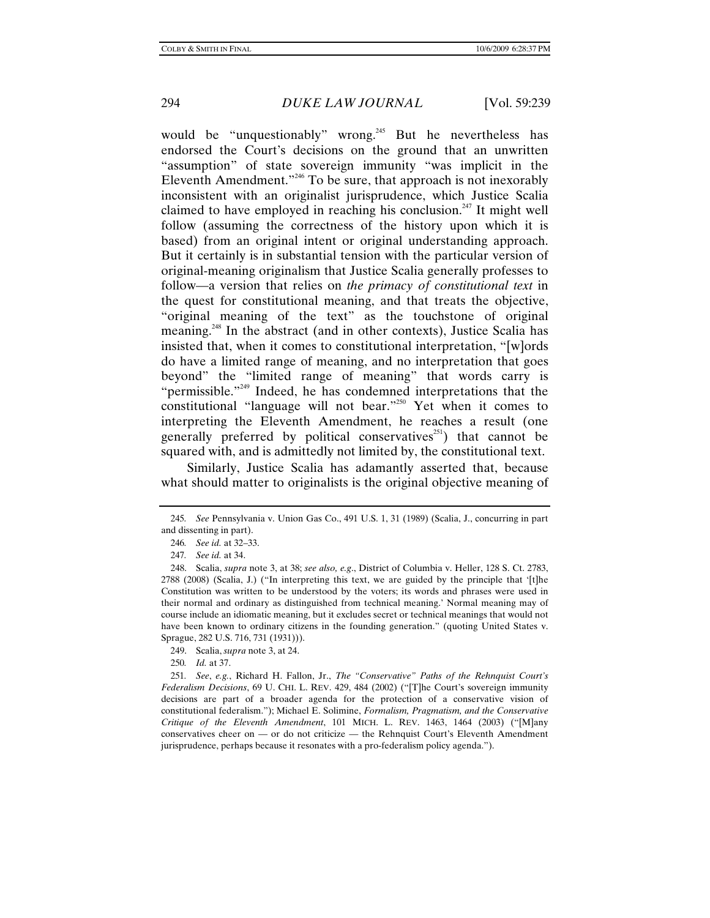would be "unquestionably" wrong.[245] But he nevertheless has endorsed the Court's decisions on the ground that an unwritten "assumption" of state sovereign immunity "was implicit in the Eleventh Amendment."[246] To be sure, that approach is not inexorably inconsistent with an originalist jurisprudence, which Justice Scalia claimed to have employed in reaching his conclusion.[247] It might well follow (assuming the correctness of the history upon which it is based) from an original intent or original understanding approach. But it certainly is in substantial tension with the particular version of original-meaning originalism that Justice Scalia generally professes to follow—a version that relies on *the primacy of constitutional text* in the quest for constitutional meaning, and that treats the objective, "original meaning of the text" as the touchstone of original meaning.[248] In the abstract (and in other contexts), Justice Scalia has insisted that, when it comes to constitutional interpretation, "[w]ords do have a limited range of meaning, and no interpretation that goes beyond" the "limited range of meaning" that words carry is "permissible."[249] Indeed, he has condemned interpretations that the constitutional "language will not bear."[250] Yet when it comes to interpreting the Eleventh Amendment, he reaches a result (one generally preferred by political conservatives[251]) that cannot be squared with, and is admittedly not limited by, the constitutional text.

Similarly, Justice Scalia has adamantly asserted that, because what should matter to originalists is the original objective meaning of

---

245. *See* Pennsylvania v. Union Gas Co., 491 U.S. 1, 31 (1989) (Scalia, J., concurring in part and dissenting in part).

246. *See id.* at 32–33.

247. *See id.* at 34.

248. Scalia, *supra* note 3, at 38; *see also, e.g.*, District of Columbia v. Heller, 128 S. Ct. 2783, 2788 (2008) (Scalia, J.) ("In interpreting this text, we are guided by the principle that '[t]he Constitution was written to be understood by the voters; its words and phrases were used in their normal and ordinary as distinguished from technical meaning.' Normal meaning may of course include an idiomatic meaning, but it excludes secret or technical meanings that would not have been known to ordinary citizens in the founding generation." (quoting United States v. Sprague, 282 U.S. 716, 731 (1931))).

249. Scalia, *supra* note 3, at 24.

250. *Id.* at 37.

251. *See, e.g.*, Richard H. Fallon, Jr., *The "Conservative" Paths of the Rehnquist Court's Federalism Decisions*, 69 U. CHI. L. REV. 429, 484 (2002) ("[T]he Court's sovereign immunity decisions are part of a broader agenda for the protection of a conservative vision of constitutional federalism."); Michael E. Solimine, *Formalism, Pragmatism, and the Conservative Critique of the Eleventh Amendment*, 101 MICH. L. REV. 1463, 1464 (2003) ("[M]any conservatives cheer on — or do not criticize — the Rehnquist Court's Eleventh Amendment jurisprudence, perhaps because it resonates with a pro-federalism policy agenda.").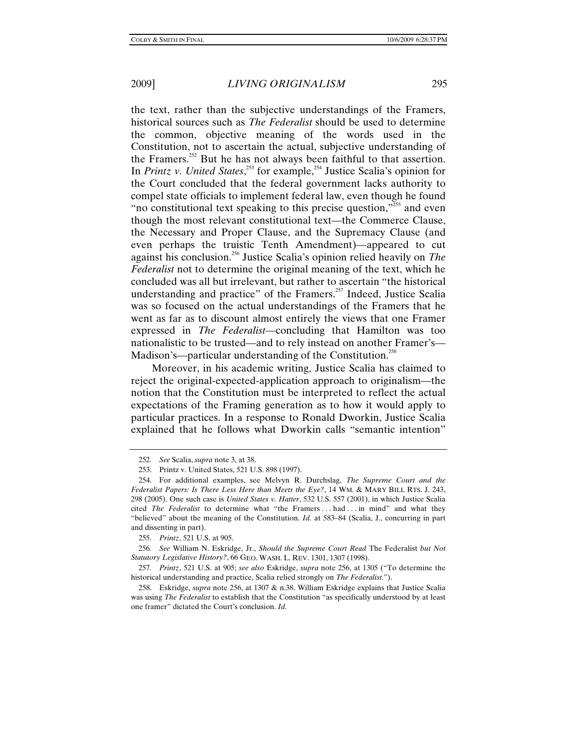the text, rather than the subjective understandings of the Framers, historical sources such as *The Federalist* should be used to determine the common, objective meaning of the words used in the Constitution, not to ascertain the actual, subjective understanding of the Framers.[252] But he has not always been faithful to that assertion. In *Printz v. United States*,[253] for example,[254] Justice Scalia's opinion for the Court concluded that the federal government lacks authority to compel state officials to implement federal law, even though he found "no constitutional text speaking to this precise question,"[255] and even though the most relevant constitutional text—the Commerce Clause, the Necessary and Proper Clause, and the Supremacy Clause (and even perhaps the truistic Tenth Amendment)—appeared to cut against his conclusion.[256] Justice Scalia's opinion relied heavily on *The Federalist* not to determine the original meaning of the text, which he concluded was all but irrelevant, but rather to ascertain "the historical understanding and practice" of the Framers.[257] Indeed, Justice Scalia was so focused on the actual understandings of the Framers that he went as far as to discount almost entirely the views that one Framer expressed in *The Federalist*—concluding that Hamilton was too nationalistic to be trusted—and to rely instead on another Framer's—Madison's—particular understanding of the Constitution.[258]

Moreover, in his academic writing, Justice Scalia has claimed to reject the original-expected-application approach to originalism—the notion that the Constitution must be interpreted to reflect the actual expectations of the Framing generation as to how it would apply to particular practices. In a response to Ronald Dworkin, Justice Scalia explained that he follows what Dworkin calls "semantic intention"

---

252. *See* Scalia, *supra* note 3, at 38.

253. Printz v. United States, 521 U.S. 898 (1997).

254. For additional examples, see Melvyn R. Durchslag, *The Supreme Court and the Federalist Papers: Is There Less Here than Meets the Eye?*, 14 WM. & MARY BILL RTS. J. 243, 298 (2005). One such case is *United States v. Hatter*, 532 U.S. 557 (2001), in which Justice Scalia cited *The Federalist* to determine what "the Framers . . . had . . . in mind" and what they "believed" about the meaning of the Constitution. *Id.* at 583–84 (Scalia, J., concurring in part and dissenting in part).

255. *Printz*, 521 U.S. at 905.

256. *See* William N. Eskridge, Jr., *Should the Supreme Court Read* The Federalist *but Not Statutory Legislative History?*, 66 GEO. WASH. L. REV. 1301, 1307 (1998).

257. *Printz*, 521 U.S. at 905; *see also* Eskridge, *supra* note 256, at 1305 ("To determine the historical understanding and practice, Scalia relied strongly on *The Federalist*.").

258. Eskridge, *supra* note 256, at 1307 & n.38. William Eskridge explains that Justice Scalia was using *The Federalist* to establish that the Constitution "as specifically understood by at least one framer" dictated the Court's conclusion. *Id.*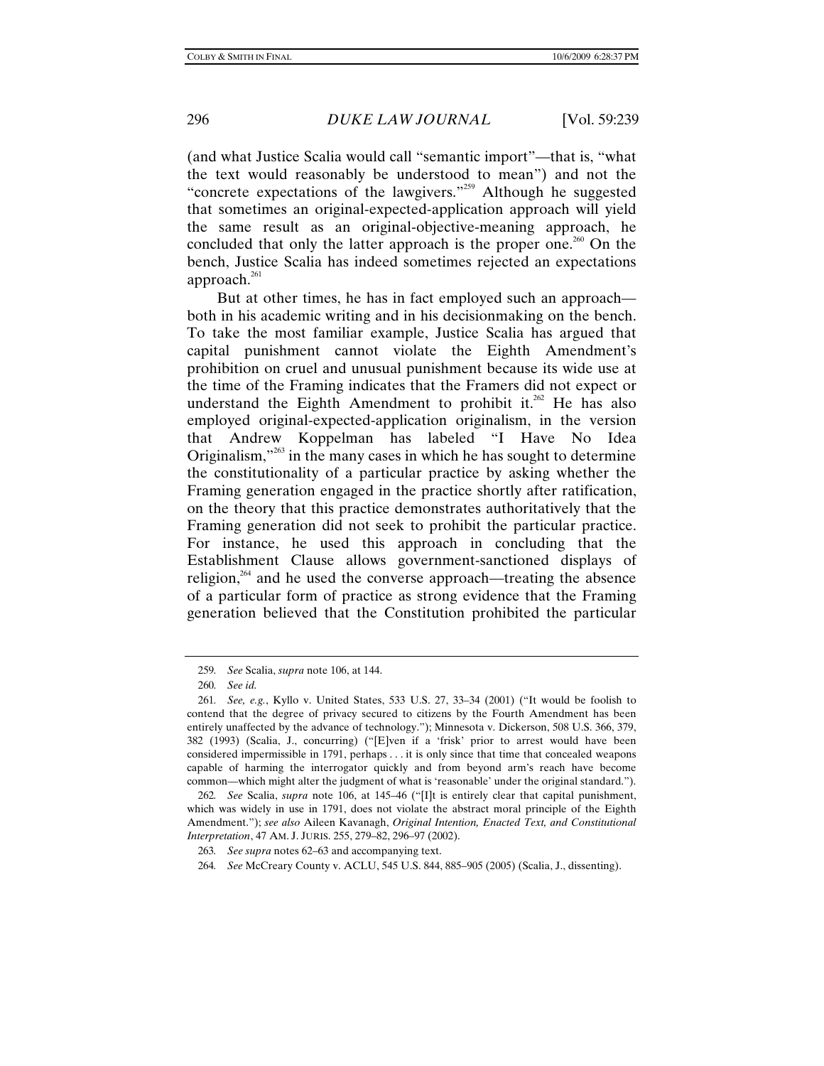(and what Justice Scalia would call "semantic import"—that is, "what the text would reasonably be understood to mean") and not the "concrete expectations of the lawgivers."[259] Although he suggested that sometimes an original-expected-application approach will yield the same result as an original-objective-meaning approach, he concluded that only the latter approach is the proper one.[260] On the bench, Justice Scalia has indeed sometimes rejected an expectations approach.[261]

But at other times, he has in fact employed such an approach—both in his academic writing and in his decisionmaking on the bench. To take the most familiar example, Justice Scalia has argued that capital punishment cannot violate the Eighth Amendment's prohibition on cruel and unusual punishment because its wide use at the time of the Framing indicates that the Framers did not expect or understand the Eighth Amendment to prohibit it.[262] He has also employed original-expected-application originalism, in the version that Andrew Koppelman has labeled "I Have No Idea Originalism,"[263] in the many cases in which he has sought to determine the constitutionality of a particular practice by asking whether the Framing generation engaged in the practice shortly after ratification, on the theory that this practice demonstrates authoritatively that the Framing generation did not seek to prohibit the particular practice. For instance, he used this approach in concluding that the Establishment Clause allows government-sanctioned displays of religion,[264] and he used the converse approach—treating the absence of a particular form of practice as strong evidence that the Framing generation believed that the Constitution prohibited the particular

---

259. *See* Scalia, *supra* note 106, at 144.

260. *See id.*

261. *See, e.g.*, Kyllo v. United States, 533 U.S. 27, 33–34 (2001) ("It would be foolish to contend that the degree of privacy secured to citizens by the Fourth Amendment has been entirely unaffected by the advance of technology."); Minnesota v. Dickerson, 508 U.S. 366, 379, 382 (1993) (Scalia, J., concurring) ("[E]ven if a 'frisk' prior to arrest would have been considered impermissible in 1791, perhaps . . . it is only since that time that concealed weapons capable of harming the interrogator quickly and from beyond arm's reach have become common—which might alter the judgment of what is 'reasonable' under the original standard.").

262. *See* Scalia, *supra* note 106, at 145–46 ("[I]t is entirely clear that capital punishment, which was widely in use in 1791, does not violate the abstract moral principle of the Eighth Amendment."); *see also* Aileen Kavanagh, *Original Intention, Enacted Text, and Constitutional Interpretation*, 47 AM. J. JURIS. 255, 279–82, 296–97 (2002).

263. *See supra* notes 62–63 and accompanying text.

264. *See* McCreary County v. ACLU, 545 U.S. 844, 885–905 (2005) (Scalia, J., dissenting).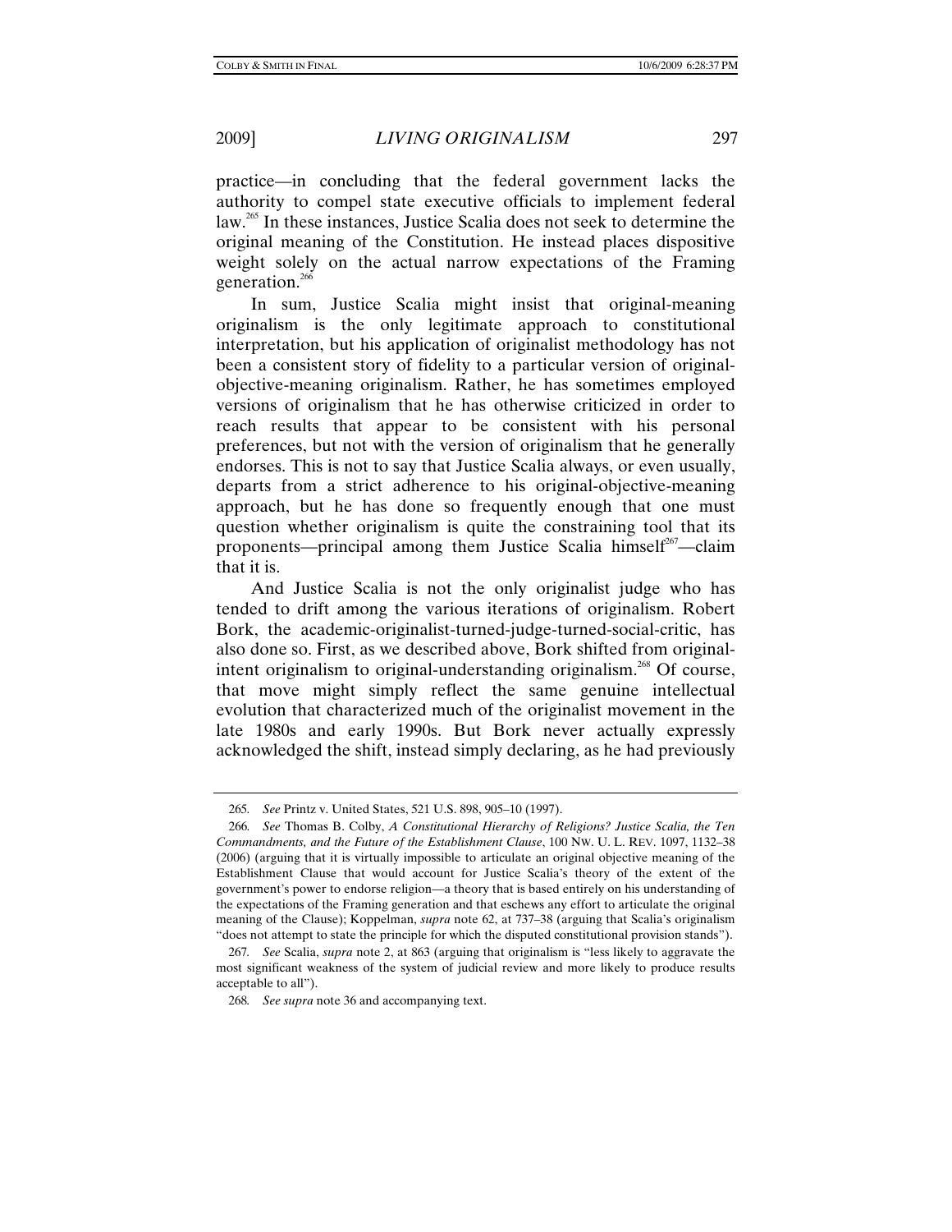practice—in concluding that the federal government lacks the authority to compel state executive officials to implement federal law.[265] In these instances, Justice Scalia does not seek to determine the original meaning of the Constitution. He instead places dispositive weight solely on the actual narrow expectations of the Framing generation.[266]

In sum, Justice Scalia might insist that original-meaning originalism is the only legitimate approach to constitutional interpretation, but his application of originalist methodology has not been a consistent story of fidelity to a particular version of original-objective-meaning originalism. Rather, he has sometimes employed versions of originalism that he has otherwise criticized in order to reach results that appear to be consistent with his personal preferences, but not with the version of originalism that he generally endorses. This is not to say that Justice Scalia always, or even usually, departs from a strict adherence to his original-objective-meaning approach, but he has done so frequently enough that one must question whether originalism is quite the constraining tool that its proponents—principal among them Justice Scalia himself[267]—claim that it is.

And Justice Scalia is not the only originalist judge who has tended to drift among the various iterations of originalism. Robert Bork, the academic-originalist-turned-judge-turned-social-critic, has also done so. First, as we described above, Bork shifted from original-intent originalism to original-understanding originalism.[268] Of course, that move might simply reflect the same genuine intellectual evolution that characterized much of the originalist movement in the late 1980s and early 1990s. But Bork never actually expressly acknowledged the shift, instead simply declaring, as he had previously

---

265. *See* Printz v. United States, 521 U.S. 898, 905–10 (1997).

266. *See* Thomas B. Colby, *A Constitutional Hierarchy of Religions? Justice Scalia, the Ten Commandments, and the Future of the Establishment Clause*, 100 NW. U. L. REV. 1097, 1132–38 (2006) (arguing that it is virtually impossible to articulate an original objective meaning of the Establishment Clause that would account for Justice Scalia's theory of the extent of the government's power to endorse religion—a theory that is based entirely on his understanding of the expectations of the Framing generation and that eschews any effort to articulate the original meaning of the Clause); Koppelman, *supra* note 62, at 737–38 (arguing that Scalia's originalism "does not attempt to state the principle for which the disputed constitutional provision stands").

267. *See* Scalia, *supra* note 2, at 863 (arguing that originalism is "less likely to aggravate the most significant weakness of the system of judicial review and more likely to produce results acceptable to all").

268. *See supra* note 36 and accompanying text.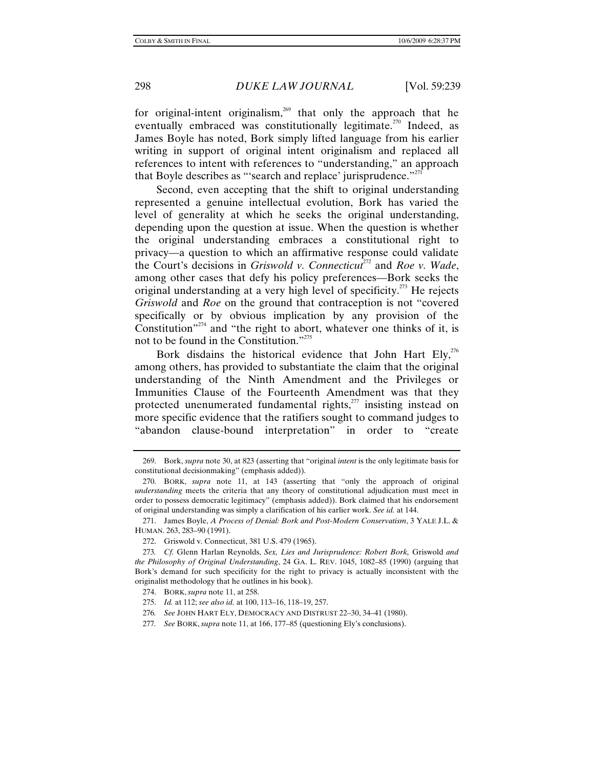for original-intent originalism,[269] that only the approach that he eventually embraced was constitutionally legitimate.[270] Indeed, as James Boyle has noted, Bork simply lifted language from his earlier writing in support of original intent originalism and replaced all references to intent with references to "understanding," an approach that Boyle describes as "'search and replace' jurisprudence."[271]

Second, even accepting that the shift to original understanding represented a genuine intellectual evolution, Bork has varied the level of generality at which he seeks the original understanding, depending upon the question at issue. When the question is whether the original understanding embraces a constitutional right to privacy—a question to which an affirmative response could validate the Court's decisions in *Griswold v. Connecticut*[272] and *Roe v. Wade*, among other cases that defy his policy preferences—Bork seeks the original understanding at a very high level of specificity.[273] He rejects *Griswold* and *Roe* on the ground that contraception is not "covered specifically or by obvious implication by any provision of the Constitution"[274] and "the right to abort, whatever one thinks of it, is not to be found in the Constitution."[275]

Bork disdains the historical evidence that John Hart Ely,[276] among others, has provided to substantiate the claim that the original understanding of the Ninth Amendment and the Privileges or Immunities Clause of the Fourteenth Amendment was that they protected unenumerated fundamental rights,[277] insisting instead on more specific evidence that the ratifiers sought to command judges to "abandon clause-bound interpretation" in order to "create

---

269. Bork, *supra* note 30, at 823 (asserting that "original *intent* is the only legitimate basis for constitutional decisionmaking" (emphasis added)).

270. BORK, *supra* note 11, at 143 (asserting that "only the approach of original *understanding* meets the criteria that any theory of constitutional adjudication must meet in order to possess democratic legitimacy" (emphasis added)). Bork claimed that his endorsement of original understanding was simply a clarification of his earlier work. *See id.* at 144.

271. James Boyle, *A Process of Denial: Bork and Post-Modern Conservatism*, 3 YALE J.L. & HUMAN. 263, 283–90 (1991).

272. Griswold v. Connecticut, 381 U.S. 479 (1965).

273. *Cf.* Glenn Harlan Reynolds, *Sex, Lies and Jurisprudence: Robert Bork,* Griswold *and the Philosophy of Original Understanding*, 24 GA. L. REV. 1045, 1082–85 (1990) (arguing that Bork's demand for such specificity for the right to privacy is actually inconsistent with the originalist methodology that he outlines in his book).

274. BORK, *supra* note 11, at 258.

275. *Id.* at 112; *see also id.* at 100, 113–16, 118–19, 257.

276. *See* JOHN HART ELY, DEMOCRACY AND DISTRUST 22–30, 34–41 (1980).

277. *See* BORK, *supra* note 11, at 166, 177–85 (questioning Ely's conclusions).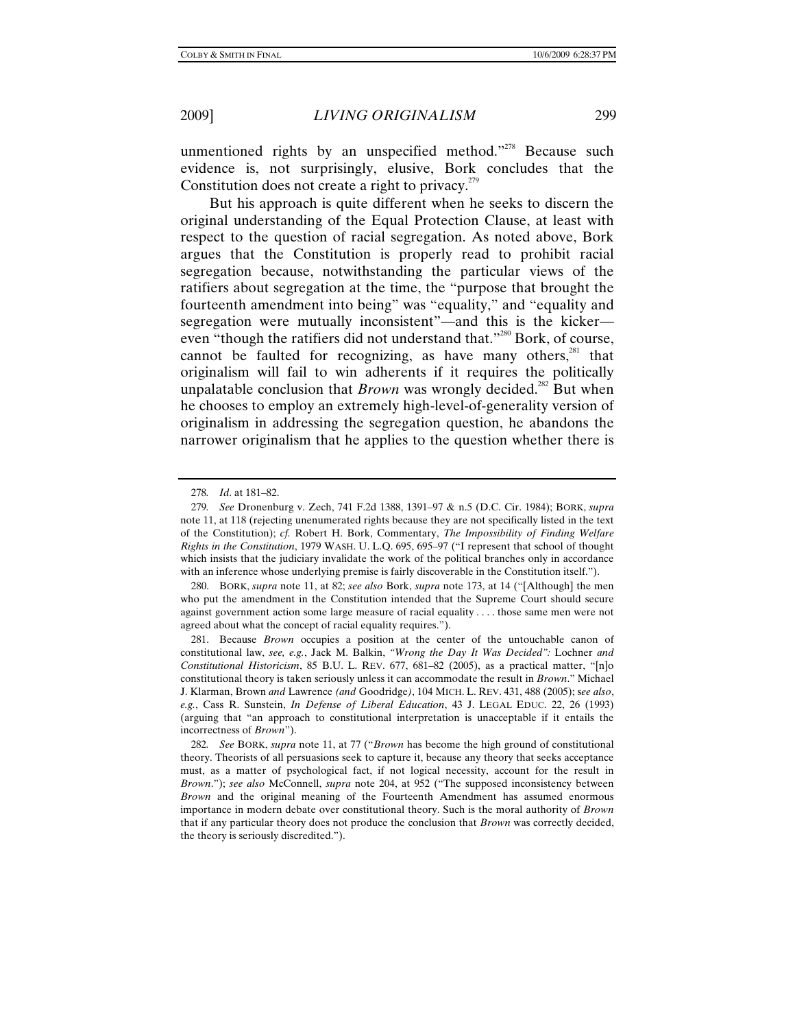unmentioned rights by an unspecified method."[278] Because such evidence is, not surprisingly, elusive, Bork concludes that the Constitution does not create a right to privacy.[279]

But his approach is quite different when he seeks to discern the original understanding of the Equal Protection Clause, at least with respect to the question of racial segregation. As noted above, Bork argues that the Constitution is properly read to prohibit racial segregation because, notwithstanding the particular views of the ratifiers about segregation at the time, the "purpose that brought the fourteenth amendment into being" was "equality," and "equality and segregation were mutually inconsistent"—and this is the kicker—even "though the ratifiers did not understand that."[280] Bork, of course, cannot be faulted for recognizing, as have many others,[281] that originalism will fail to win adherents if it requires the politically unpalatable conclusion that *Brown* was wrongly decided.[282] But when he chooses to employ an extremely high-level-of-generality version of originalism in addressing the segregation question, he abandons the narrower originalism that he applies to the question whether there is

---

278. *Id*. at 181–82.

279. *See* Dronenburg v. Zech, 741 F.2d 1388, 1391–97 & n.5 (D.C. Cir. 1984); BORK, *supra* note 11, at 118 (rejecting unenumerated rights because they are not specifically listed in the text of the Constitution); *cf.* Robert H. Bork, Commentary, *The Impossibility of Finding Welfare Rights in the Constitution*, 1979 WASH. U. L.Q. 695, 695–97 ("I represent that school of thought which insists that the judiciary invalidate the work of the political branches only in accordance with an inference whose underlying premise is fairly discoverable in the Constitution itself.").

280. BORK, *supra* note 11, at 82; *see also* Bork, *supra* note 173, at 14 ("[Although] the men who put the amendment in the Constitution intended that the Supreme Court should secure against government action some large measure of racial equality . . . . those same men were not agreed about what the concept of racial equality requires.").

281. Because *Brown* occupies a position at the center of the untouchable canon of constitutional law, *see, e.g.*, Jack M. Balkin, *"Wrong the Day It Was Decided":* Lochner *and Constitutional Historicism*, 85 B.U. L. REV. 677, 681–82 (2005), as a practical matter, "[n]o constitutional theory is taken seriously unless it can accommodate the result in *Brown*." Michael J. Klarman, Brown *and* Lawrence *(and* Goodridge*)*, 104 MICH. L. REV. 431, 488 (2005); s*ee also*, *e.g.*, Cass R. Sunstein, *In Defense of Liberal Education*, 43 J. LEGAL EDUC. 22, 26 (1993) (arguing that "an approach to constitutional interpretation is unacceptable if it entails the incorrectness of *Brown*").

282. *See* BORK, *supra* note 11, at 77 ("*Brown* has become the high ground of constitutional theory. Theorists of all persuasions seek to capture it, because any theory that seeks acceptance must, as a matter of psychological fact, if not logical necessity, account for the result in *Brown*."); *see also* McConnell, *supra* note 204, at 952 ("The supposed inconsistency between *Brown* and the original meaning of the Fourteenth Amendment has assumed enormous importance in modern debate over constitutional theory. Such is the moral authority of *Brown* that if any particular theory does not produce the conclusion that *Brown* was correctly decided, the theory is seriously discredited.").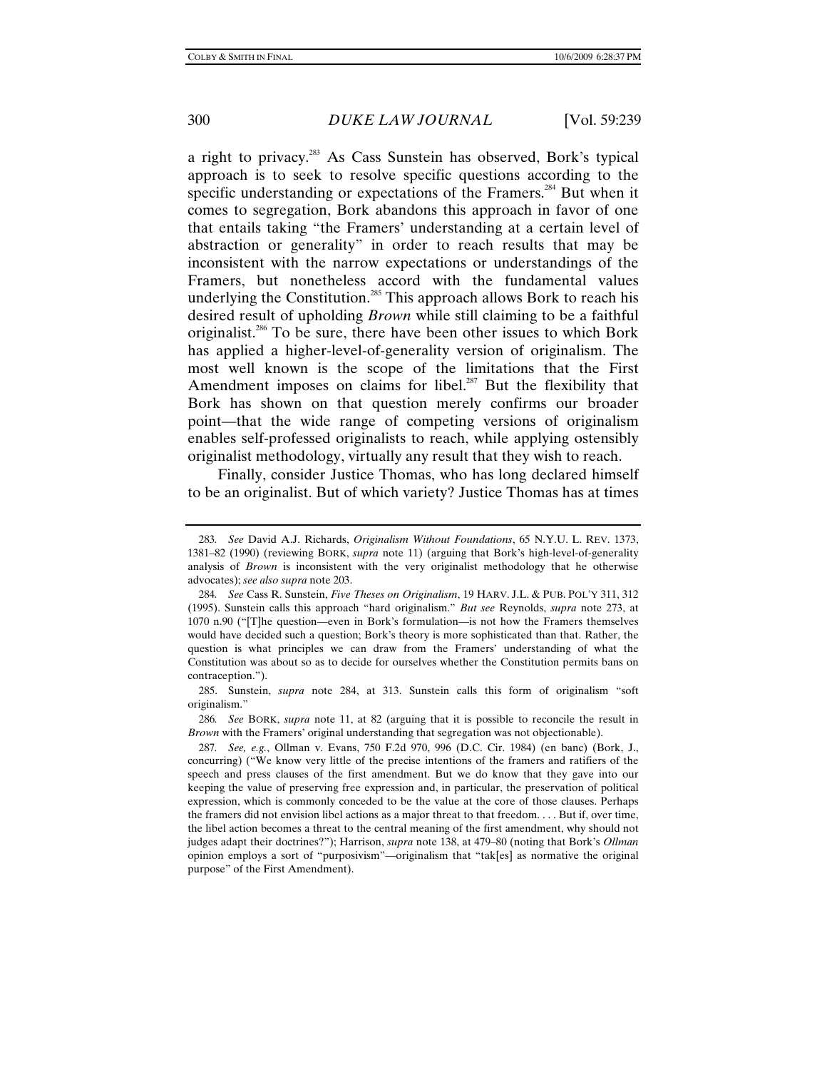a right to privacy.[283] As Cass Sunstein has observed, Bork's typical approach is to seek to resolve specific questions according to the specific understanding or expectations of the Framers.[284] But when it comes to segregation, Bork abandons this approach in favor of one that entails taking "the Framers' understanding at a certain level of abstraction or generality" in order to reach results that may be inconsistent with the narrow expectations or understandings of the Framers, but nonetheless accord with the fundamental values underlying the Constitution.[285] This approach allows Bork to reach his desired result of upholding *Brown* while still claiming to be a faithful originalist.[286] To be sure, there have been other issues to which Bork has applied a higher-level-of-generality version of originalism. The most well known is the scope of the limitations that the First Amendment imposes on claims for libel.[287] But the flexibility that Bork has shown on that question merely confirms our broader point—that the wide range of competing versions of originalism enables self-professed originalists to reach, while applying ostensibly originalist methodology, virtually any result that they wish to reach.

Finally, consider Justice Thomas, who has long declared himself to be an originalist. But of which variety? Justice Thomas has at times

---

283. *See* David A.J. Richards, *Originalism Without Foundations*, 65 N.Y.U. L. REV. 1373, 1381–82 (1990) (reviewing BORK, *supra* note 11) (arguing that Bork's high-level-of-generality analysis of *Brown* is inconsistent with the very originalist methodology that he otherwise advocates); *see also supra* note 203.

284. *See* Cass R. Sunstein, *Five Theses on Originalism*, 19 HARV. J.L. & PUB. POL'Y 311, 312 (1995). Sunstein calls this approach "hard originalism." *But see* Reynolds, *supra* note 273, at 1070 n.90 ("[T]he question—even in Bork's formulation—is not how the Framers themselves would have decided such a question; Bork's theory is more sophisticated than that. Rather, the question is what principles we can draw from the Framers' understanding of what the Constitution was about so as to decide for ourselves whether the Constitution permits bans on contraception.").

285. Sunstein, *supra* note 284, at 313. Sunstein calls this form of originalism "soft originalism."

286. *See* BORK, *supra* note 11, at 82 (arguing that it is possible to reconcile the result in *Brown* with the Framers' original understanding that segregation was not objectionable).

287. *See, e.g.*, Ollman v. Evans, 750 F.2d 970, 996 (D.C. Cir. 1984) (en banc) (Bork, J., concurring) ("We know very little of the precise intentions of the framers and ratifiers of the speech and press clauses of the first amendment. But we do know that they gave into our keeping the value of preserving free expression and, in particular, the preservation of political expression, which is commonly conceded to be the value at the core of those clauses. Perhaps the framers did not envision libel actions as a major threat to that freedom. . . . But if, over time, the libel action becomes a threat to the central meaning of the first amendment, why should not judges adapt their doctrines?"); Harrison, *supra* note 138, at 479–80 (noting that Bork's *Ollman* opinion employs a sort of "purposivism"—originalism that "tak[es] as normative the original purpose" of the First Amendment).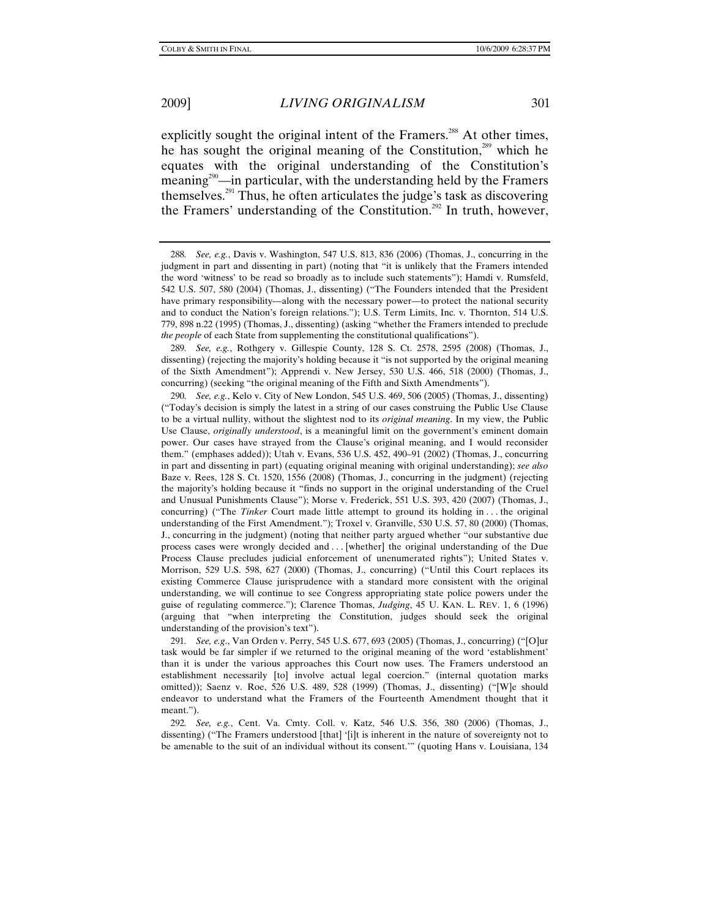explicitly sought the original intent of the Framers.[288] At other times, he has sought the original meaning of the Constitution,[289] which he equates with the original understanding of the Constitution's meaning[290]—in particular, with the understanding held by the Framers themselves.[291] Thus, he often articulates the judge's task as discovering the Framers' understanding of the Constitution.[292] In truth, however,

---

288. *See, e.g.*, Davis v. Washington, 547 U.S. 813, 836 (2006) (Thomas, J., concurring in the judgment in part and dissenting in part) (noting that "it is unlikely that the Framers intended the word 'witness' to be read so broadly as to include such statements"); Hamdi v. Rumsfeld, 542 U.S. 507, 580 (2004) (Thomas, J., dissenting) ("The Founders intended that the President have primary responsibility—along with the necessary power—to protect the national security and to conduct the Nation's foreign relations."); U.S. Term Limits, Inc. v. Thornton, 514 U.S. 779, 898 n.22 (1995) (Thomas, J., dissenting) (asking "whether the Framers intended to preclude *the people* of each State from supplementing the constitutional qualifications").

289. *See, e.g.*, Rothgery v. Gillespie County, 128 S. Ct. 2578, 2595 (2008) (Thomas, J., dissenting) (rejecting the majority's holding because it "is not supported by the original meaning of the Sixth Amendment"); Apprendi v. New Jersey, 530 U.S. 466, 518 (2000) (Thomas, J., concurring) (seeking "the original meaning of the Fifth and Sixth Amendments").

290. *See, e.g.*, Kelo v. City of New London, 545 U.S. 469, 506 (2005) (Thomas, J., dissenting) ("Today's decision is simply the latest in a string of our cases construing the Public Use Clause to be a virtual nullity, without the slightest nod to its *original meaning*. In my view, the Public Use Clause, *originally understood*, is a meaningful limit on the government's eminent domain power. Our cases have strayed from the Clause's original meaning, and I would reconsider them." (emphases added)); Utah v. Evans, 536 U.S. 452, 490–91 (2002) (Thomas, J., concurring in part and dissenting in part) (equating original meaning with original understanding); *see also* Baze v. Rees, 128 S. Ct. 1520, 1556 (2008) (Thomas, J., concurring in the judgment) (rejecting the majority's holding because it "finds no support in the original understanding of the Cruel and Unusual Punishments Clause"); Morse v. Frederick, 551 U.S. 393, 420 (2007) (Thomas, J., concurring) ("The *Tinker* Court made little attempt to ground its holding in . . . the original understanding of the First Amendment."); Troxel v. Granville, 530 U.S. 57, 80 (2000) (Thomas, J., concurring in the judgment) (noting that neither party argued whether "our substantive due process cases were wrongly decided and . . . [whether] the original understanding of the Due Process Clause precludes judicial enforcement of unenumerated rights"); United States v. Morrison, 529 U.S. 598, 627 (2000) (Thomas, J., concurring) ("Until this Court replaces its existing Commerce Clause jurisprudence with a standard more consistent with the original understanding, we will continue to see Congress appropriating state police powers under the guise of regulating commerce."); Clarence Thomas, *Judging*, 45 U. KAN. L. REV. 1, 6 (1996) (arguing that "when interpreting the Constitution, judges should seek the original understanding of the provision's text").

291. *See, e.g.*, Van Orden v. Perry, 545 U.S. 677, 693 (2005) (Thomas, J., concurring) ("[O]ur task would be far simpler if we returned to the original meaning of the word 'establishment' than it is under the various approaches this Court now uses. The Framers understood an establishment necessarily [to] involve actual legal coercion." (internal quotation marks omitted)); Saenz v. Roe, 526 U.S. 489, 528 (1999) (Thomas, J., dissenting) ("[W]e should endeavor to understand what the Framers of the Fourteenth Amendment thought that it meant.").

292. *See, e.g.*, Cent. Va. Cmty. Coll. v. Katz, 546 U.S. 356, 380 (2006) (Thomas, J., dissenting) ("The Framers understood [that] '[i]t is inherent in the nature of sovereignty not to be amenable to the suit of an individual without its consent.'" (quoting Hans v. Louisiana, 134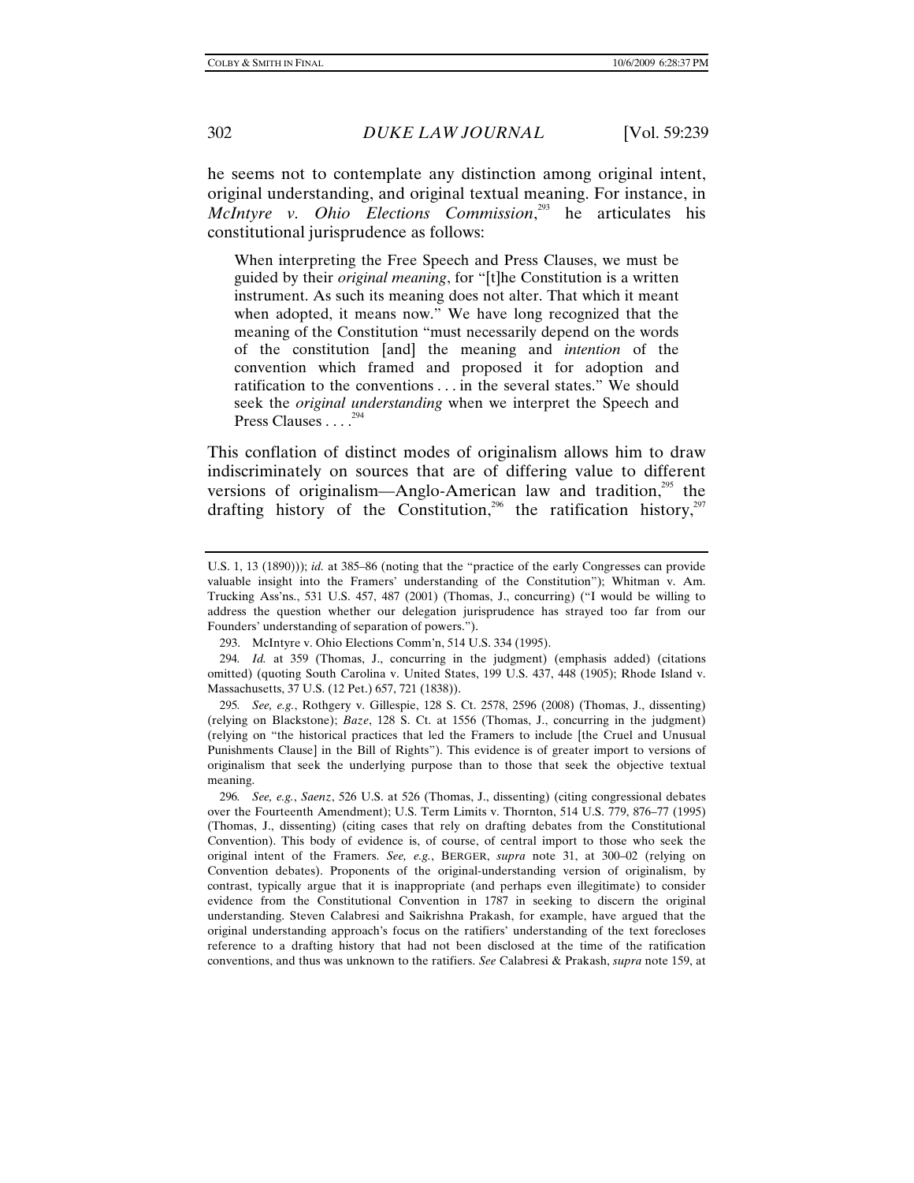he seems not to contemplate any distinction among original intent, original understanding, and original textual meaning. For instance, in *McIntyre v. Ohio Elections Commission*,[293] he articulates his constitutional jurisprudence as follows:

> When interpreting the Free Speech and Press Clauses, we must be guided by their *original meaning*, for "[t]he Constitution is a written instrument. As such its meaning does not alter. That which it meant when adopted, it means now." We have long recognized that the meaning of the Constitution "must necessarily depend on the words of the constitution [and] the meaning and *intention* of the convention which framed and proposed it for adoption and ratification to the conventions . . . in the several states." We should seek the *original understanding* when we interpret the Speech and Press Clauses . . . .[294]

This conflation of distinct modes of originalism allows him to draw indiscriminately on sources that are of differing value to different versions of originalism—Anglo-American law and tradition,[295] the drafting history of the Constitution,[296] the ratification history,[297]

---

U.S. 1, 13 (1890))); *id.* at 385–86 (noting that the "practice of the early Congresses can provide valuable insight into the Framers' understanding of the Constitution"); Whitman v. Am. Trucking Ass'ns., 531 U.S. 457, 487 (2001) (Thomas, J., concurring) ("I would be willing to address the question whether our delegation jurisprudence has strayed too far from our Founders' understanding of separation of powers.").

293. McIntyre v. Ohio Elections Comm'n, 514 U.S. 334 (1995).

294. *Id.* at 359 (Thomas, J., concurring in the judgment) (emphasis added) (citations omitted) (quoting South Carolina v. United States, 199 U.S. 437, 448 (1905); Rhode Island v. Massachusetts, 37 U.S. (12 Pet.) 657, 721 (1838)).

295. *See, e.g.*, Rothgery v. Gillespie, 128 S. Ct. 2578, 2596 (2008) (Thomas, J., dissenting) (relying on Blackstone); *Baze*, 128 S. Ct. at 1556 (Thomas, J., concurring in the judgment) (relying on "the historical practices that led the Framers to include [the Cruel and Unusual Punishments Clause] in the Bill of Rights"). This evidence is of greater import to versions of originalism that seek the underlying purpose than to those that seek the objective textual meaning.

296. *See, e.g.*, *Saenz*, 526 U.S. at 526 (Thomas, J., dissenting) (citing congressional debates over the Fourteenth Amendment); U.S. Term Limits v. Thornton, 514 U.S. 779, 876–77 (1995) (Thomas, J., dissenting) (citing cases that rely on drafting debates from the Constitutional Convention). This body of evidence is, of course, of central import to those who seek the original intent of the Framers. *See, e.g.*, BERGER, *supra* note 31, at 300–02 (relying on Convention debates). Proponents of the original-understanding version of originalism, by contrast, typically argue that it is inappropriate (and perhaps even illegitimate) to consider evidence from the Constitutional Convention in 1787 in seeking to discern the original understanding. Steven Calabresi and Saikrishna Prakash, for example, have argued that the original understanding approach's focus on the ratifiers' understanding of the text forecloses reference to a drafting history that had not been disclosed at the time of the ratification conventions, and thus was unknown to the ratifiers. *See* Calabresi & Prakash, *supra* note 159, at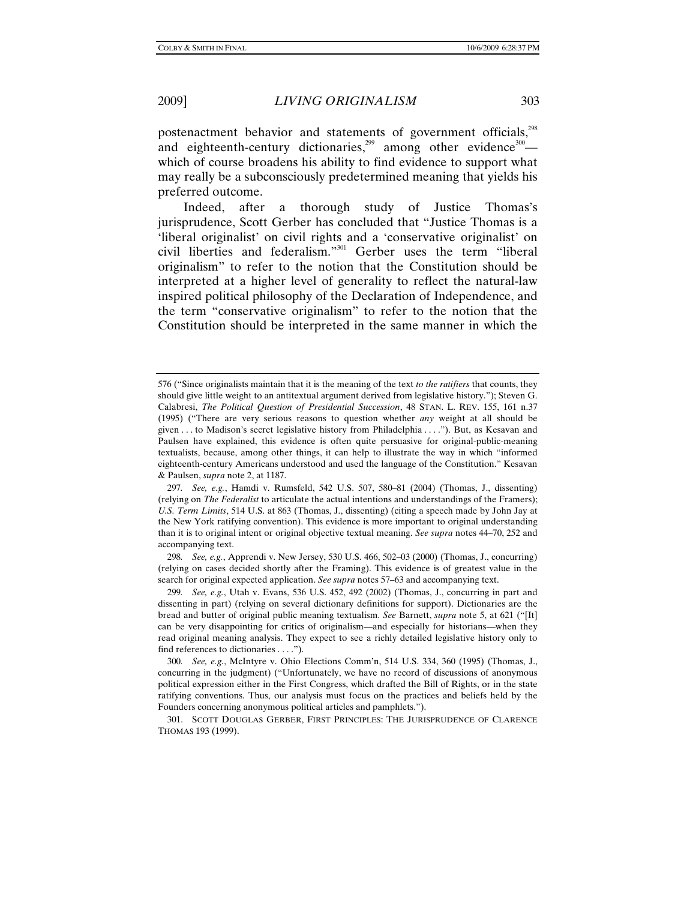postenactment behavior and statements of government officials,[298] and eighteenth-century dictionaries,[299] among other evidence[300]—which of course broadens his ability to find evidence to support what may really be a subconsciously predetermined meaning that yields his preferred outcome.

Indeed, after a thorough study of Justice Thomas's jurisprudence, Scott Gerber has concluded that "Justice Thomas is a 'liberal originalist' on civil rights and a 'conservative originalist' on civil liberties and federalism."[301] Gerber uses the term "liberal originalism" to refer to the notion that the Constitution should be interpreted at a higher level of generality to reflect the natural-law inspired political philosophy of the Declaration of Independence, and the term "conservative originalism" to refer to the notion that the Constitution should be interpreted in the same manner in which the

---

576 ("Since originalists maintain that it is the meaning of the text *to the ratifiers* that counts, they should give little weight to an antitextual argument derived from legislative history."); Steven G. Calabresi, *The Political Question of Presidential Succession*, 48 STAN. L. REV. 155, 161 n.37 (1995) ("There are very serious reasons to question whether *any* weight at all should be given . . . to Madison's secret legislative history from Philadelphia . . . ."). But, as Kesavan and Paulsen have explained, this evidence is often quite persuasive for original-public-meaning textualists, because, among other things, it can help to illustrate the way in which "informed eighteenth-century Americans understood and used the language of the Constitution." Kesavan & Paulsen, *supra* note 2, at 1187.

297. *See, e.g.*, Hamdi v. Rumsfeld, 542 U.S. 507, 580–81 (2004) (Thomas, J., dissenting) (relying on *The Federalist* to articulate the actual intentions and understandings of the Framers); *U.S. Term Limits*, 514 U.S. at 863 (Thomas, J., dissenting) (citing a speech made by John Jay at the New York ratifying convention). This evidence is more important to original understanding than it is to original intent or original objective textual meaning. *See supra* notes 44–70, 252 and accompanying text.

298. *See, e.g.*, Apprendi v. New Jersey, 530 U.S. 466, 502–03 (2000) (Thomas, J., concurring) (relying on cases decided shortly after the Framing). This evidence is of greatest value in the search for original expected application. *See supra* notes 57–63 and accompanying text.

299. *See, e.g.*, Utah v. Evans, 536 U.S. 452, 492 (2002) (Thomas, J., concurring in part and dissenting in part) (relying on several dictionary definitions for support). Dictionaries are the bread and butter of original public meaning textualism. *See* Barnett, *supra* note 5, at 621 ("[It] can be very disappointing for critics of originalism—and especially for historians—when they read original meaning analysis. They expect to see a richly detailed legislative history only to find references to dictionaries . . . .").

300. *See, e.g.*, McIntyre v. Ohio Elections Comm'n, 514 U.S. 334, 360 (1995) (Thomas, J., concurring in the judgment) ("Unfortunately, we have no record of discussions of anonymous political expression either in the First Congress, which drafted the Bill of Rights, or in the state ratifying conventions. Thus, our analysis must focus on the practices and beliefs held by the Founders concerning anonymous political articles and pamphlets.").

301. SCOTT DOUGLAS GERBER, FIRST PRINCIPLES: THE JURISPRUDENCE OF CLARENCE THOMAS 193 (1999).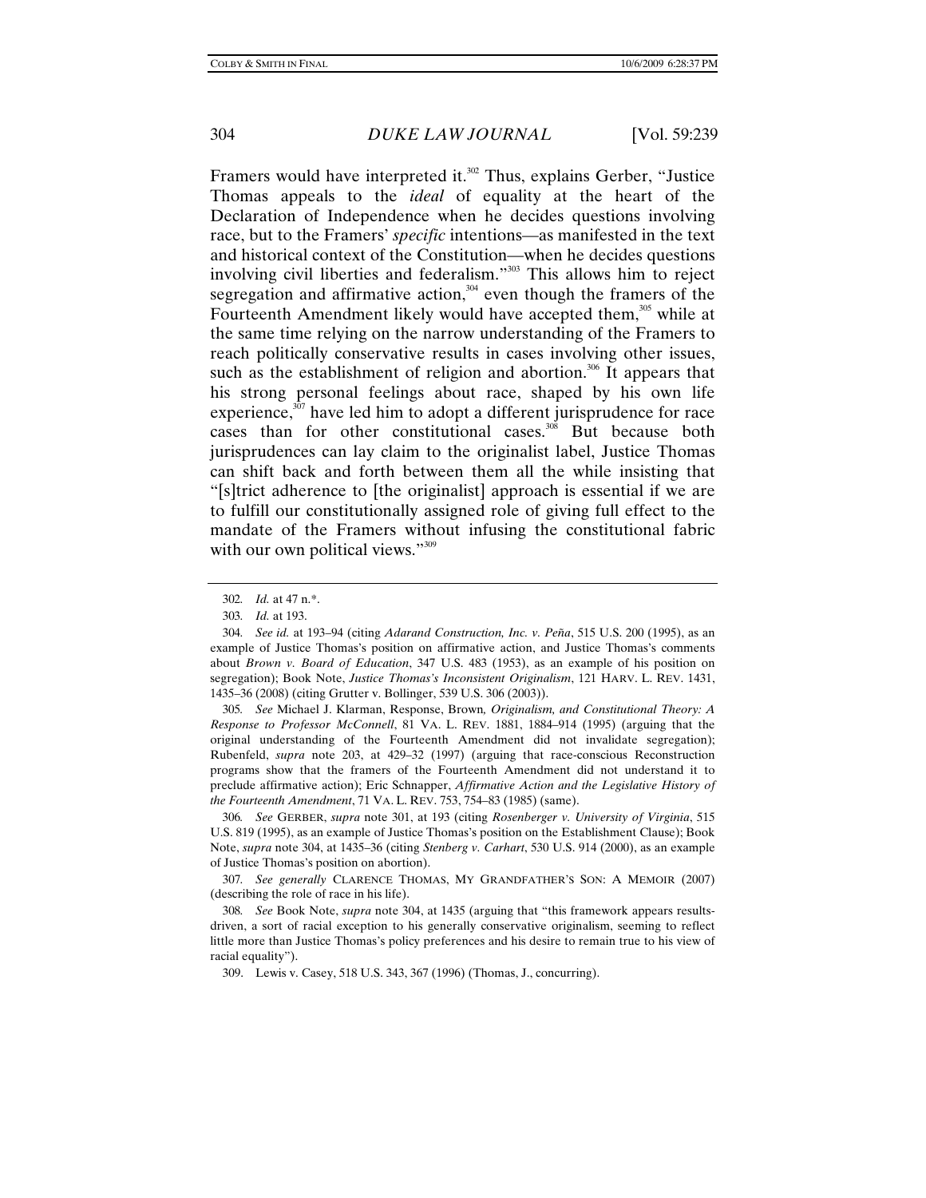Framers would have interpreted it.[302] Thus, explains Gerber, "Justice Thomas appeals to the *ideal* of equality at the heart of the Declaration of Independence when he decides questions involving race, but to the Framers' *specific* intentions—as manifested in the text and historical context of the Constitution—when he decides questions involving civil liberties and federalism."[303] This allows him to reject segregation and affirmative action,[304] even though the framers of the Fourteenth Amendment likely would have accepted them,[305] while at the same time relying on the narrow understanding of the Framers to reach politically conservative results in cases involving other issues, such as the establishment of religion and abortion.[306] It appears that his strong personal feelings about race, shaped by his own life experience,[307] have led him to adopt a different jurisprudence for race cases than for other constitutional cases.[308] But because both jurisprudences can lay claim to the originalist label, Justice Thomas can shift back and forth between them all the while insisting that "[s]trict adherence to [the originalist] approach is essential if we are to fulfill our constitutionally assigned role of giving full effect to the mandate of the Framers without infusing the constitutional fabric with our own political views."[309]

---

302. *Id.* at 47 n.*.

303. *Id.* at 193.

304. *See id.* at 193–94 (citing *Adarand Construction, Inc. v. Peña*, 515 U.S. 200 (1995), as an example of Justice Thomas's position on affirmative action, and Justice Thomas's comments about *Brown v. Board of Education*, 347 U.S. 483 (1953), as an example of his position on segregation); Book Note, *Justice Thomas's Inconsistent Originalism*, 121 HARV. L. REV. 1431, 1435–36 (2008) (citing Grutter v. Bollinger, 539 U.S. 306 (2003)).

305. *See* Michael J. Klarman, Response, Brown*, Originalism, and Constitutional Theory: A Response to Professor McConnell*, 81 VA. L. REV. 1881, 1884–914 (1995) (arguing that the original understanding of the Fourteenth Amendment did not invalidate segregation); Rubenfeld, *supra* note 203, at 429–32 (1997) (arguing that race-conscious Reconstruction programs show that the framers of the Fourteenth Amendment did not understand it to preclude affirmative action); Eric Schnapper, *Affirmative Action and the Legislative History of the Fourteenth Amendment*, 71 VA. L. REV. 753, 754–83 (1985) (same).

306. *See* GERBER, *supra* note 301, at 193 (citing *Rosenberger v. University of Virginia*, 515 U.S. 819 (1995), as an example of Justice Thomas's position on the Establishment Clause); Book Note, *supra* note 304, at 1435–36 (citing *Stenberg v. Carhart*, 530 U.S. 914 (2000), as an example of Justice Thomas's position on abortion).

307. *See generally* CLARENCE THOMAS, MY GRANDFATHER'S SON: A MEMOIR (2007) (describing the role of race in his life).

308. *See* Book Note, *supra* note 304, at 1435 (arguing that "this framework appears results-driven, a sort of racial exception to his generally conservative originalism, seeming to reflect little more than Justice Thomas's policy preferences and his desire to remain true to his view of racial equality").

309. Lewis v. Casey, 518 U.S. 343, 367 (1996) (Thomas, J., concurring).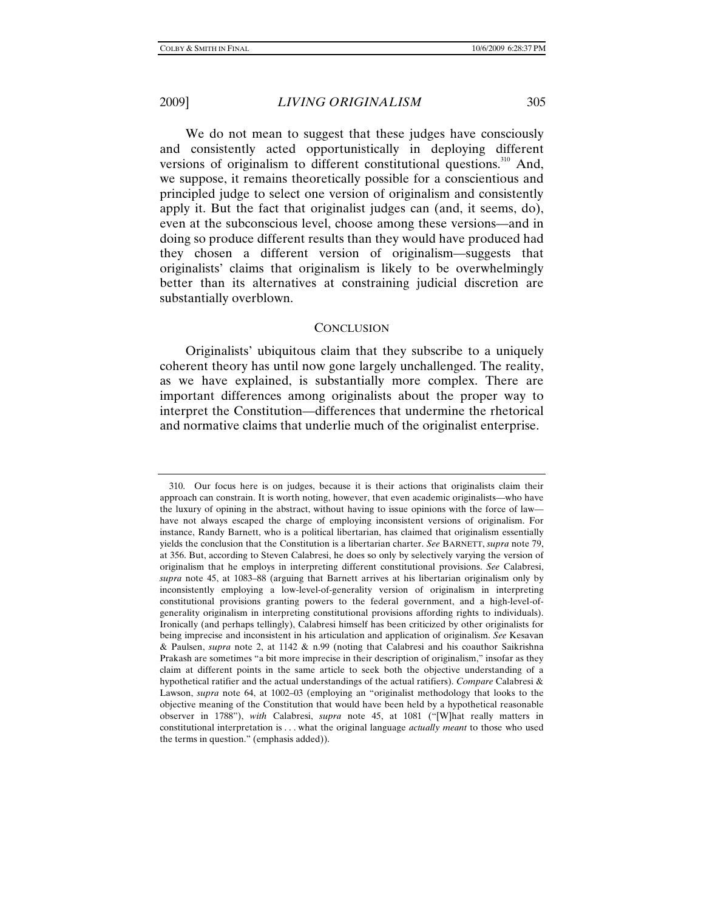We do not mean to suggest that these judges have consciously and consistently acted opportunistically in deploying different versions of originalism to different constitutional questions.[310] And, we suppose, it remains theoretically possible for a conscientious and principled judge to select one version of originalism and consistently apply it. But the fact that originalist judges can (and, it seems, do), even at the subconscious level, choose among these versions—and in doing so produce different results than they would have produced had they chosen a different version of originalism—suggests that originalists' claims that originalism is likely to be overwhelmingly better than its alternatives at constraining judicial discretion are substantially overblown.

## CONCLUSION

Originalists' ubiquitous claim that they subscribe to a uniquely coherent theory has until now gone largely unchallenged. The reality, as we have explained, is substantially more complex. There are important differences among originalists about the proper way to interpret the Constitution—differences that undermine the rhetorical and normative claims that underlie much of the originalist enterprise.

---

310. Our focus here is on judges, because it is their actions that originalists claim their approach can constrain. It is worth noting, however, that even academic originalists—who have the luxury of opining in the abstract, without having to issue opinions with the force of law—have not always escaped the charge of employing inconsistent versions of originalism. For instance, Randy Barnett, who is a political libertarian, has claimed that originalism essentially yields the conclusion that the Constitution is a libertarian charter. *See* BARNETT, *supra* note 79, at 356. But, according to Steven Calabresi, he does so only by selectively varying the version of originalism that he employs in interpreting different constitutional provisions. *See* Calabresi, *supra* note 45, at 1083–88 (arguing that Barnett arrives at his libertarian originalism only by inconsistently employing a low-level-of-generality version of originalism in interpreting constitutional provisions granting powers to the federal government, and a high-level-of-generality originalism in interpreting constitutional provisions affording rights to individuals). Ironically (and perhaps tellingly), Calabresi himself has been criticized by other originalists for being imprecise and inconsistent in his articulation and application of originalism. *See* Kesavan & Paulsen, *supra* note 2, at 1142 & n.99 (noting that Calabresi and his coauthor Saikrishna Prakash are sometimes "a bit more imprecise in their description of originalism," insofar as they claim at different points in the same article to seek both the objective understanding of a hypothetical ratifier and the actual understandings of the actual ratifiers). *Compare* Calabresi & Lawson, *supra* note 64, at 1002–03 (employing an "originalist methodology that looks to the objective meaning of the Constitution that would have been held by a hypothetical reasonable observer in 1788"), *with* Calabresi, *supra* note 45, at 1081 ("[W]hat really matters in constitutional interpretation is . . . what the original language *actually meant* to those who used the terms in question." (emphasis added)).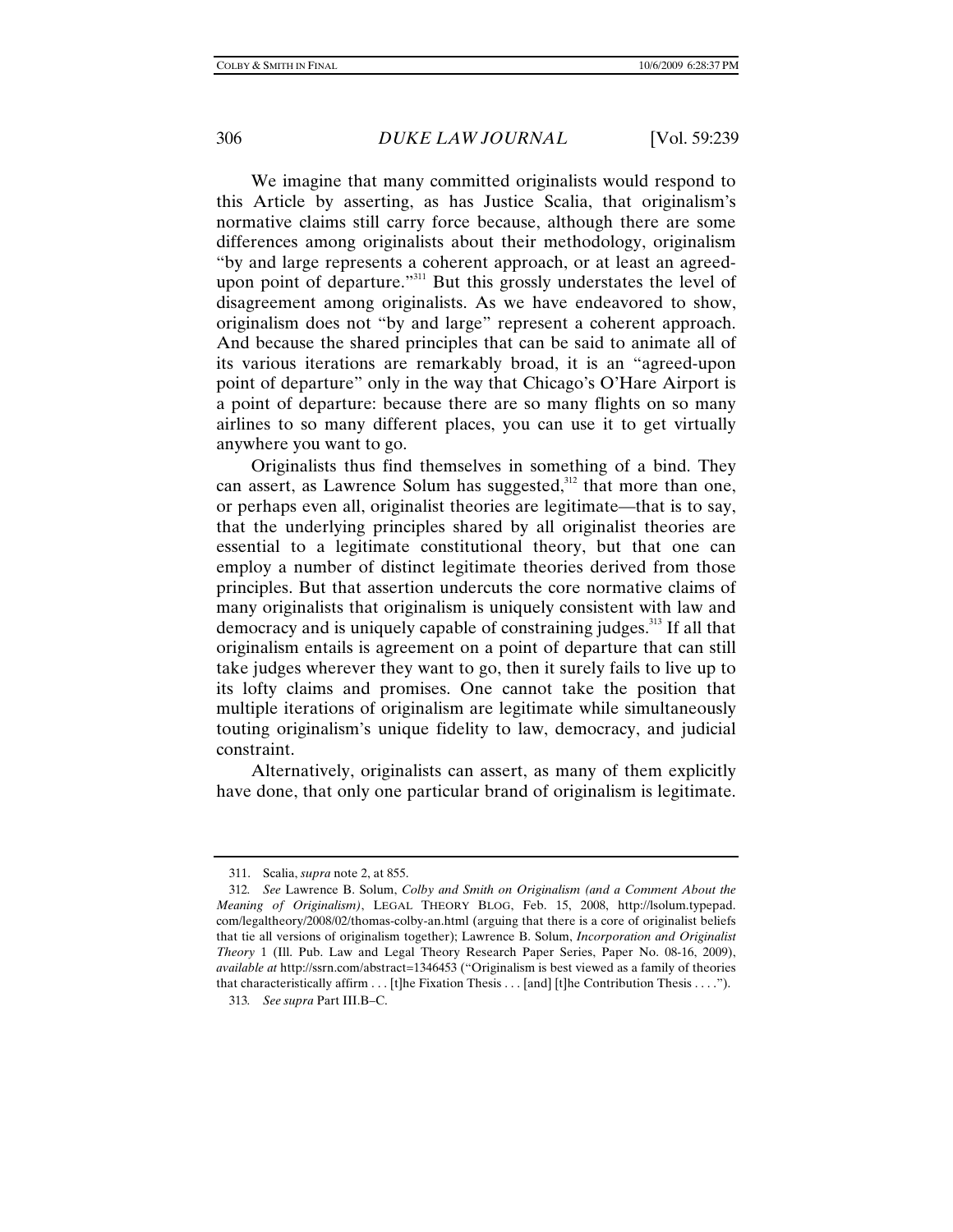We imagine that many committed originalists would respond to this Article by asserting, as has Justice Scalia, that originalism's normative claims still carry force because, although there are some differences among originalists about their methodology, originalism "by and large represents a coherent approach, or at least an agreed-upon point of departure."[311] But this grossly understates the level of disagreement among originalists. As we have endeavored to show, originalism does not "by and large" represent a coherent approach. And because the shared principles that can be said to animate all of its various iterations are remarkably broad, it is an "agreed-upon point of departure" only in the way that Chicago's O'Hare Airport is a point of departure: because there are so many flights on so many airlines to so many different places, you can use it to get virtually anywhere you want to go.

Originalists thus find themselves in something of a bind. They can assert, as Lawrence Solum has suggested,[312] that more than one, or perhaps even all, originalist theories are legitimate—that is to say, that the underlying principles shared by all originalist theories are essential to a legitimate constitutional theory, but that one can employ a number of distinct legitimate theories derived from those principles. But that assertion undercuts the core normative claims of many originalists that originalism is uniquely consistent with law and democracy and is uniquely capable of constraining judges.[313] If all that originalism entails is agreement on a point of departure that can still take judges wherever they want to go, then it surely fails to live up to its lofty claims and promises. One cannot take the position that multiple iterations of originalism are legitimate while simultaneously touting originalism's unique fidelity to law, democracy, and judicial constraint.

Alternatively, originalists can assert, as many of them explicitly have done, that only one particular brand of originalism is legitimate.

---

311. Scalia, *supra* note 2, at 855.

312. *See* Lawrence B. Solum, *Colby and Smith on Originalism (and a Comment About the Meaning of Originalism)*, LEGAL THEORY BLOG, Feb. 15, 2008, http://lsolum.typepad.com/legaltheory/2008/02/thomas-colby-an.html (arguing that there is a core of originalist beliefs that tie all versions of originalism together); Lawrence B. Solum, *Incorporation and Originalist Theory* 1 (Ill. Pub. Law and Legal Theory Research Paper Series, Paper No. 08-16, 2009), *available at* http://ssrn.com/abstract=1346453 ("Originalism is best viewed as a family of theories that characteristically affirm . . . [t]he Fixation Thesis . . . [and] [t]he Contribution Thesis . . . .").

313. *See supra* Part III.B–C.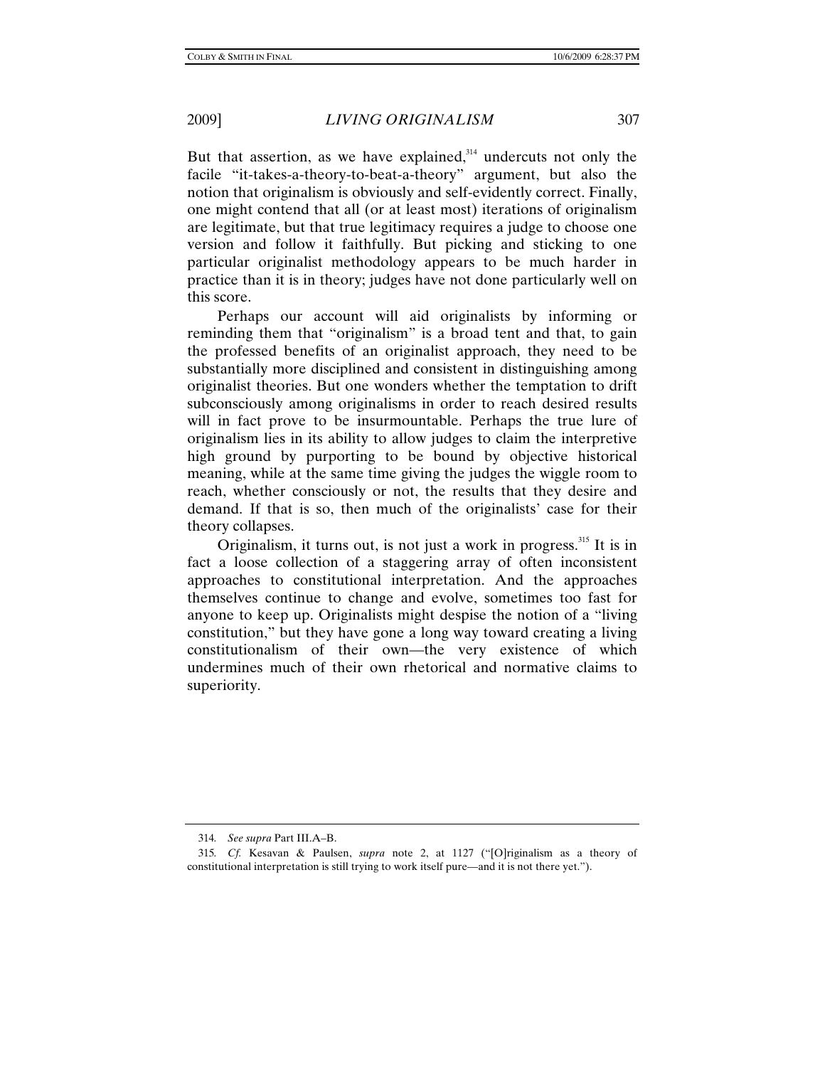But that assertion, as we have explained,[314] undercuts not only the facile "it-takes-a-theory-to-beat-a-theory" argument, but also the notion that originalism is obviously and self-evidently correct. Finally, one might contend that all (or at least most) iterations of originalism are legitimate, but that true legitimacy requires a judge to choose one version and follow it faithfully. But picking and sticking to one particular originalist methodology appears to be much harder in practice than it is in theory; judges have not done particularly well on this score.

Perhaps our account will aid originalists by informing or reminding them that "originalism" is a broad tent and that, to gain the professed benefits of an originalist approach, they need to be substantially more disciplined and consistent in distinguishing among originalist theories. But one wonders whether the temptation to drift subconsciously among originalisms in order to reach desired results will in fact prove to be insurmountable. Perhaps the true lure of originalism lies in its ability to allow judges to claim the interpretive high ground by purporting to be bound by objective historical meaning, while at the same time giving the judges the wiggle room to reach, whether consciously or not, the results that they desire and demand. If that is so, then much of the originalists' case for their theory collapses.

Originalism, it turns out, is not just a work in progress.[315] It is in fact a loose collection of a staggering array of often inconsistent approaches to constitutional interpretation. And the approaches themselves continue to change and evolve, sometimes too fast for anyone to keep up. Originalists might despise the notion of a "living constitution," but they have gone a long way toward creating a living constitutionalism of their own—the very existence of which undermines much of their own rhetorical and normative claims to superiority.

---

314. *See supra* Part III.A–B.

315. *Cf.* Kesavan & Paulsen, *supra* note 2, at 1127 ("[O]riginalism as a theory of constitutional interpretation is still trying to work itself pure—and it is not there yet.").